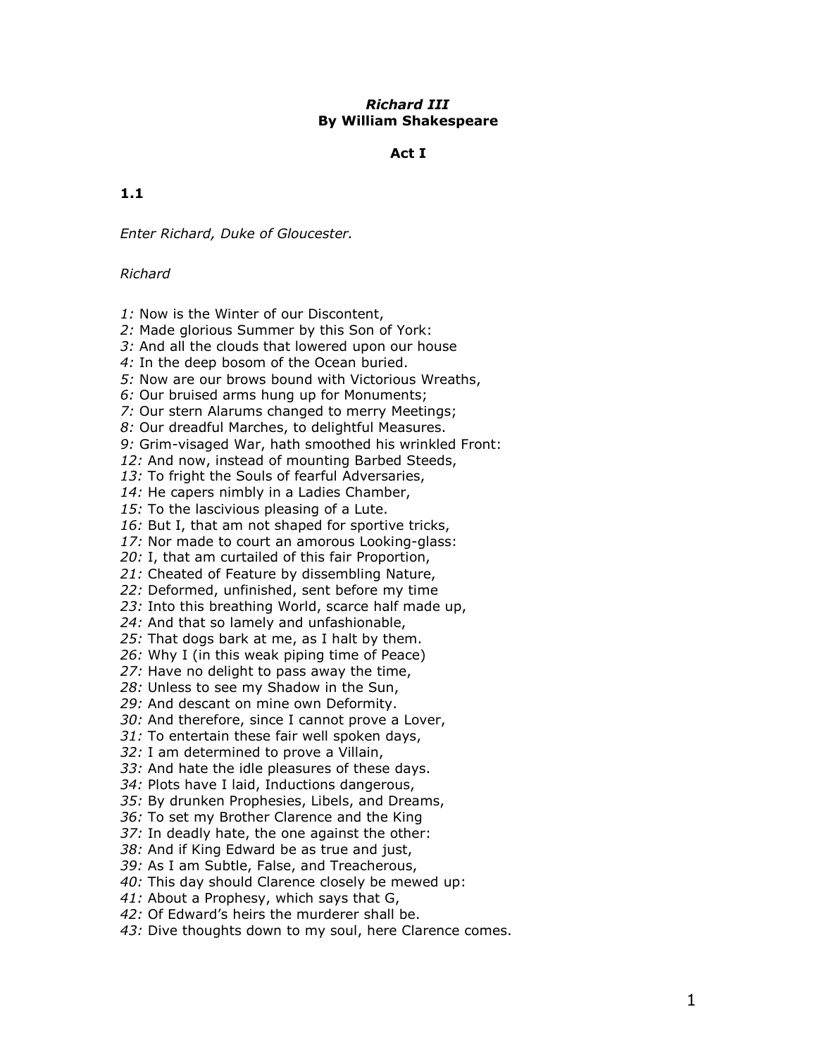***Richard III***
**By William Shakespeare**

**Act I**

**1.1**

*Enter Richard, Duke of Gloucester.*

*Richard*

*1:* Now is the Winter of our Discontent,
*2:* Made glorious Summer by this Son of York:
*3:* And all the clouds that lowered upon our house
*4:* In the deep bosom of the Ocean buried.
*5:* Now are our brows bound with Victorious Wreaths,
*6:* Our bruised arms hung up for Monuments;
*7:* Our stern Alarums changed to merry Meetings;
*8:* Our dreadful Marches, to delightful Measures.
*9:* Grim-visaged War, hath smoothed his wrinkled Front:
*12:* And now, instead of mounting Barbed Steeds,
*13:* To fright the Souls of fearful Adversaries,
*14:* He capers nimbly in a Ladies Chamber,
*15:* To the lascivious pleasing of a Lute.
*16:* But I, that am not shaped for sportive tricks,
*17:* Nor made to court an amorous Looking-glass:
*20:* I, that am curtailed of this fair Proportion,
*21:* Cheated of Feature by dissembling Nature,
*22:* Deformed, unfinished, sent before my time
*23:* Into this breathing World, scarce half made up,
*24:* And that so lamely and unfashionable,
*25:* That dogs bark at me, as I halt by them.
*26:* Why I (in this weak piping time of Peace)
*27:* Have no delight to pass away the time,
*28:* Unless to see my Shadow in the Sun,
*29:* And descant on mine own Deformity.
*30:* And therefore, since I cannot prove a Lover,
*31:* To entertain these fair well spoken days,
*32:* I am determined to prove a Villain,
*33:* And hate the idle pleasures of these days.
*34:* Plots have I laid, Inductions dangerous,
*35:* By drunken Prophesies, Libels, and Dreams,
*36:* To set my Brother Clarence and the King
*37:* In deadly hate, the one against the other:
*38:* And if King Edward be as true and just,
*39:* As I am Subtle, False, and Treacherous,
*40:* This day should Clarence closely be mewed up:
*41:* About a Prophesy, which says that G,
*42:* Of Edward's heirs the murderer shall be.
*43:* Dive thoughts down to my soul, here Clarence comes.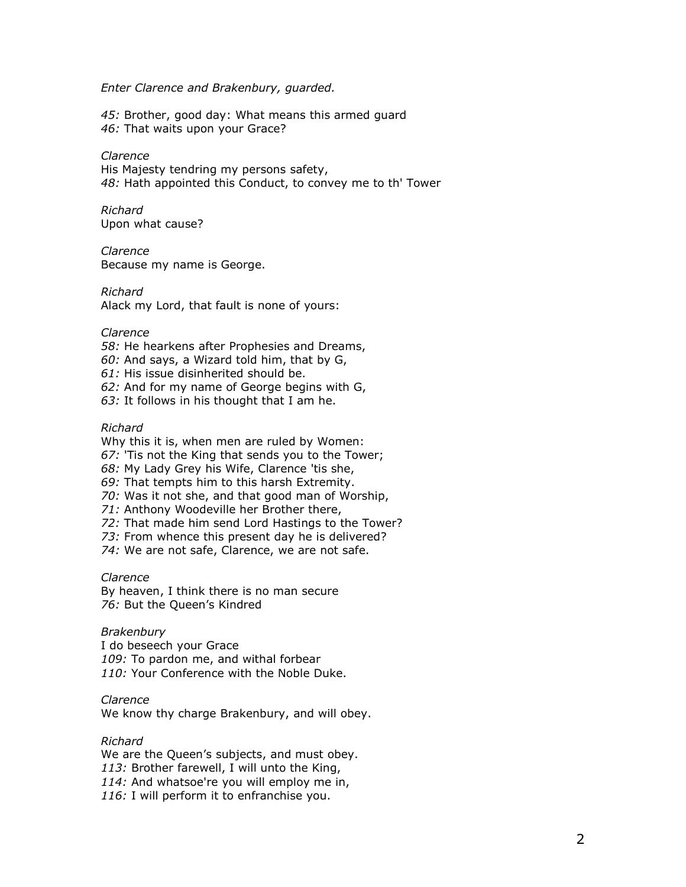*Enter Clarence and Brakenbury, guarded.*

*45:* Brother, good day: What means this armed guard
*46:* That waits upon your Grace?

*Clarence*
His Majesty tendring my persons safety,
*48:* Hath appointed this Conduct, to convey me to th' Tower

*Richard*
Upon what cause?

*Clarence*
Because my name is George.

*Richard*
Alack my Lord, that fault is none of yours:

*Clarence*
*58:* He hearkens after Prophesies and Dreams,
*60:* And says, a Wizard told him, that by G,
*61:* His issue disinherited should be.
*62:* And for my name of George begins with G,
*63:* It follows in his thought that I am he.

*Richard*
Why this it is, when men are ruled by Women:
*67:* 'Tis not the King that sends you to the Tower;
*68:* My Lady Grey his Wife, Clarence 'tis she,
*69:* That tempts him to this harsh Extremity.
*70:* Was it not she, and that good man of Worship,
*71:* Anthony Woodeville her Brother there,
*72:* That made him send Lord Hastings to the Tower?
*73:* From whence this present day he is delivered?
*74:* We are not safe, Clarence, we are not safe.

*Clarence*
By heaven, I think there is no man secure
*76:* But the Queen's Kindred

*Brakenbury*
I do beseech your Grace
*109:* To pardon me, and withal forbear
*110:* Your Conference with the Noble Duke.

*Clarence*
We know thy charge Brakenbury, and will obey.

*Richard*
We are the Queen's subjects, and must obey.
*113:* Brother farewell, I will unto the King,
*114:* And whatsoe're you will employ me in,
*116:* I will perform it to enfranchise you.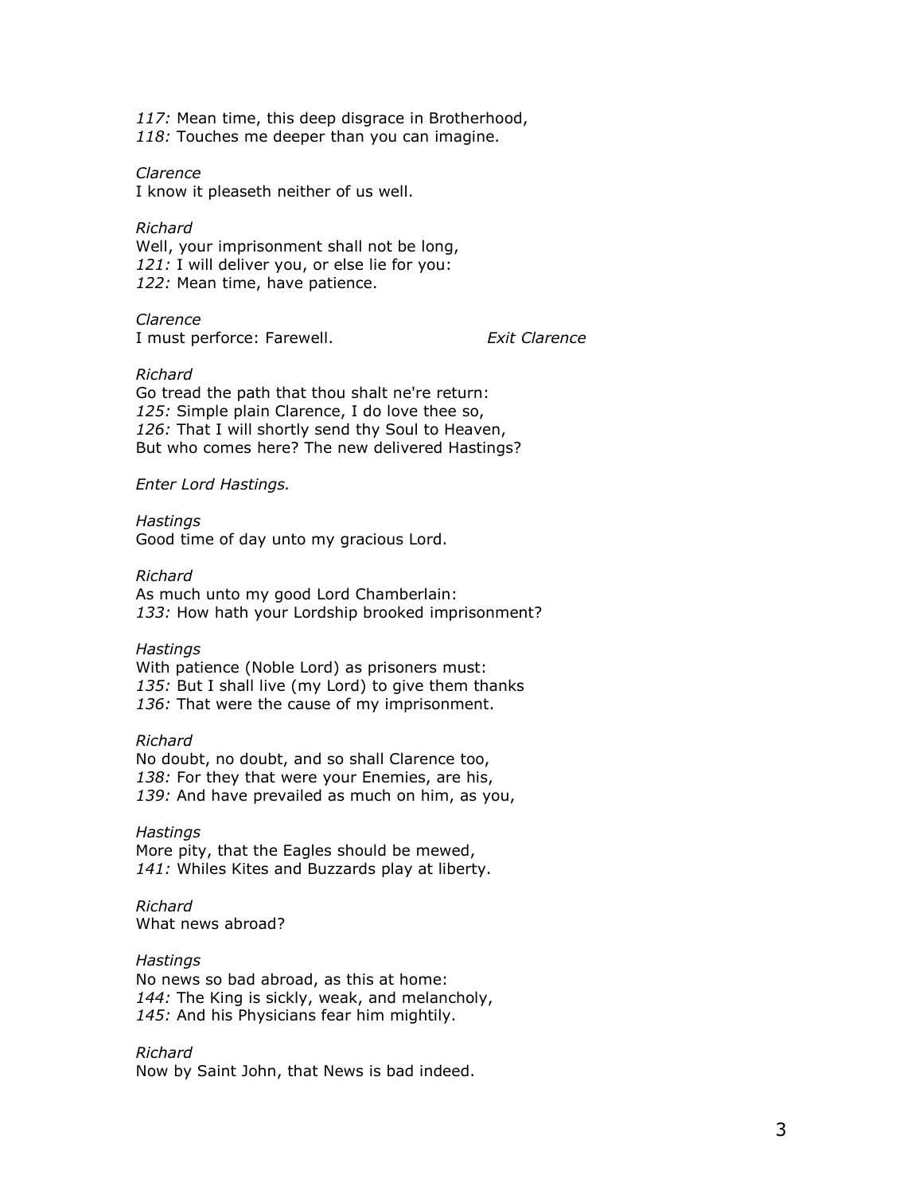*117:* Mean time, this deep disgrace in Brotherhood,
*118:* Touches me deeper than you can imagine.

*Clarence*
I know it pleaseth neither of us well.

*Richard*
Well, your imprisonment shall not be long,
*121:* I will deliver you, or else lie for you:
*122:* Mean time, have patience.

*Clarence*
I must perforce: Farewell. *Exit Clarence*

*Richard*
Go tread the path that thou shalt ne're return:
*125:* Simple plain Clarence, I do love thee so,
*126:* That I will shortly send thy Soul to Heaven,
But who comes here? The new delivered Hastings?

*Enter Lord Hastings.*

*Hastings*
Good time of day unto my gracious Lord.

*Richard*
As much unto my good Lord Chamberlain:
*133:* How hath your Lordship brooked imprisonment?

*Hastings*
With patience (Noble Lord) as prisoners must:
*135:* But I shall live (my Lord) to give them thanks
*136:* That were the cause of my imprisonment.

*Richard*
No doubt, no doubt, and so shall Clarence too,
*138:* For they that were your Enemies, are his,
*139:* And have prevailed as much on him, as you,

*Hastings*
More pity, that the Eagles should be mewed,
*141:* Whiles Kites and Buzzards play at liberty.

*Richard*
What news abroad?

*Hastings*
No news so bad abroad, as this at home:
*144:* The King is sickly, weak, and melancholy,
*145:* And his Physicians fear him mightily.

*Richard*
Now by Saint John, that News is bad indeed.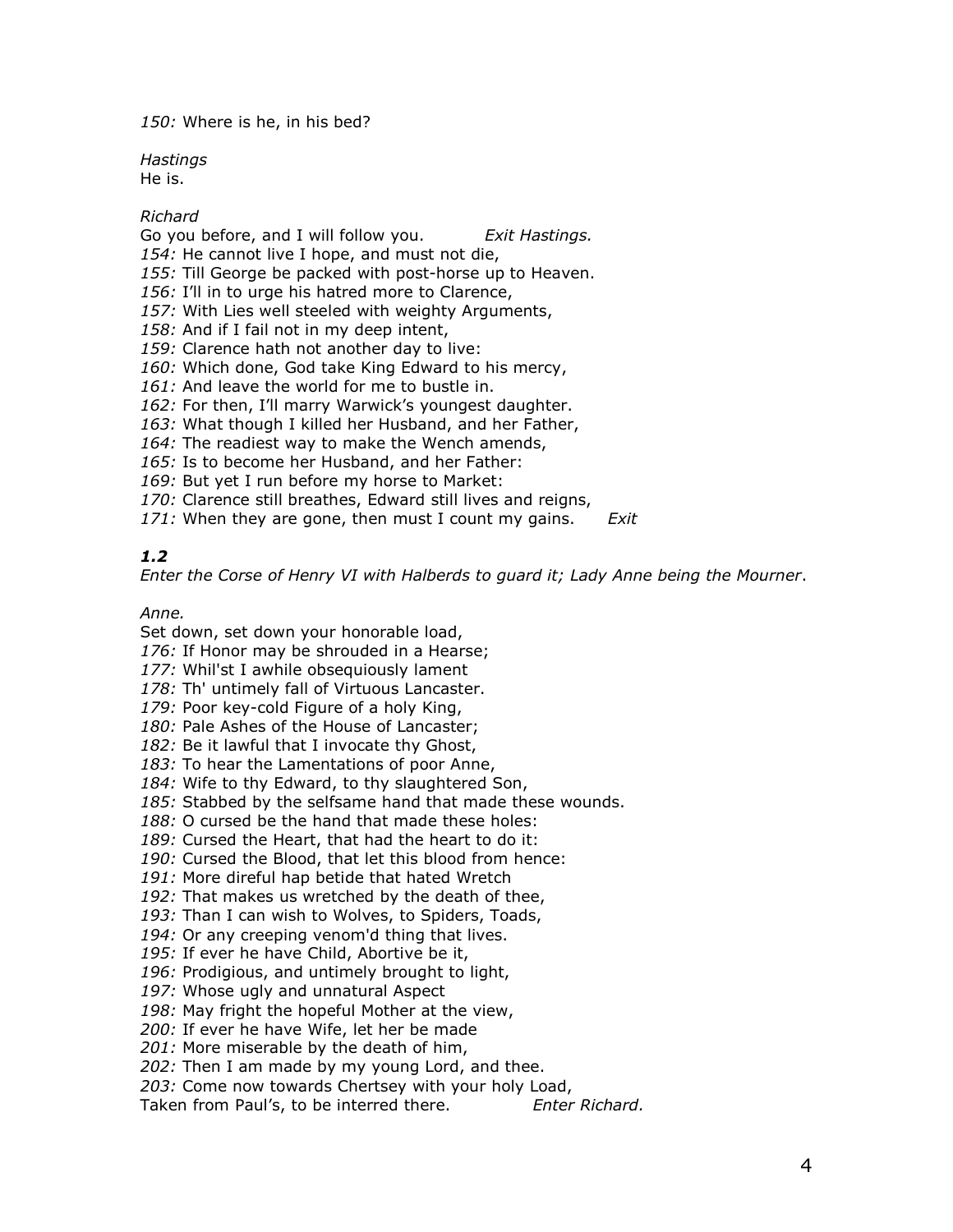*150:* Where is he, in his bed?

*Hastings*
He is.

*Richard*
Go you before, and I will follow you. *Exit Hastings.*
*154:* He cannot live I hope, and must not die,
*155:* Till George be packed with post-horse up to Heaven.
*156:* I'll in to urge his hatred more to Clarence,
*157:* With Lies well steeled with weighty Arguments,
*158:* And if I fail not in my deep intent,
*159:* Clarence hath not another day to live:
*160:* Which done, God take King Edward to his mercy,
*161:* And leave the world for me to bustle in.
*162:* For then, I'll marry Warwick's youngest daughter.
*163:* What though I killed her Husband, and her Father,
*164:* The readiest way to make the Wench amends,
*165:* Is to become her Husband, and her Father:
*169:* But yet I run before my horse to Market:
*170:* Clarence still breathes, Edward still lives and reigns,
*171:* When they are gone, then must I count my gains. *Exit*

### *1.2*

*Enter the Corse of Henry VI with Halberds to guard it; Lady Anne being the Mourner*.

*Anne.*
Set down, set down your honorable load,
*176:* If Honor may be shrouded in a Hearse;
*177:* Whil'st I awhile obsequiously lament
*178:* Th' untimely fall of Virtuous Lancaster.
*179:* Poor key-cold Figure of a holy King,
*180:* Pale Ashes of the House of Lancaster;
*182:* Be it lawful that I invocate thy Ghost,
*183:* To hear the Lamentations of poor Anne,
*184:* Wife to thy Edward, to thy slaughtered Son,
*185:* Stabbed by the selfsame hand that made these wounds.
*188:* O cursed be the hand that made these holes:
*189:* Cursed the Heart, that had the heart to do it:
*190:* Cursed the Blood, that let this blood from hence:
*191:* More direful hap betide that hated Wretch
*192:* That makes us wretched by the death of thee,
*193:* Than I can wish to Wolves, to Spiders, Toads,
*194:* Or any creeping venom'd thing that lives.
*195:* If ever he have Child, Abortive be it,
*196:* Prodigious, and untimely brought to light,
*197:* Whose ugly and unnatural Aspect
*198:* May fright the hopeful Mother at the view,
*200:* If ever he have Wife, let her be made
*201:* More miserable by the death of him,
*202:* Then I am made by my young Lord, and thee.
*203:* Come now towards Chertsey with your holy Load,
Taken from Paul's, to be interred there. *Enter Richard.*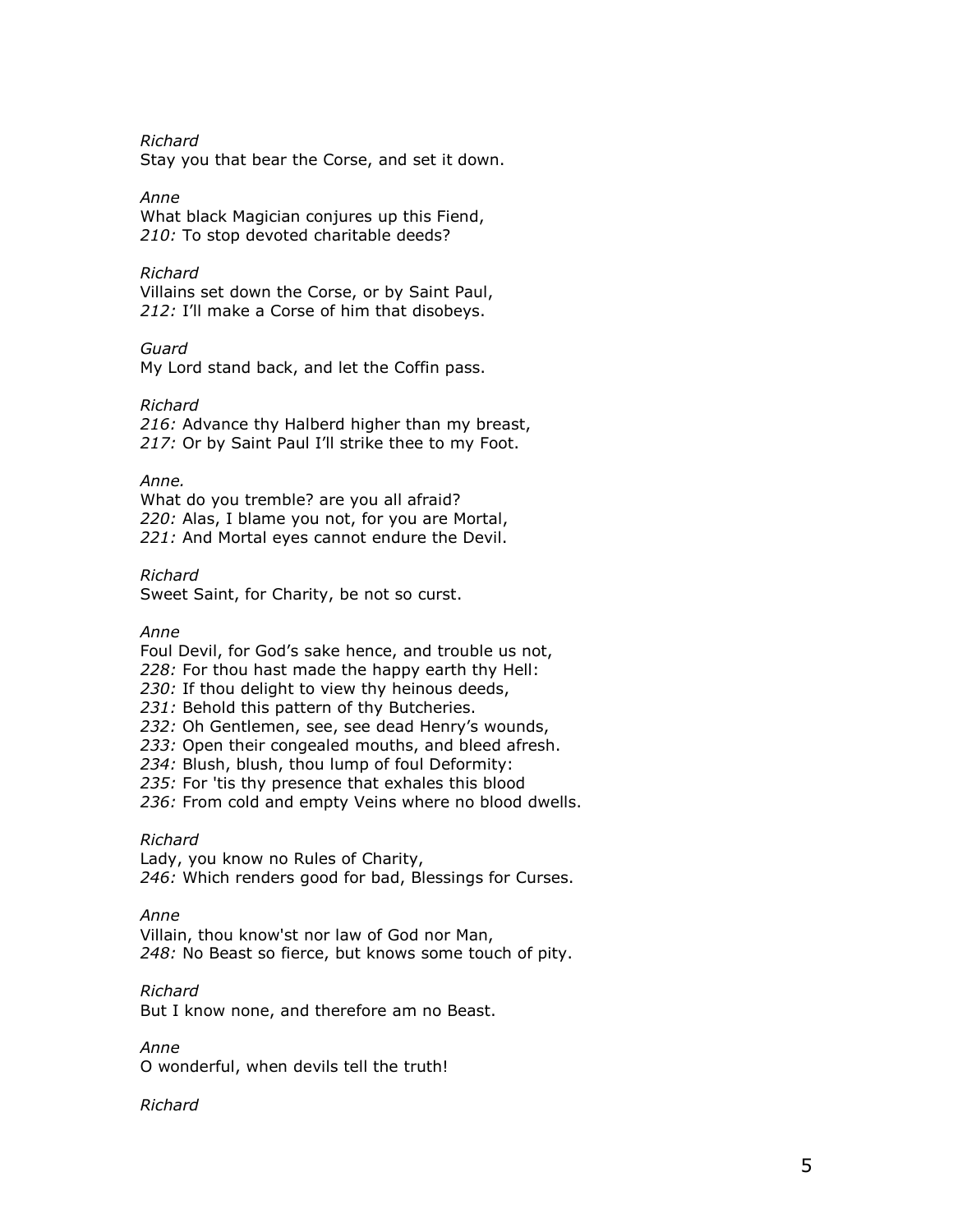*Richard*
Stay you that bear the Corse, and set it down.

*Anne*
What black Magician conjures up this Fiend,
*210:* To stop devoted charitable deeds?

*Richard*
Villains set down the Corse, or by Saint Paul,
*212:* I'll make a Corse of him that disobeys.

*Guard*
My Lord stand back, and let the Coffin pass.

*Richard*
*216:* Advance thy Halberd higher than my breast,
*217:* Or by Saint Paul I'll strike thee to my Foot.

*Anne.*
What do you tremble? are you all afraid?
*220:* Alas, I blame you not, for you are Mortal,
*221:* And Mortal eyes cannot endure the Devil.

*Richard*
Sweet Saint, for Charity, be not so curst.

*Anne*
Foul Devil, for God's sake hence, and trouble us not,
*228:* For thou hast made the happy earth thy Hell:
*230:* If thou delight to view thy heinous deeds,
*231:* Behold this pattern of thy Butcheries.
*232:* Oh Gentlemen, see, see dead Henry's wounds,
*233:* Open their congealed mouths, and bleed afresh.
*234:* Blush, blush, thou lump of foul Deformity:
*235:* For 'tis thy presence that exhales this blood
*236:* From cold and empty Veins where no blood dwells.

*Richard*
Lady, you know no Rules of Charity,
*246:* Which renders good for bad, Blessings for Curses.

*Anne*
Villain, thou know'st nor law of God nor Man,
*248:* No Beast so fierce, but knows some touch of pity.

*Richard*
But I know none, and therefore am no Beast.

*Anne*
O wonderful, when devils tell the truth!

*Richard*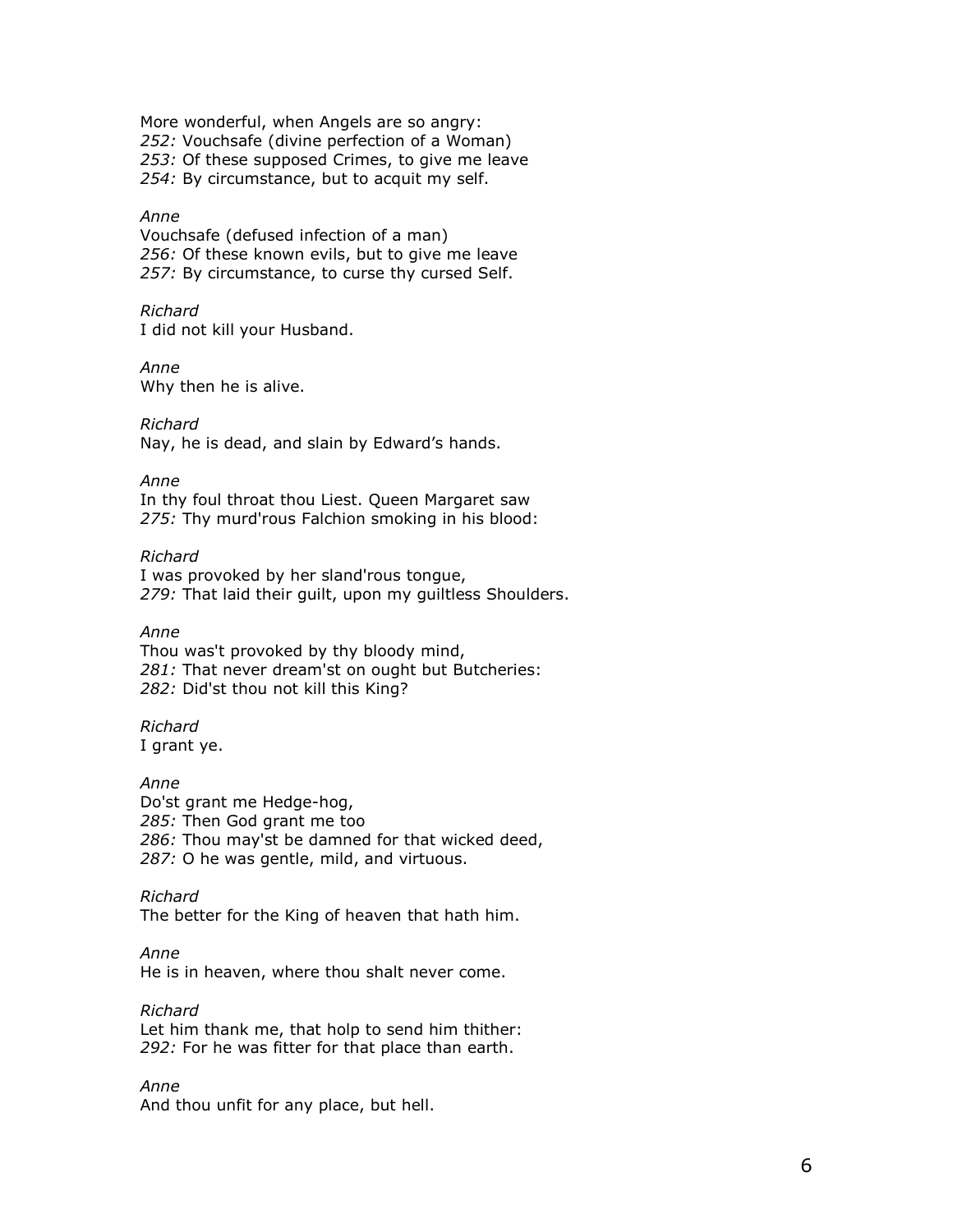More wonderful, when Angels are so angry:
*252:* Vouchsafe (divine perfection of a Woman)
*253:* Of these supposed Crimes, to give me leave
*254:* By circumstance, but to acquit my self.

*Anne*
Vouchsafe (defused infection of a man)
*256:* Of these known evils, but to give me leave
*257:* By circumstance, to curse thy cursed Self.

*Richard*
I did not kill your Husband.

*Anne*
Why then he is alive.

*Richard*
Nay, he is dead, and slain by Edward's hands.

*Anne*
In thy foul throat thou Liest. Queen Margaret saw
*275:* Thy murd'rous Falchion smoking in his blood:

*Richard*
I was provoked by her sland'rous tongue,
*279:* That laid their guilt, upon my guiltless Shoulders.

*Anne*
Thou was't provoked by thy bloody mind,
*281:* That never dream'st on ought but Butcheries:
*282:* Did'st thou not kill this King?

*Richard*
I grant ye.

*Anne*
Do'st grant me Hedge-hog,
*285:* Then God grant me too
*286:* Thou may'st be damned for that wicked deed,
*287:* O he was gentle, mild, and virtuous.

*Richard*
The better for the King of heaven that hath him.

*Anne*
He is in heaven, where thou shalt never come.

*Richard*
Let him thank me, that holp to send him thither:
*292:* For he was fitter for that place than earth.

*Anne*
And thou unfit for any place, but hell.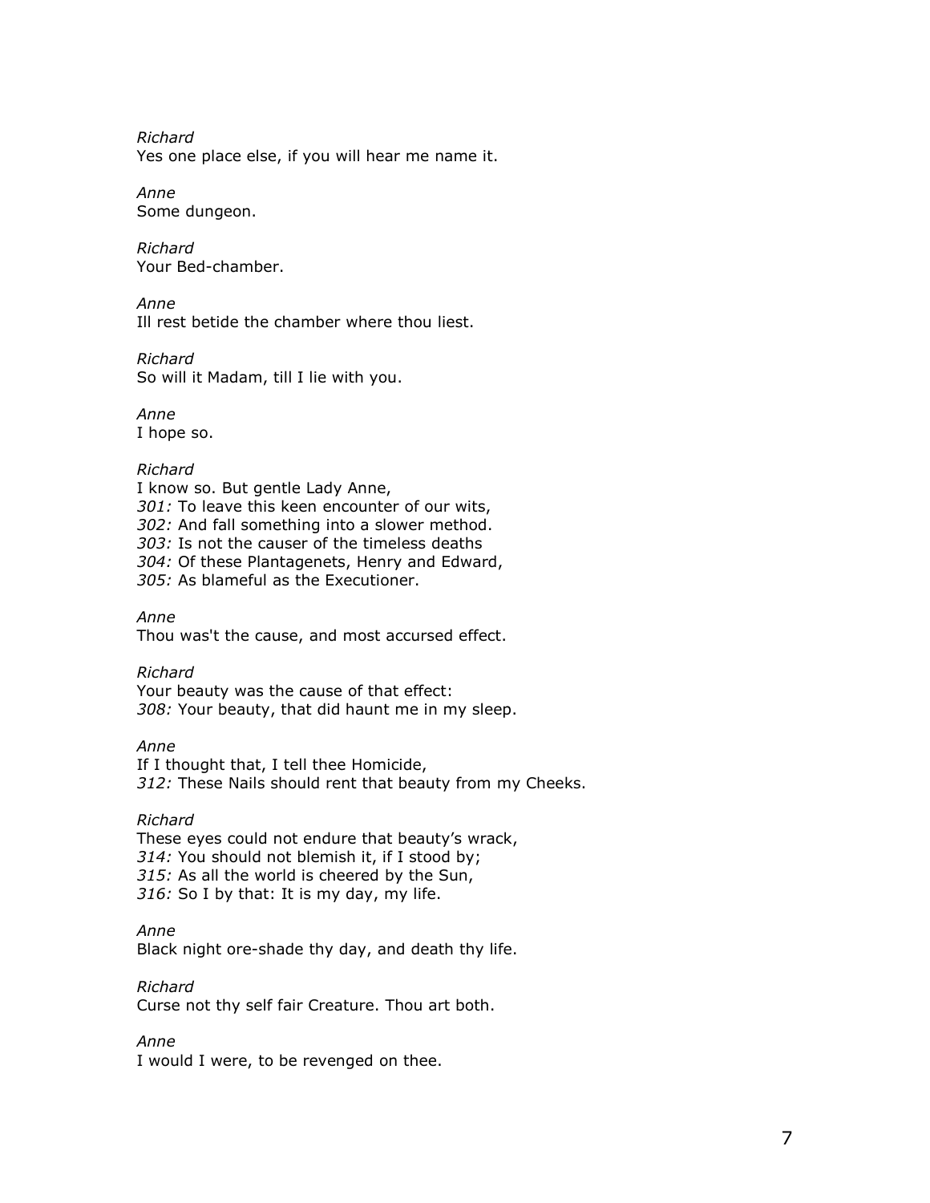*Richard*
Yes one place else, if you will hear me name it.

*Anne*
Some dungeon.

*Richard*
Your Bed-chamber.

*Anne*
Ill rest betide the chamber where thou liest.

*Richard*
So will it Madam, till I lie with you.

*Anne*
I hope so.

*Richard*
I know so. But gentle Lady Anne,
*301:* To leave this keen encounter of our wits,
*302:* And fall something into a slower method.
*303:* Is not the causer of the timeless deaths
*304:* Of these Plantagenets, Henry and Edward,
*305:* As blameful as the Executioner.

*Anne*
Thou was't the cause, and most accursed effect.

*Richard*
Your beauty was the cause of that effect:
*308:* Your beauty, that did haunt me in my sleep.

*Anne*
If I thought that, I tell thee Homicide,
*312:* These Nails should rent that beauty from my Cheeks.

*Richard*
These eyes could not endure that beauty's wrack,
*314:* You should not blemish it, if I stood by;
*315:* As all the world is cheered by the Sun,
*316:* So I by that: It is my day, my life.

*Anne*
Black night ore-shade thy day, and death thy life.

*Richard*
Curse not thy self fair Creature. Thou art both.

*Anne*
I would I were, to be revenged on thee.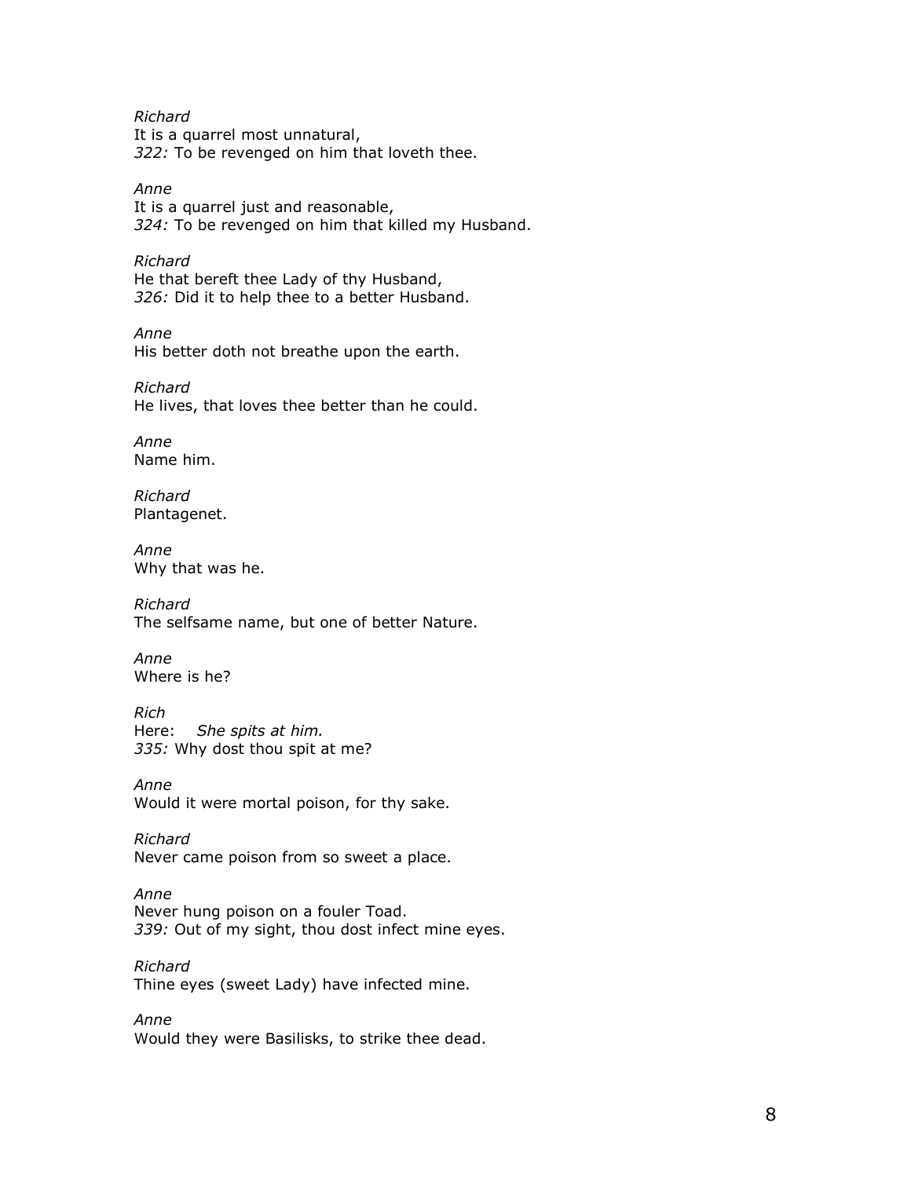*Richard*
It is a quarrel most unnatural,
*322:* To be revenged on him that loveth thee.

*Anne*
It is a quarrel just and reasonable,
*324:* To be revenged on him that killed my Husband.

*Richard*
He that bereft thee Lady of thy Husband,
*326:* Did it to help thee to a better Husband.

*Anne*
His better doth not breathe upon the earth.

*Richard*
He lives, that loves thee better than he could.

*Anne*
Name him.

*Richard*
Plantagenet.

*Anne*
Why that was he.

*Richard*
The selfsame name, but one of better Nature.

*Anne*
Where is he?

*Rich*
Here: *She spits at him.*
*335:* Why dost thou spit at me?

*Anne*
Would it were mortal poison, for thy sake.

*Richard*
Never came poison from so sweet a place.

*Anne*
Never hung poison on a fouler Toad.
*339:* Out of my sight, thou dost infect mine eyes.

*Richard*
Thine eyes (sweet Lady) have infected mine.

*Anne*
Would they were Basilisks, to strike thee dead.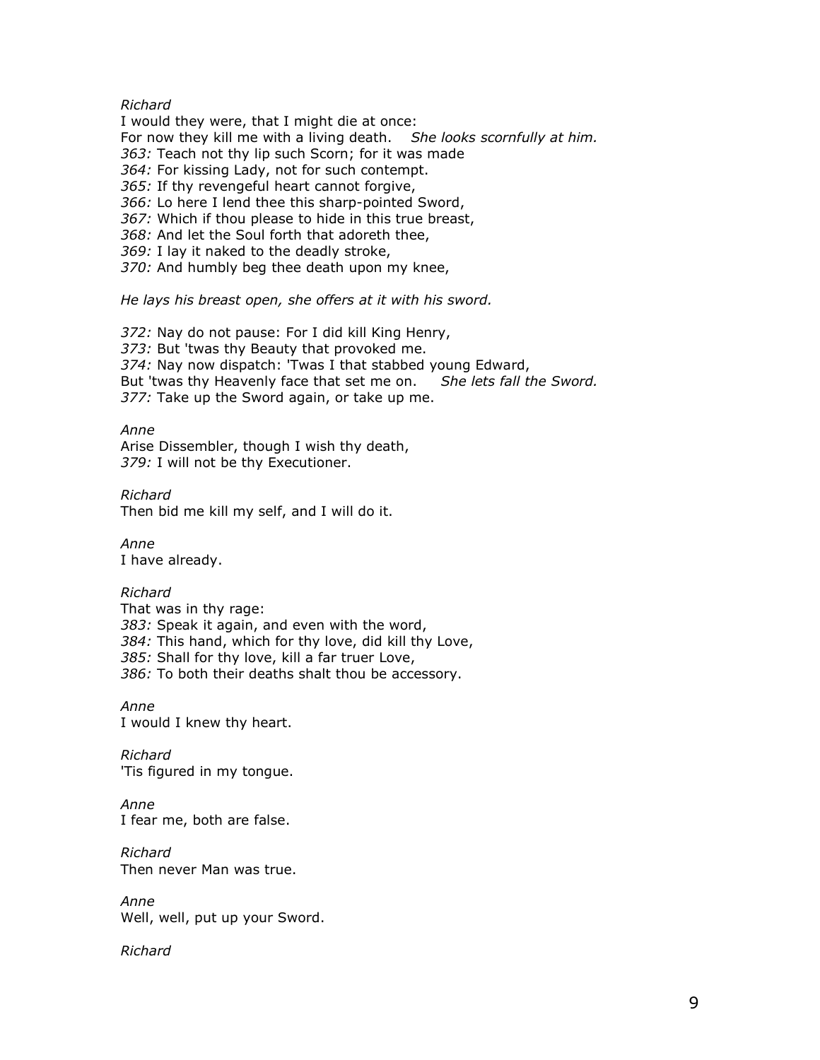*Richard*

I would they were, that I might die at once:
For now they kill me with a living death. *She looks scornfully at him.*
*363:* Teach not thy lip such Scorn; for it was made
*364:* For kissing Lady, not for such contempt.
*365:* If thy revengeful heart cannot forgive,
*366:* Lo here I lend thee this sharp-pointed Sword,
*367:* Which if thou please to hide in this true breast,
*368:* And let the Soul forth that adoreth thee,
*369:* I lay it naked to the deadly stroke,
*370:* And humbly beg thee death upon my knee,

*He lays his breast open, she offers at it with his sword.*

*372:* Nay do not pause: For I did kill King Henry,
*373:* But 'twas thy Beauty that provoked me.
*374:* Nay now dispatch: 'Twas I that stabbed young Edward,
But 'twas thy Heavenly face that set me on. *She lets fall the Sword.*
*377:* Take up the Sword again, or take up me.

*Anne*

Arise Dissembler, though I wish thy death,
*379:* I will not be thy Executioner.

*Richard*

Then bid me kill my self, and I will do it.

*Anne*

I have already.

*Richard*

That was in thy rage:
*383:* Speak it again, and even with the word,
*384:* This hand, which for thy love, did kill thy Love,
*385:* Shall for thy love, kill a far truer Love,
*386:* To both their deaths shalt thou be accessory.

*Anne*

I would I knew thy heart.

*Richard*

'Tis figured in my tongue.

*Anne*

I fear me, both are false.

*Richard*

Then never Man was true.

*Anne*

Well, well, put up your Sword.

*Richard*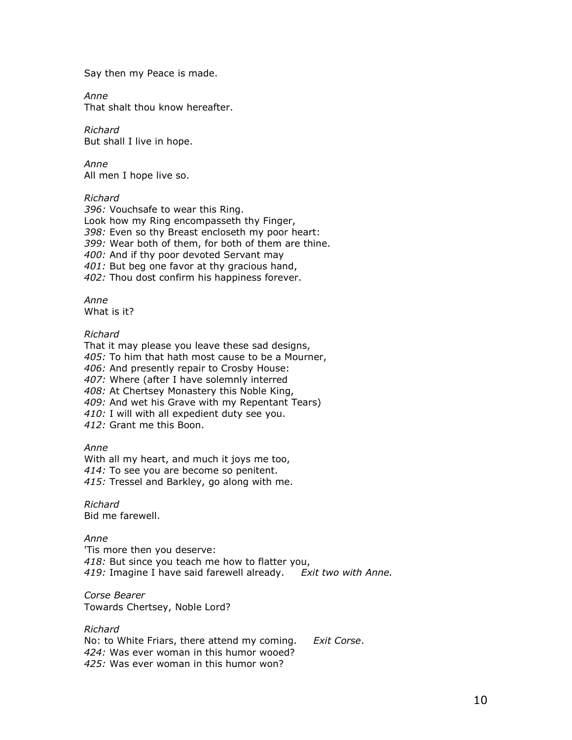Say then my Peace is made.

*Anne*
That shalt thou know hereafter.

*Richard*
But shall I live in hope.

*Anne*
All men I hope live so.

*Richard*
*396:* Vouchsafe to wear this Ring.
Look how my Ring encompasseth thy Finger,
*398:* Even so thy Breast encloseth my poor heart:
*399:* Wear both of them, for both of them are thine.
*400:* And if thy poor devoted Servant may
*401:* But beg one favor at thy gracious hand,
*402:* Thou dost confirm his happiness forever.

*Anne*
What is it?

*Richard*
That it may please you leave these sad designs,
*405:* To him that hath most cause to be a Mourner,
*406:* And presently repair to Crosby House:
*407:* Where (after I have solemnly interred
*408:* At Chertsey Monastery this Noble King,
*409:* And wet his Grave with my Repentant Tears)
*410:* I will with all expedient duty see you.
*412:* Grant me this Boon.

*Anne*
With all my heart, and much it joys me too,
*414:* To see you are become so penitent.
*415:* Tressel and Barkley, go along with me.

*Richard*
Bid me farewell.

*Anne*
'Tis more then you deserve:
*418:* But since you teach me how to flatter you,
*419:* Imagine I have said farewell already. *Exit two with Anne.*

*Corse Bearer*
Towards Chertsey, Noble Lord?

*Richard*
No: to White Friars, there attend my coming. *Exit Corse*.
*424:* Was ever woman in this humor wooed?
*425:* Was ever woman in this humor won?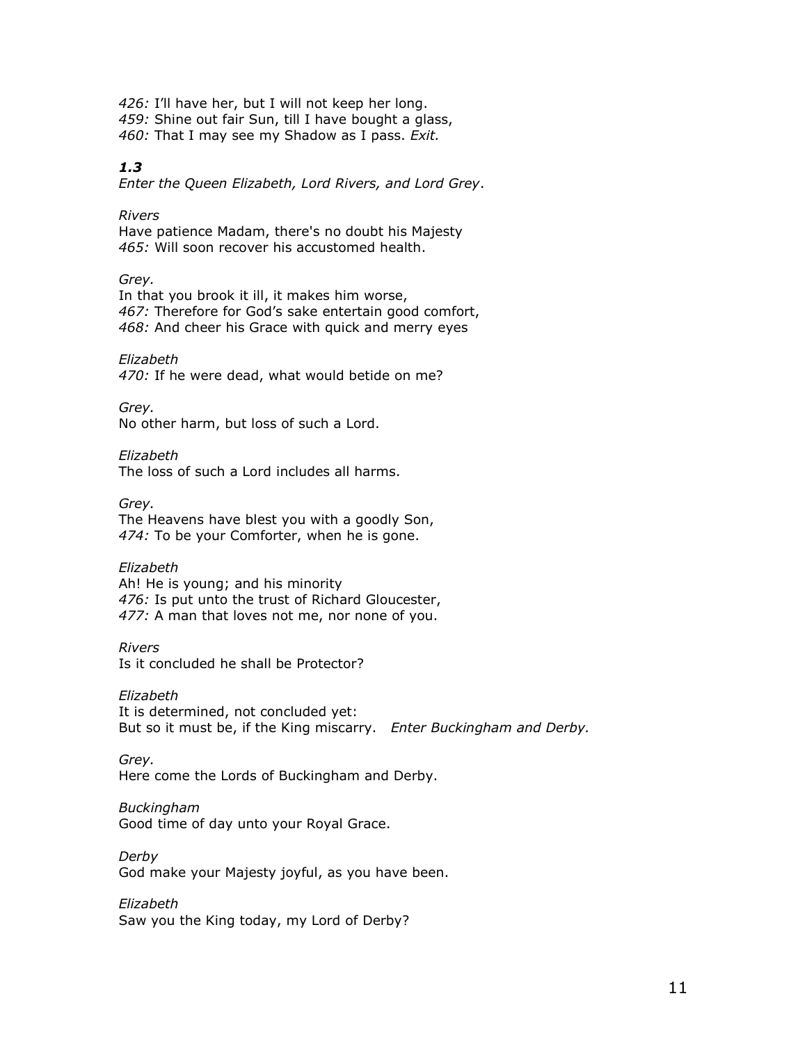*426:* I'll have her, but I will not keep her long.
*459:* Shine out fair Sun, till I have bought a glass,
*460:* That I may see my Shadow as I pass. *Exit.*

***1.3***

*Enter the Queen Elizabeth, Lord Rivers, and Lord Grey*.

*Rivers*
Have patience Madam, there's no doubt his Majesty
*465:* Will soon recover his accustomed health.

*Grey.*
In that you brook it ill, it makes him worse,
*467:* Therefore for God's sake entertain good comfort,
*468:* And cheer his Grace with quick and merry eyes

*Elizabeth*
*470:* If he were dead, what would betide on me?

*Grey.*
No other harm, but loss of such a Lord.

*Elizabeth*
The loss of such a Lord includes all harms.

*Grey.*
The Heavens have blest you with a goodly Son,
*474:* To be your Comforter, when he is gone.

*Elizabeth*
Ah! He is young; and his minority
*476:* Is put unto the trust of Richard Gloucester,
*477:* A man that loves not me, nor none of you.

*Rivers*
Is it concluded he shall be Protector?

*Elizabeth*
It is determined, not concluded yet:
But so it must be, if the King miscarry. *Enter Buckingham and Derby.*

*Grey.*
Here come the Lords of Buckingham and Derby.

*Buckingham*
Good time of day unto your Royal Grace.

*Derby*
God make your Majesty joyful, as you have been.

*Elizabeth*
Saw you the King today, my Lord of Derby?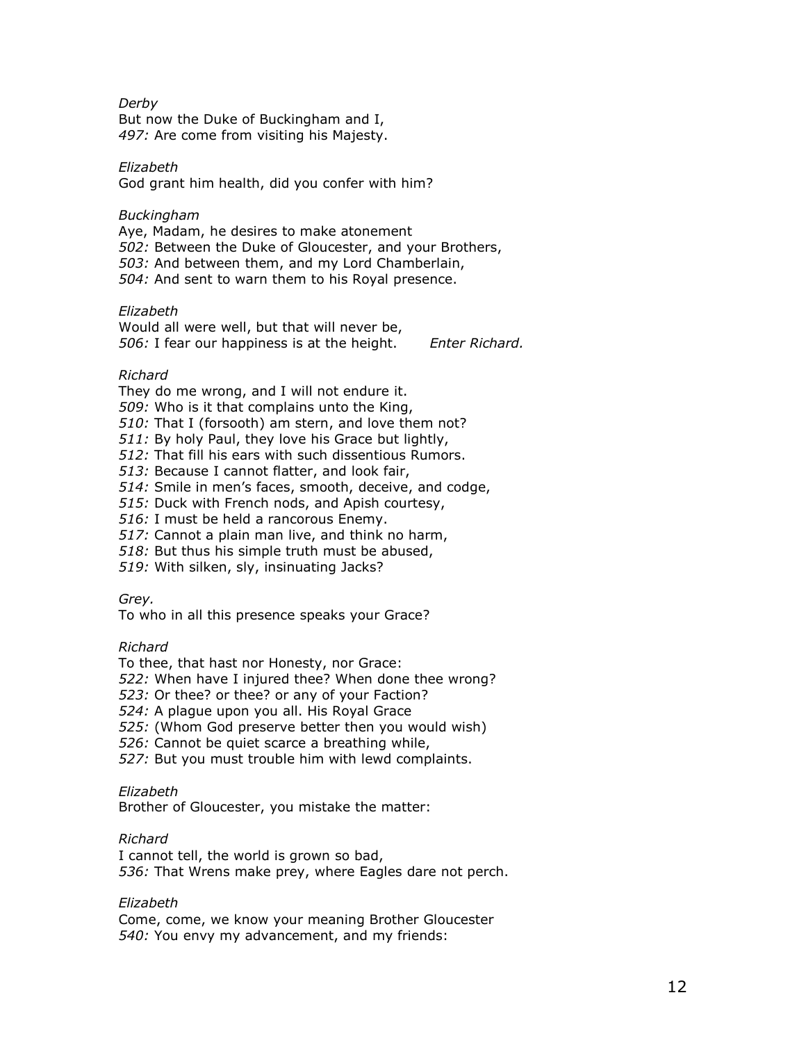*Derby*
But now the Duke of Buckingham and I,
*497:* Are come from visiting his Majesty.

*Elizabeth*
God grant him health, did you confer with him?

*Buckingham*
Aye, Madam, he desires to make atonement
*502:* Between the Duke of Gloucester, and your Brothers,
*503:* And between them, and my Lord Chamberlain,
*504:* And sent to warn them to his Royal presence.

*Elizabeth*
Would all were well, but that will never be,
*506:* I fear our happiness is at the height. *Enter Richard.*

*Richard*
They do me wrong, and I will not endure it.
*509:* Who is it that complains unto the King,
*510:* That I (forsooth) am stern, and love them not?
*511:* By holy Paul, they love his Grace but lightly,
*512:* That fill his ears with such dissentious Rumors.
*513:* Because I cannot flatter, and look fair,
*514:* Smile in men's faces, smooth, deceive, and codge,
*515:* Duck with French nods, and Apish courtesy,
*516:* I must be held a rancorous Enemy.
*517:* Cannot a plain man live, and think no harm,
*518:* But thus his simple truth must be abused,
*519:* With silken, sly, insinuating Jacks?

*Grey.*
To who in all this presence speaks your Grace?

*Richard*
To thee, that hast nor Honesty, nor Grace:
*522:* When have I injured thee? When done thee wrong?
*523:* Or thee? or thee? or any of your Faction?
*524:* A plague upon you all. His Royal Grace
*525:* (Whom God preserve better then you would wish)
*526:* Cannot be quiet scarce a breathing while,
*527:* But you must trouble him with lewd complaints.

*Elizabeth*
Brother of Gloucester, you mistake the matter:

*Richard*
I cannot tell, the world is grown so bad,
*536:* That Wrens make prey, where Eagles dare not perch.

*Elizabeth*
Come, come, we know your meaning Brother Gloucester
*540:* You envy my advancement, and my friends: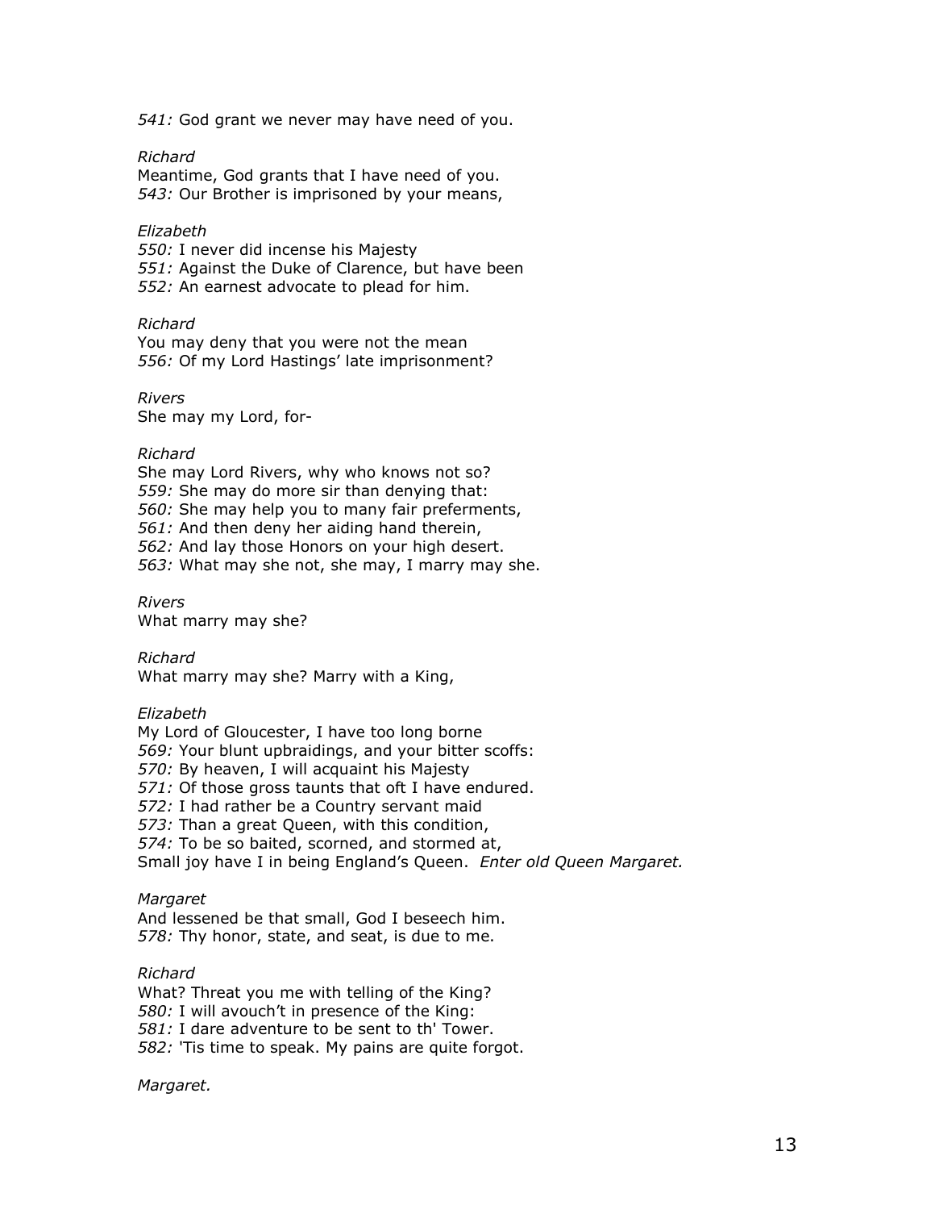*541:* God grant we never may have need of you.

*Richard*
Meantime, God grants that I have need of you.
*543:* Our Brother is imprisoned by your means,

*Elizabeth*
*550:* I never did incense his Majesty
*551:* Against the Duke of Clarence, but have been
*552:* An earnest advocate to plead for him.

*Richard*
You may deny that you were not the mean
*556:* Of my Lord Hastings' late imprisonment?

*Rivers*
She may my Lord, for-

*Richard*
She may Lord Rivers, why who knows not so?
*559:* She may do more sir than denying that:
*560:* She may help you to many fair preferments,
*561:* And then deny her aiding hand therein,
*562:* And lay those Honors on your high desert.
*563:* What may she not, she may, I marry may she.

*Rivers*
What marry may she?

*Richard*
What marry may she? Marry with a King,

*Elizabeth*
My Lord of Gloucester, I have too long borne
*569:* Your blunt upbraidings, and your bitter scoffs:
*570:* By heaven, I will acquaint his Majesty
*571:* Of those gross taunts that oft I have endured.
*572:* I had rather be a Country servant maid
*573:* Than a great Queen, with this condition,
*574:* To be so baited, scorned, and stormed at,
Small joy have I in being England's Queen. *Enter old Queen Margaret.*

*Margaret*
And lessened be that small, God I beseech him.
*578:* Thy honor, state, and seat, is due to me.

*Richard*
What? Threat you me with telling of the King?
*580:* I will avouch't in presence of the King:
*581:* I dare adventure to be sent to th' Tower.
*582:* 'Tis time to speak. My pains are quite forgot.

*Margaret.*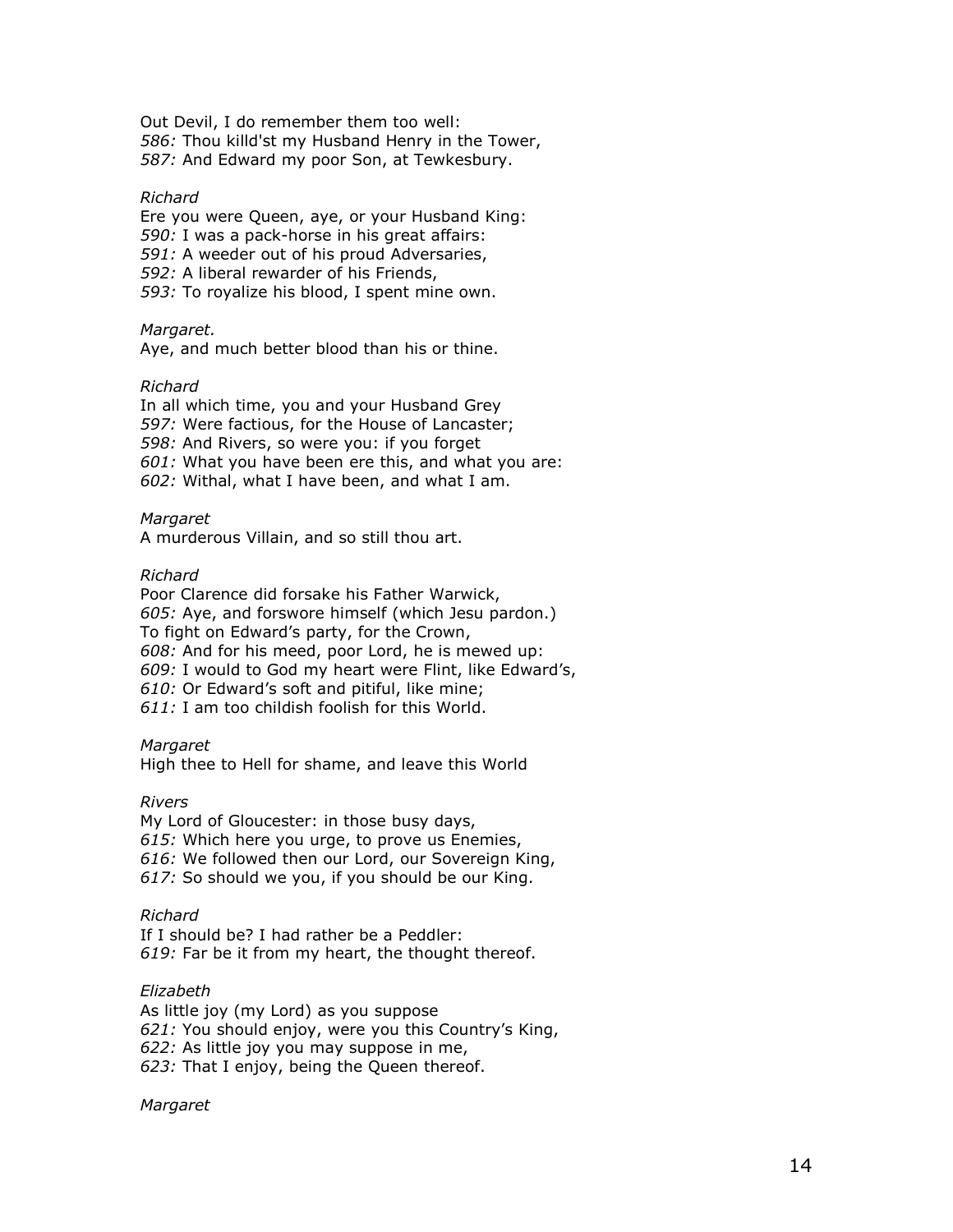Out Devil, I do remember them too well:
*586:* Thou killd'st my Husband Henry in the Tower,
*587:* And Edward my poor Son, at Tewkesbury.

*Richard*
Ere you were Queen, aye, or your Husband King:
*590:* I was a pack-horse in his great affairs:
*591:* A weeder out of his proud Adversaries,
*592:* A liberal rewarder of his Friends,
*593:* To royalize his blood, I spent mine own.

*Margaret.*
Aye, and much better blood than his or thine.

*Richard*
In all which time, you and your Husband Grey
*597:* Were factious, for the House of Lancaster;
*598:* And Rivers, so were you: if you forget
*601:* What you have been ere this, and what you are:
*602:* Withal, what I have been, and what I am.

*Margaret*
A murderous Villain, and so still thou art.

*Richard*
Poor Clarence did forsake his Father Warwick,
*605:* Aye, and forswore himself (which Jesu pardon.)
To fight on Edward's party, for the Crown,
*608:* And for his meed, poor Lord, he is mewed up:
*609:* I would to God my heart were Flint, like Edward's,
*610:* Or Edward's soft and pitiful, like mine;
*611:* I am too childish foolish for this World.

*Margaret*
High thee to Hell for shame, and leave this World

*Rivers*
My Lord of Gloucester: in those busy days,
*615:* Which here you urge, to prove us Enemies,
*616:* We followed then our Lord, our Sovereign King,
*617:* So should we you, if you should be our King.

*Richard*
If I should be? I had rather be a Peddler:
*619:* Far be it from my heart, the thought thereof.

*Elizabeth*
As little joy (my Lord) as you suppose
*621:* You should enjoy, were you this Country's King,
*622:* As little joy you may suppose in me,
*623:* That I enjoy, being the Queen thereof.

*Margaret*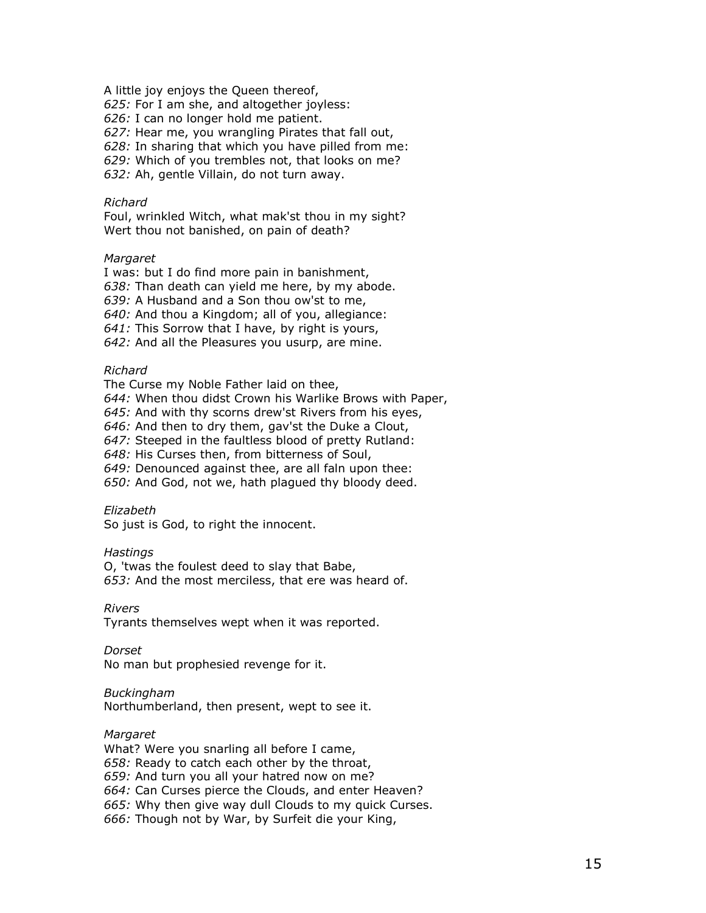A little joy enjoys the Queen thereof,
*625:* For I am she, and altogether joyless:
*626:* I can no longer hold me patient.
*627:* Hear me, you wrangling Pirates that fall out,
*628:* In sharing that which you have pilled from me:
*629:* Which of you trembles not, that looks on me?
*632:* Ah, gentle Villain, do not turn away.

*Richard*
Foul, wrinkled Witch, what mak'st thou in my sight?
Wert thou not banished, on pain of death?

*Margaret*
I was: but I do find more pain in banishment,
*638:* Than death can yield me here, by my abode.
*639:* A Husband and a Son thou ow'st to me,
*640:* And thou a Kingdom; all of you, allegiance:
*641:* This Sorrow that I have, by right is yours,
*642:* And all the Pleasures you usurp, are mine.

*Richard*
The Curse my Noble Father laid on thee,
*644:* When thou didst Crown his Warlike Brows with Paper,
*645:* And with thy scorns drew'st Rivers from his eyes,
*646:* And then to dry them, gav'st the Duke a Clout,
*647:* Steeped in the faultless blood of pretty Rutland:
*648:* His Curses then, from bitterness of Soul,
*649:* Denounced against thee, are all faln upon thee:
*650:* And God, not we, hath plagued thy bloody deed.

*Elizabeth*
So just is God, to right the innocent.

*Hastings*
O, 'twas the foulest deed to slay that Babe,
*653:* And the most merciless, that ere was heard of.

*Rivers*
Tyrants themselves wept when it was reported.

*Dorset*
No man but prophesied revenge for it.

*Buckingham*
Northumberland, then present, wept to see it.

*Margaret*
What? Were you snarling all before I came,
*658:* Ready to catch each other by the throat,
*659:* And turn you all your hatred now on me?
*664:* Can Curses pierce the Clouds, and enter Heaven?
*665:* Why then give way dull Clouds to my quick Curses.
*666:* Though not by War, by Surfeit die your King,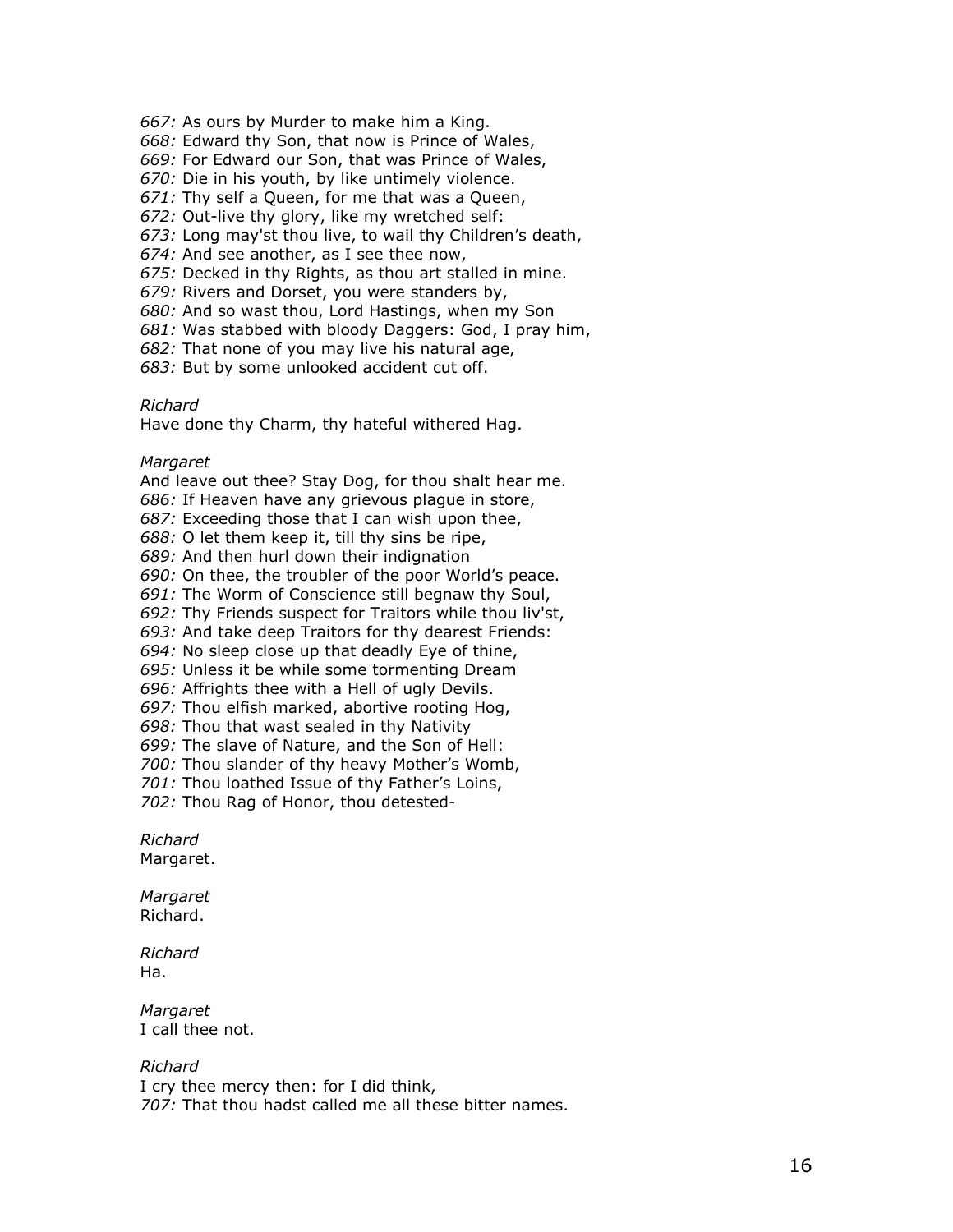*667:* As ours by Murder to make him a King.
*668:* Edward thy Son, that now is Prince of Wales,
*669:* For Edward our Son, that was Prince of Wales,
*670:* Die in his youth, by like untimely violence.
*671:* Thy self a Queen, for me that was a Queen,
*672:* Out-live thy glory, like my wretched self:
*673:* Long may'st thou live, to wail thy Children's death,
*674:* And see another, as I see thee now,
*675:* Decked in thy Rights, as thou art stalled in mine.
*679:* Rivers and Dorset, you were standers by,
*680:* And so wast thou, Lord Hastings, when my Son
*681:* Was stabbed with bloody Daggers: God, I pray him,
*682:* That none of you may live his natural age,
*683:* But by some unlooked accident cut off.

*Richard*
Have done thy Charm, thy hateful withered Hag.

*Margaret*
And leave out thee? Stay Dog, for thou shalt hear me.
*686:* If Heaven have any grievous plague in store,
*687:* Exceeding those that I can wish upon thee,
*688:* O let them keep it, till thy sins be ripe,
*689:* And then hurl down their indignation
*690:* On thee, the troubler of the poor World's peace.
*691:* The Worm of Conscience still begnaw thy Soul,
*692:* Thy Friends suspect for Traitors while thou liv'st,
*693:* And take deep Traitors for thy dearest Friends:
*694:* No sleep close up that deadly Eye of thine,
*695:* Unless it be while some tormenting Dream
*696:* Affrights thee with a Hell of ugly Devils.
*697:* Thou elfish marked, abortive rooting Hog,
*698:* Thou that wast sealed in thy Nativity
*699:* The slave of Nature, and the Son of Hell:
*700:* Thou slander of thy heavy Mother's Womb,
*701:* Thou loathed Issue of thy Father's Loins,
*702:* Thou Rag of Honor, thou detested-

*Richard*
Margaret.

*Margaret*
Richard.

*Richard*
Ha.

*Margaret*
I call thee not.

*Richard*
I cry thee mercy then: for I did think,
*707:* That thou hadst called me all these bitter names.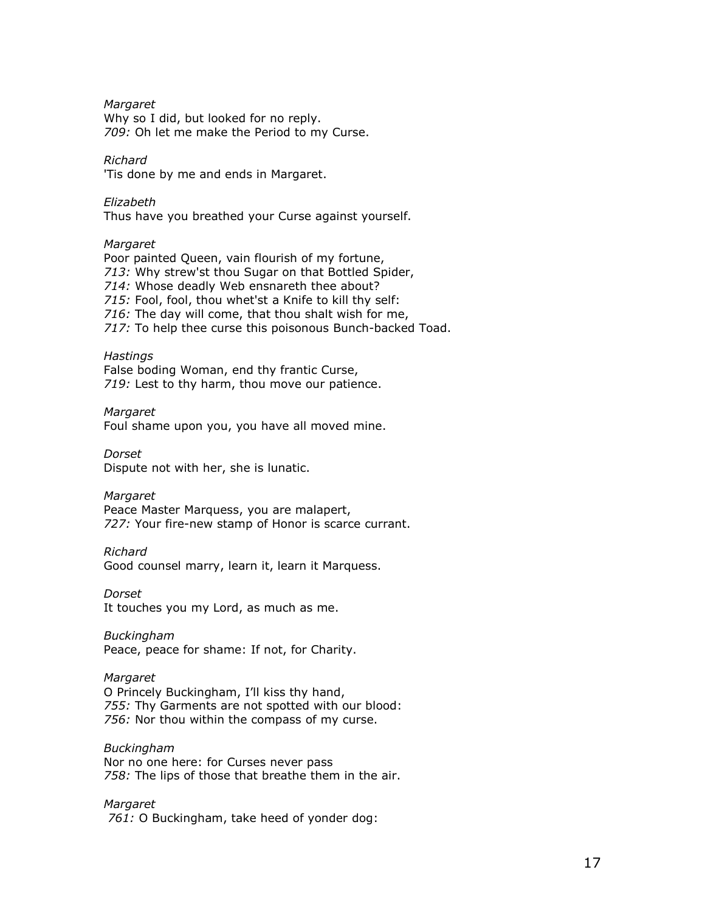*Margaret*
Why so I did, but looked for no reply.
*709:* Oh let me make the Period to my Curse.

*Richard*
'Tis done by me and ends in Margaret.

*Elizabeth*
Thus have you breathed your Curse against yourself.

*Margaret*
Poor painted Queen, vain flourish of my fortune,
*713:* Why strew'st thou Sugar on that Bottled Spider,
*714:* Whose deadly Web ensnareth thee about?
*715:* Fool, fool, thou whet'st a Knife to kill thy self:
*716:* The day will come, that thou shalt wish for me,
*717:* To help thee curse this poisonous Bunch-backed Toad.

*Hastings*
False boding Woman, end thy frantic Curse,
*719:* Lest to thy harm, thou move our patience.

*Margaret*
Foul shame upon you, you have all moved mine.

*Dorset*
Dispute not with her, she is lunatic.

*Margaret*
Peace Master Marquess, you are malapert,
*727:* Your fire-new stamp of Honor is scarce currant.

*Richard*
Good counsel marry, learn it, learn it Marquess.

*Dorset*
It touches you my Lord, as much as me.

*Buckingham*
Peace, peace for shame: If not, for Charity.

*Margaret*
O Princely Buckingham, I'll kiss thy hand,
*755:* Thy Garments are not spotted with our blood:
*756:* Nor thou within the compass of my curse.

*Buckingham*
Nor no one here: for Curses never pass
*758:* The lips of those that breathe them in the air.

*Margaret*
*761:* O Buckingham, take heed of yonder dog: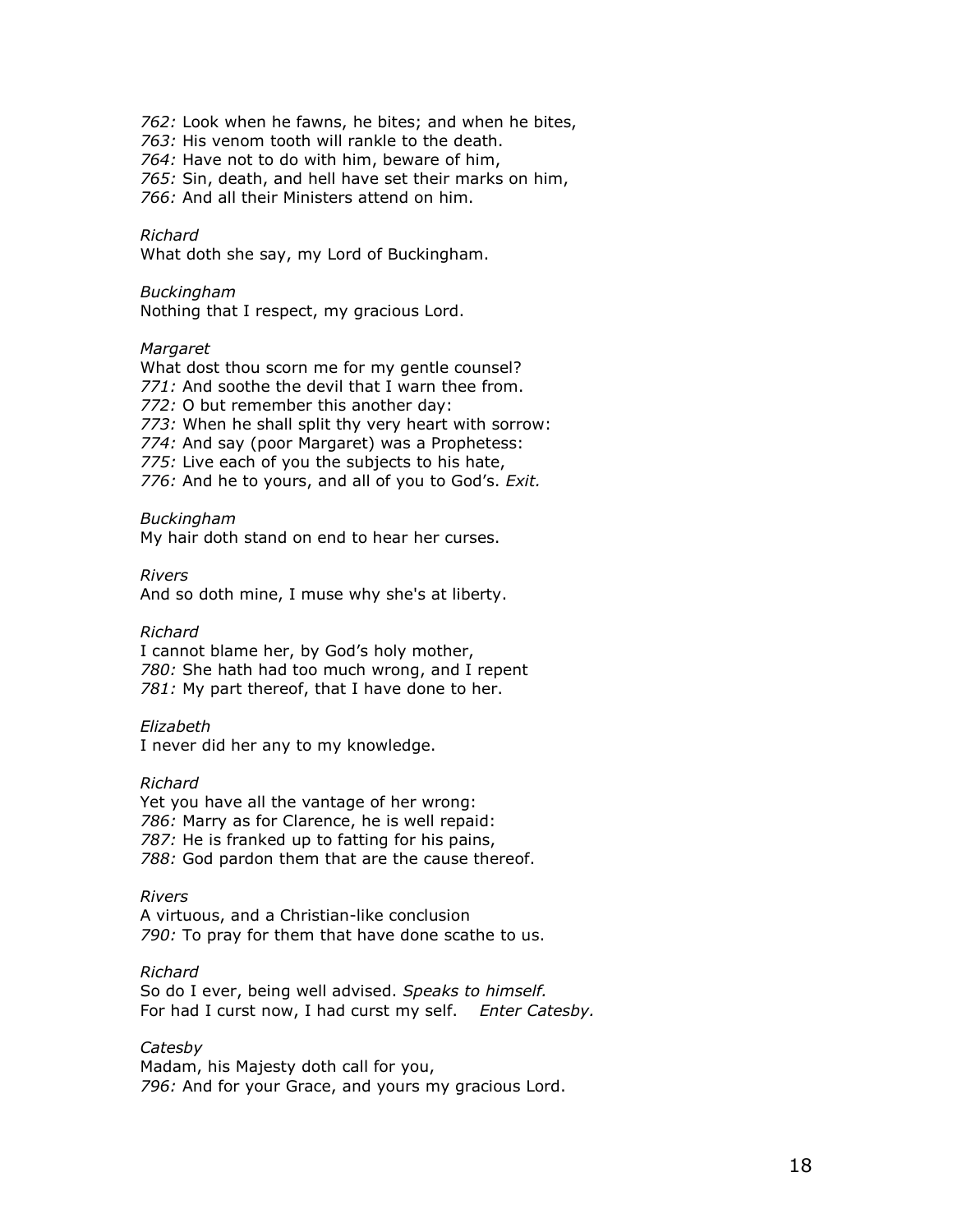*762:* Look when he fawns, he bites; and when he bites,
*763:* His venom tooth will rankle to the death.
*764:* Have not to do with him, beware of him,
*765:* Sin, death, and hell have set their marks on him,
*766:* And all their Ministers attend on him.

*Richard*
What doth she say, my Lord of Buckingham.

*Buckingham*
Nothing that I respect, my gracious Lord.

*Margaret*
What dost thou scorn me for my gentle counsel?
*771:* And soothe the devil that I warn thee from.
*772:* O but remember this another day:
*773:* When he shall split thy very heart with sorrow:
*774:* And say (poor Margaret) was a Prophetess:
*775:* Live each of you the subjects to his hate,
*776:* And he to yours, and all of you to God's. *Exit.*

*Buckingham*
My hair doth stand on end to hear her curses.

*Rivers*
And so doth mine, I muse why she's at liberty.

*Richard*
I cannot blame her, by God's holy mother,
*780:* She hath had too much wrong, and I repent
*781:* My part thereof, that I have done to her.

*Elizabeth*
I never did her any to my knowledge.

*Richard*
Yet you have all the vantage of her wrong:
*786:* Marry as for Clarence, he is well repaid:
*787:* He is franked up to fatting for his pains,
*788:* God pardon them that are the cause thereof.

*Rivers*
A virtuous, and a Christian-like conclusion
*790:* To pray for them that have done scathe to us.

*Richard*
So do I ever, being well advised. *Speaks to himself.*
For had I curst now, I had curst my self. *Enter Catesby.*

*Catesby*
Madam, his Majesty doth call for you,
*796:* And for your Grace, and yours my gracious Lord.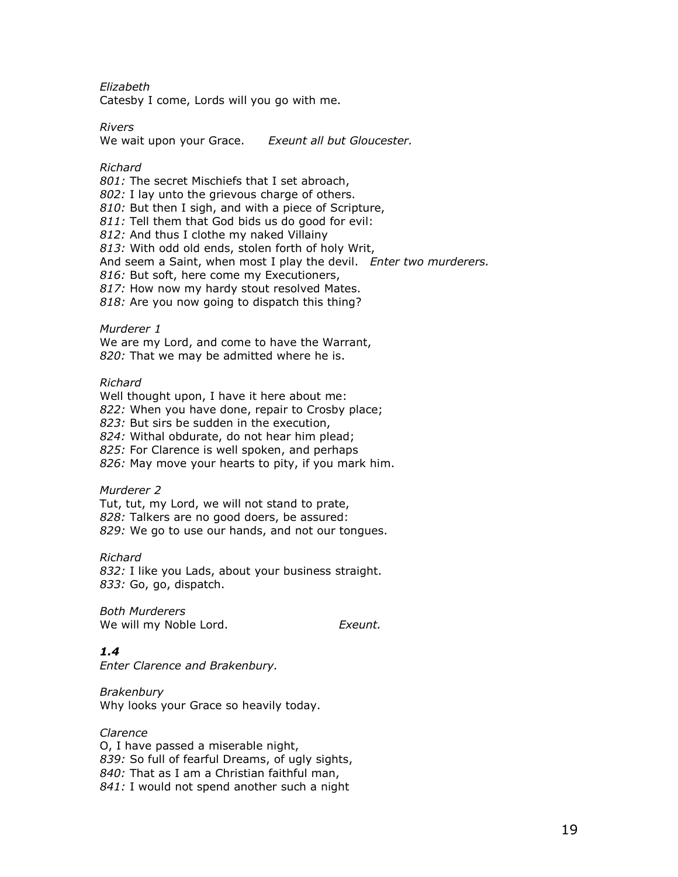*Elizabeth*
Catesby I come, Lords will you go with me.

*Rivers*
We wait upon your Grace. *Exeunt all but Gloucester.*

*Richard*
*801:* The secret Mischiefs that I set abroach,
*802:* I lay unto the grievous charge of others.
*810:* But then I sigh, and with a piece of Scripture,
*811:* Tell them that God bids us do good for evil:
*812:* And thus I clothe my naked Villainy
*813:* With odd old ends, stolen forth of holy Writ,
And seem a Saint, when most I play the devil. *Enter two murderers.*
*816:* But soft, here come my Executioners,
*817:* How now my hardy stout resolved Mates.
*818:* Are you now going to dispatch this thing?

*Murderer 1*
We are my Lord, and come to have the Warrant,
*820:* That we may be admitted where he is.

*Richard*
Well thought upon, I have it here about me:
*822:* When you have done, repair to Crosby place;
*823:* But sirs be sudden in the execution,
*824:* Withal obdurate, do not hear him plead;
*825:* For Clarence is well spoken, and perhaps
*826:* May move your hearts to pity, if you mark him.

*Murderer 2*
Tut, tut, my Lord, we will not stand to prate,
*828:* Talkers are no good doers, be assured:
*829:* We go to use our hands, and not our tongues.

*Richard*
*832:* I like you Lads, about your business straight.
*833:* Go, go, dispatch.

*Both Murderers*
We will my Noble Lord. *Exeunt.*

### ***1.4***

*Enter Clarence and Brakenbury.*

*Brakenbury*
Why looks your Grace so heavily today.

*Clarence*
O, I have passed a miserable night,
*839:* So full of fearful Dreams, of ugly sights,
*840:* That as I am a Christian faithful man,
*841:* I would not spend another such a night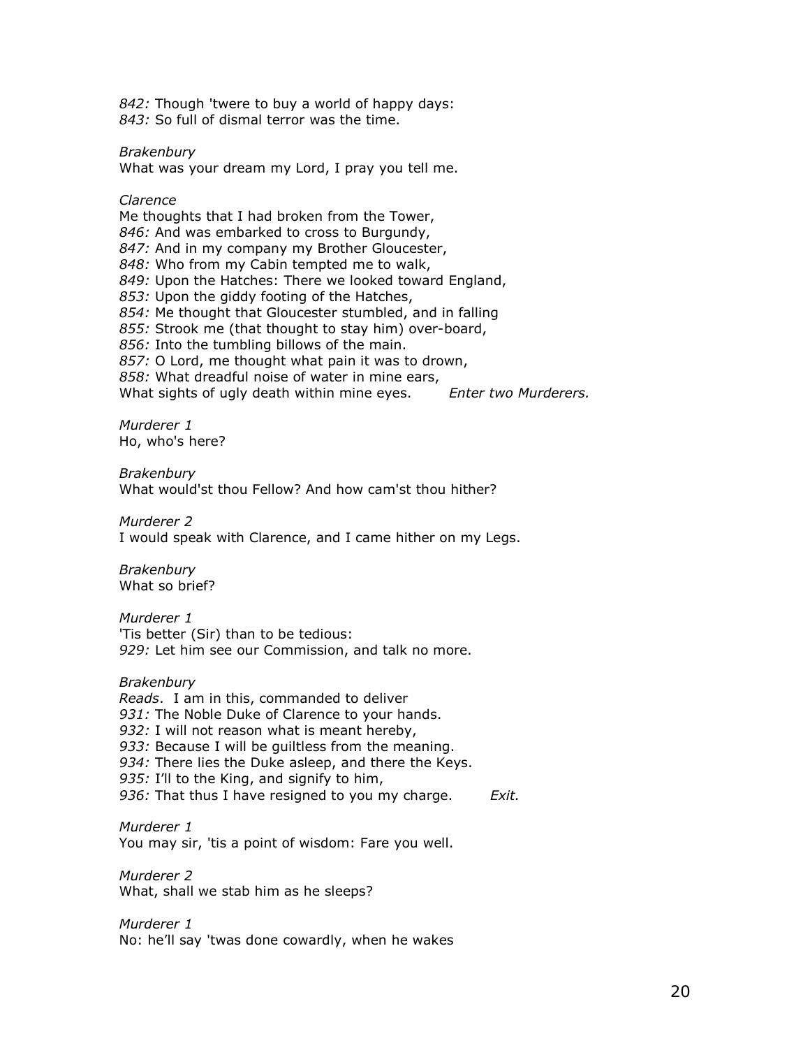*842:* Though 'twere to buy a world of happy days:
*843:* So full of dismal terror was the time.

*Brakenbury*
What was your dream my Lord, I pray you tell me.

*Clarence*
Me thoughts that I had broken from the Tower,
*846:* And was embarked to cross to Burgundy,
*847:* And in my company my Brother Gloucester,
*848:* Who from my Cabin tempted me to walk,
*849:* Upon the Hatches: There we looked toward England,
*853:* Upon the giddy footing of the Hatches,
*854:* Me thought that Gloucester stumbled, and in falling
*855:* Strook me (that thought to stay him) over-board,
*856:* Into the tumbling billows of the main.
*857:* O Lord, me thought what pain it was to drown,
*858:* What dreadful noise of water in mine ears,
What sights of ugly death within mine eyes. *Enter two Murderers.*

*Murderer 1*
Ho, who's here?

*Brakenbury*
What would'st thou Fellow? And how cam'st thou hither?

*Murderer 2*
I would speak with Clarence, and I came hither on my Legs.

*Brakenbury*
What so brief?

*Murderer 1*
'Tis better (Sir) than to be tedious:
*929:* Let him see our Commission, and talk no more.

*Brakenbury*
*Reads*. I am in this, commanded to deliver
*931:* The Noble Duke of Clarence to your hands.
*932:* I will not reason what is meant hereby,
*933:* Because I will be guiltless from the meaning.
*934:* There lies the Duke asleep, and there the Keys.
*935:* I'll to the King, and signify to him,
*936:* That thus I have resigned to you my charge. *Exit.*

*Murderer 1*
You may sir, 'tis a point of wisdom: Fare you well.

*Murderer 2*
What, shall we stab him as he sleeps?

*Murderer 1*
No: he'll say 'twas done cowardly, when he wakes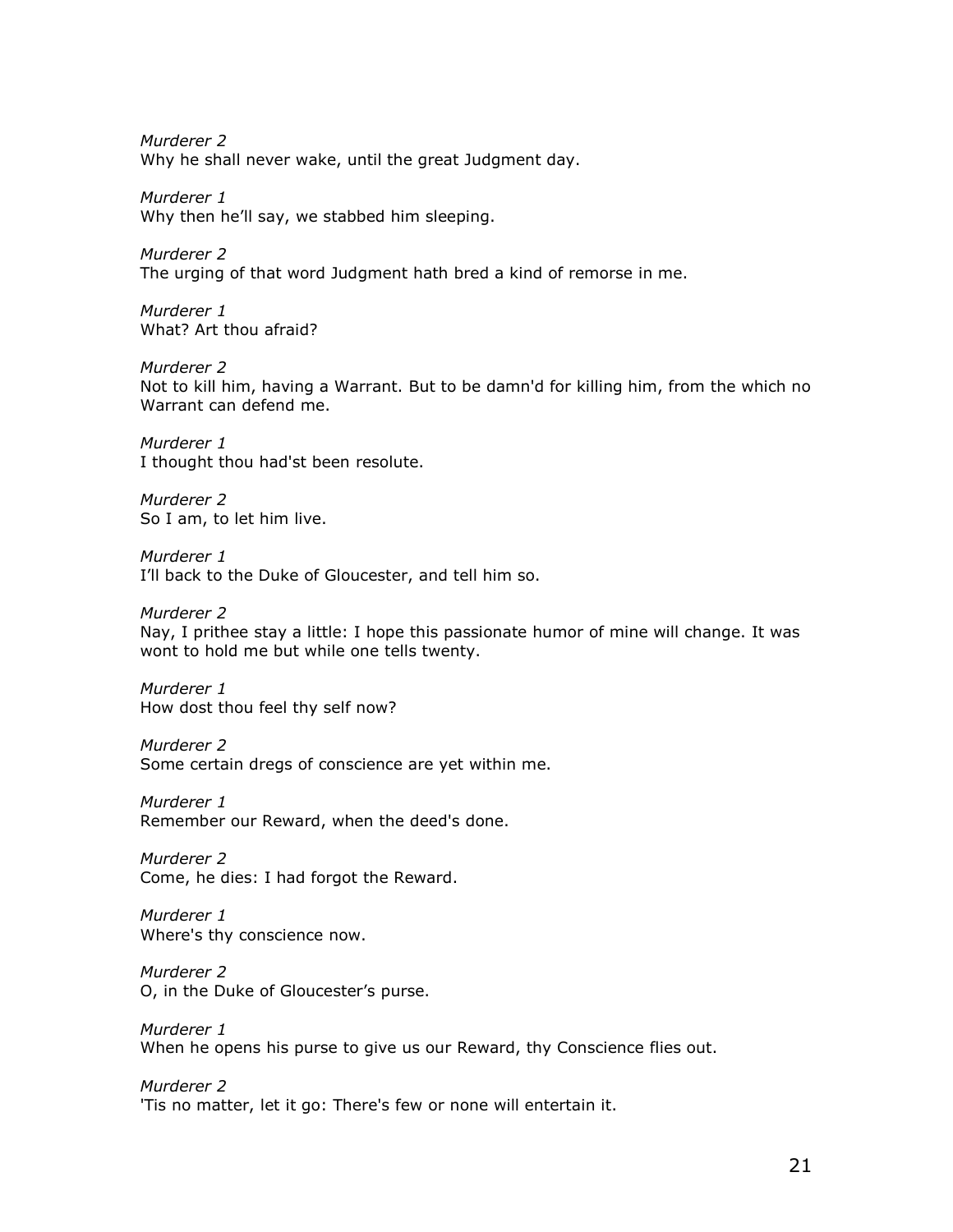*Murderer 2*
Why he shall never wake, until the great Judgment day.

*Murderer 1*
Why then he'll say, we stabbed him sleeping.

*Murderer 2*
The urging of that word Judgment hath bred a kind of remorse in me.

*Murderer 1*
What? Art thou afraid?

*Murderer 2*
Not to kill him, having a Warrant. But to be damn'd for killing him, from the which no Warrant can defend me.

*Murderer 1*
I thought thou had'st been resolute.

*Murderer 2*
So I am, to let him live.

*Murderer 1*
I'll back to the Duke of Gloucester, and tell him so.

*Murderer 2*
Nay, I prithee stay a little: I hope this passionate humor of mine will change. It was wont to hold me but while one tells twenty.

*Murderer 1*
How dost thou feel thy self now?

*Murderer 2*
Some certain dregs of conscience are yet within me.

*Murderer 1*
Remember our Reward, when the deed's done.

*Murderer 2*
Come, he dies: I had forgot the Reward.

*Murderer 1*
Where's thy conscience now.

*Murderer 2*
O, in the Duke of Gloucester's purse.

*Murderer 1*
When he opens his purse to give us our Reward, thy Conscience flies out.

*Murderer 2*
'Tis no matter, let it go: There's few or none will entertain it.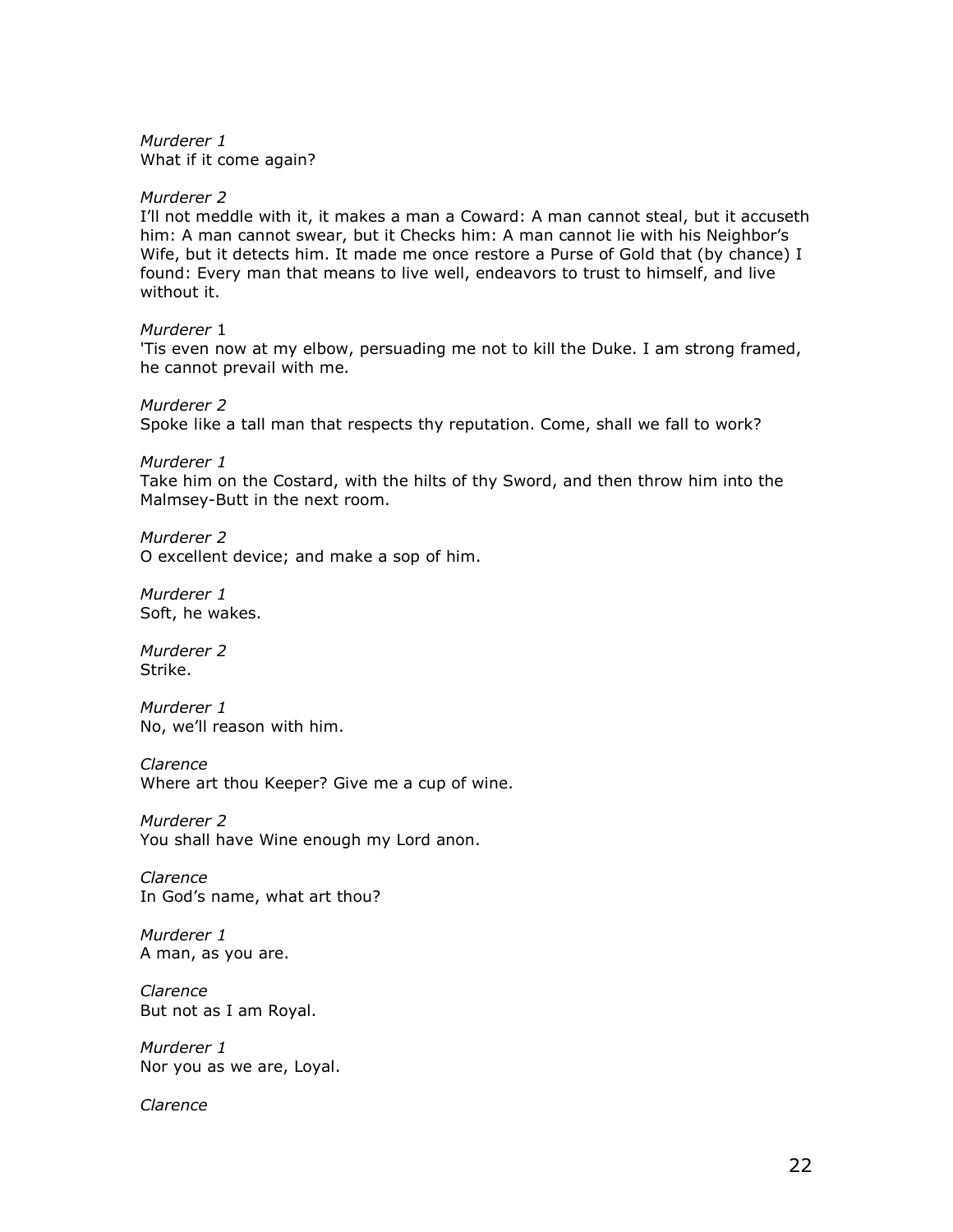*Murderer 1*
What if it come again?

*Murderer 2*
I'll not meddle with it, it makes a man a Coward: A man cannot steal, but it accuseth him: A man cannot swear, but it Checks him: A man cannot lie with his Neighbor's Wife, but it detects him. It made me once restore a Purse of Gold that (by chance) I found: Every man that means to live well, endeavors to trust to himself, and live without it.

*Murderer* 1
'Tis even now at my elbow, persuading me not to kill the Duke. I am strong framed, he cannot prevail with me.

*Murderer 2*
Spoke like a tall man that respects thy reputation. Come, shall we fall to work?

*Murderer 1*
Take him on the Costard, with the hilts of thy Sword, and then throw him into the Malmsey-Butt in the next room.

*Murderer 2*
O excellent device; and make a sop of him.

*Murderer 1*
Soft, he wakes.

*Murderer 2*
Strike.

*Murderer 1*
No, we'll reason with him.

*Clarence*
Where art thou Keeper? Give me a cup of wine.

*Murderer 2*
You shall have Wine enough my Lord anon.

*Clarence*
In God's name, what art thou?

*Murderer 1*
A man, as you are.

*Clarence*
But not as I am Royal.

*Murderer 1*
Nor you as we are, Loyal.

*Clarence*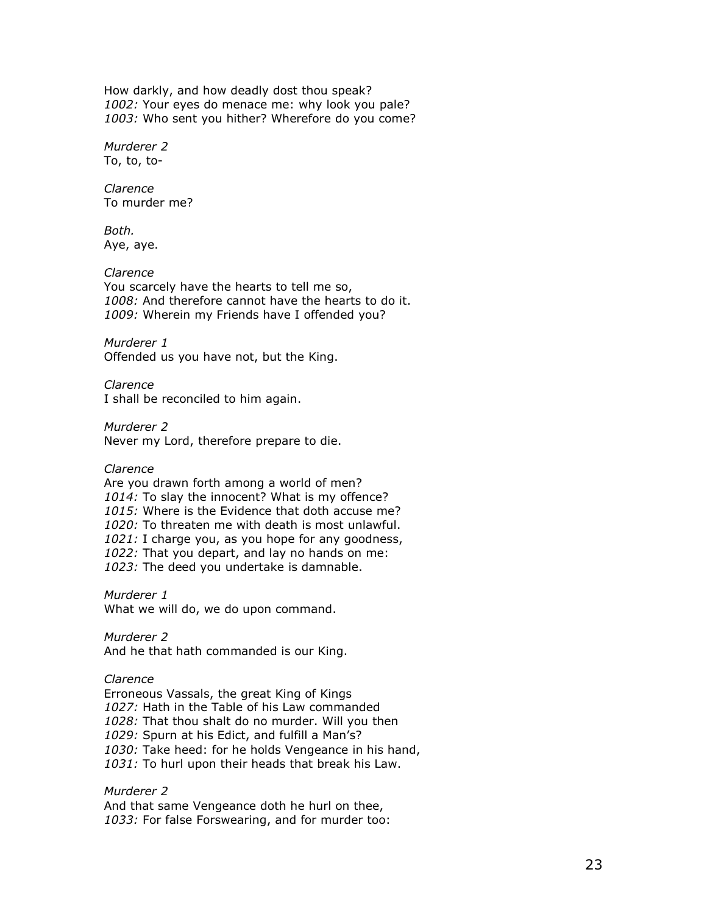How darkly, and how deadly dost thou speak?
*1002:* Your eyes do menace me: why look you pale?
*1003:* Who sent you hither? Wherefore do you come?

*Murderer 2*
To, to, to-

*Clarence*
To murder me?

*Both.*
Aye, aye.

*Clarence*
You scarcely have the hearts to tell me so,
*1008:* And therefore cannot have the hearts to do it.
*1009:* Wherein my Friends have I offended you?

*Murderer 1*
Offended us you have not, but the King.

*Clarence*
I shall be reconciled to him again.

*Murderer 2*
Never my Lord, therefore prepare to die.

*Clarence*
Are you drawn forth among a world of men?
*1014:* To slay the innocent? What is my offence?
*1015:* Where is the Evidence that doth accuse me?
*1020:* To threaten me with death is most unlawful.
*1021:* I charge you, as you hope for any goodness,
*1022:* That you depart, and lay no hands on me:
*1023:* The deed you undertake is damnable.

*Murderer 1*
What we will do, we do upon command.

*Murderer 2*
And he that hath commanded is our King.

*Clarence*
Erroneous Vassals, the great King of Kings
*1027:* Hath in the Table of his Law commanded
*1028:* That thou shalt do no murder. Will you then
*1029:* Spurn at his Edict, and fulfill a Man's?
*1030:* Take heed: for he holds Vengeance in his hand,
*1031:* To hurl upon their heads that break his Law.

*Murderer 2*
And that same Vengeance doth he hurl on thee,
*1033:* For false Forswearing, and for murder too: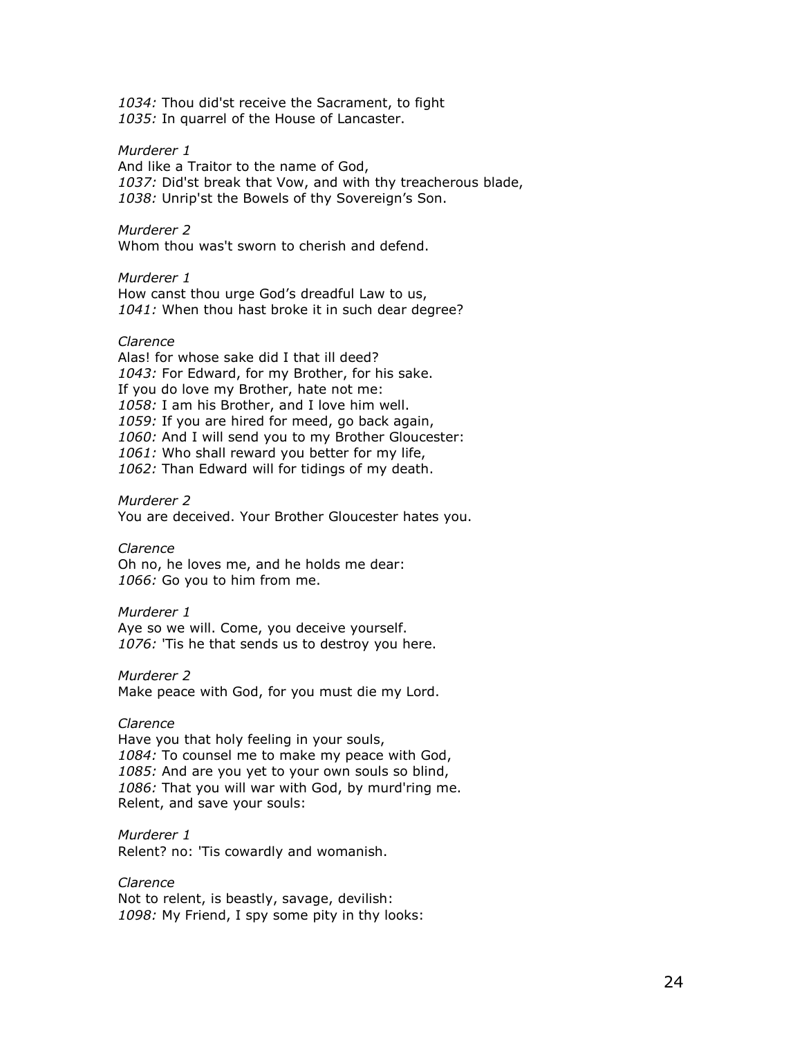*1034:* Thou did'st receive the Sacrament, to fight
*1035:* In quarrel of the House of Lancaster.

*Murderer 1*
And like a Traitor to the name of God,
*1037:* Did'st break that Vow, and with thy treacherous blade,
*1038:* Unrip'st the Bowels of thy Sovereign's Son.

*Murderer 2*
Whom thou was't sworn to cherish and defend.

*Murderer 1*
How canst thou urge God's dreadful Law to us,
*1041:* When thou hast broke it in such dear degree?

*Clarence*
Alas! for whose sake did I that ill deed?
*1043:* For Edward, for my Brother, for his sake.
If you do love my Brother, hate not me:
*1058:* I am his Brother, and I love him well.
*1059:* If you are hired for meed, go back again,
*1060:* And I will send you to my Brother Gloucester:
*1061:* Who shall reward you better for my life,
*1062:* Than Edward will for tidings of my death.

*Murderer 2*
You are deceived. Your Brother Gloucester hates you.

*Clarence*
Oh no, he loves me, and he holds me dear:
*1066:* Go you to him from me.

*Murderer 1*
Aye so we will. Come, you deceive yourself.
*1076:* 'Tis he that sends us to destroy you here.

*Murderer 2*
Make peace with God, for you must die my Lord.

*Clarence*
Have you that holy feeling in your souls,
*1084:* To counsel me to make my peace with God,
*1085:* And are you yet to your own souls so blind,
*1086:* That you will war with God, by murd'ring me.
Relent, and save your souls:

*Murderer 1*
Relent? no: 'Tis cowardly and womanish.

*Clarence*
Not to relent, is beastly, savage, devilish:
*1098:* My Friend, I spy some pity in thy looks: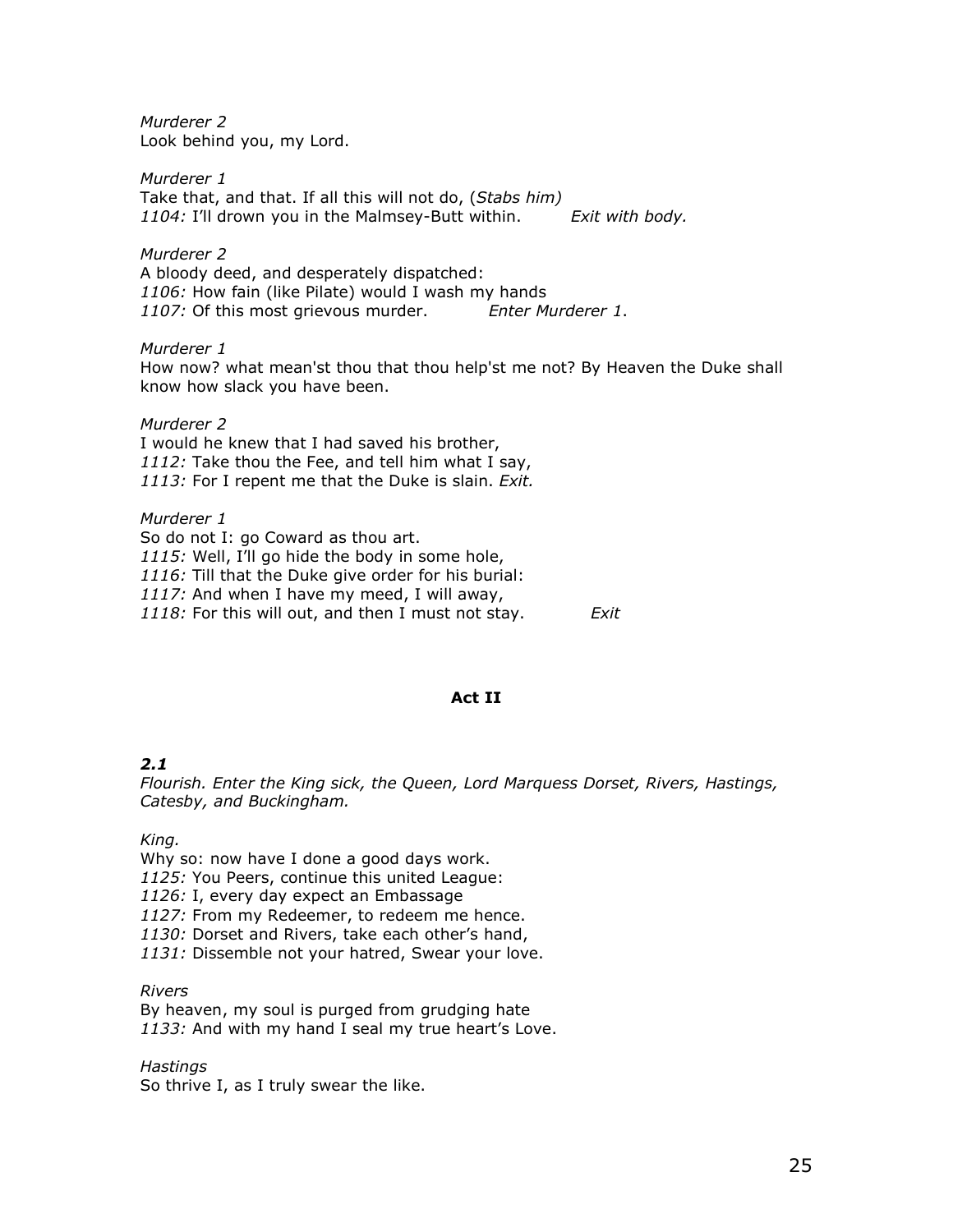*Murderer 2*
Look behind you, my Lord.

*Murderer 1*
Take that, and that. If all this will not do, (*Stabs him)*
*1104:* I'll drown you in the Malmsey-Butt within. *Exit with body.*

*Murderer 2*
A bloody deed, and desperately dispatched:
*1106:* How fain (like Pilate) would I wash my hands
*1107:* Of this most grievous murder. *Enter Murderer 1*.

*Murderer 1*
How now? what mean'st thou that thou help'st me not? By Heaven the Duke shall know how slack you have been.

*Murderer 2*
I would he knew that I had saved his brother,
*1112:* Take thou the Fee, and tell him what I say,
*1113:* For I repent me that the Duke is slain. *Exit.*

*Murderer 1*
So do not I: go Coward as thou art.
*1115:* Well, I'll go hide the body in some hole,
*1116:* Till that the Duke give order for his burial:
*1117:* And when I have my meed, I will away,
*1118:* For this will out, and then I must not stay. *Exit*

## Act II

### *2.1*

*Flourish. Enter the King sick, the Queen, Lord Marquess Dorset, Rivers, Hastings, Catesby, and Buckingham.*

*King.*
Why so: now have I done a good days work.
*1125:* You Peers, continue this united League:
*1126:* I, every day expect an Embassage
*1127:* From my Redeemer, to redeem me hence.
*1130:* Dorset and Rivers, take each other's hand,
*1131:* Dissemble not your hatred, Swear your love.

*Rivers*
By heaven, my soul is purged from grudging hate
*1133:* And with my hand I seal my true heart's Love.

*Hastings*
So thrive I, as I truly swear the like.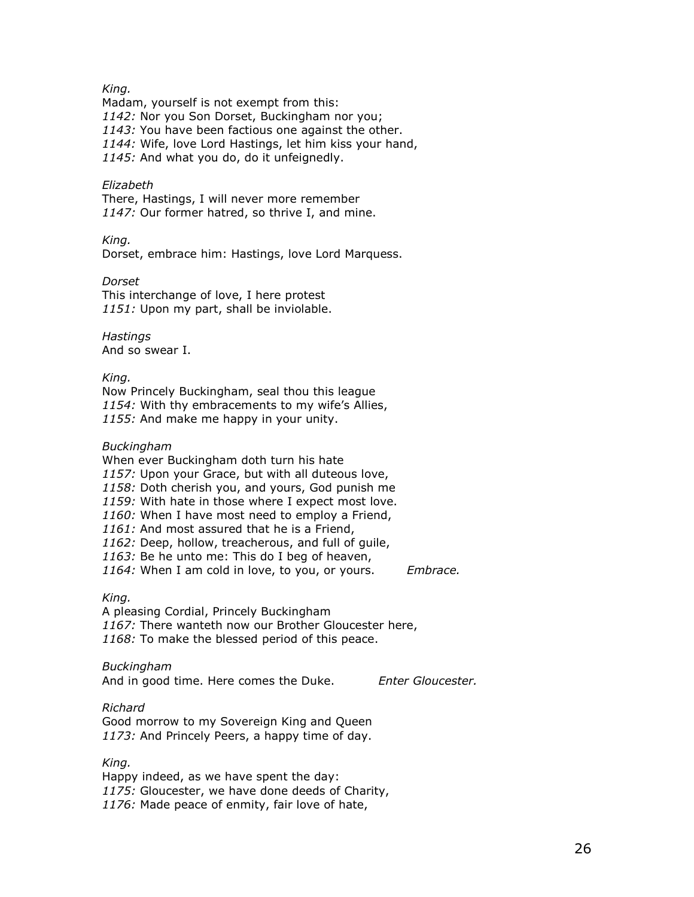*King.*
Madam, yourself is not exempt from this:
*1142:* Nor you Son Dorset, Buckingham nor you;
*1143:* You have been factious one against the other.
*1144:* Wife, love Lord Hastings, let him kiss your hand,
*1145:* And what you do, do it unfeignedly.

*Elizabeth*
There, Hastings, I will never more remember
*1147:* Our former hatred, so thrive I, and mine.

*King.*
Dorset, embrace him: Hastings, love Lord Marquess.

*Dorset*
This interchange of love, I here protest
*1151:* Upon my part, shall be inviolable.

*Hastings*
And so swear I.

*King.*
Now Princely Buckingham, seal thou this league
*1154:* With thy embracements to my wife's Allies,
*1155:* And make me happy in your unity.

*Buckingham*
When ever Buckingham doth turn his hate
*1157:* Upon your Grace, but with all duteous love,
*1158:* Doth cherish you, and yours, God punish me
*1159:* With hate in those where I expect most love.
*1160:* When I have most need to employ a Friend,
*1161:* And most assured that he is a Friend,
*1162:* Deep, hollow, treacherous, and full of guile,
*1163:* Be he unto me: This do I beg of heaven,
*1164:* When I am cold in love, to you, or yours. *Embrace.*

*King.*
A pleasing Cordial, Princely Buckingham
*1167:* There wanteth now our Brother Gloucester here,
*1168:* To make the blessed period of this peace.

*Buckingham*
And in good time. Here comes the Duke. *Enter Gloucester.*

*Richard*
Good morrow to my Sovereign King and Queen
*1173:* And Princely Peers, a happy time of day.

*King.*
Happy indeed, as we have spent the day:
*1175:* Gloucester, we have done deeds of Charity,
*1176:* Made peace of enmity, fair love of hate,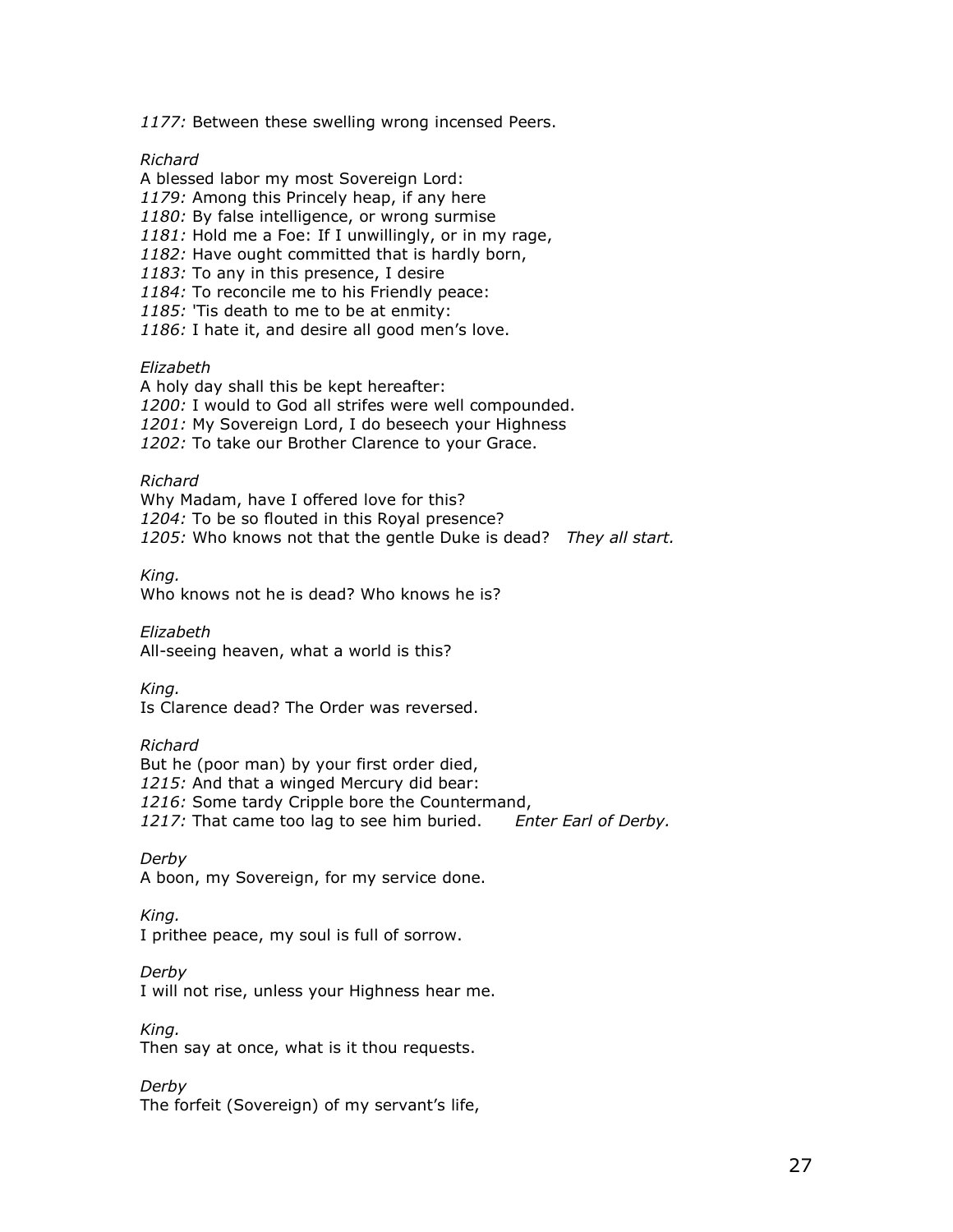*1177:* Between these swelling wrong incensed Peers.

*Richard*
A blessed labor my most Sovereign Lord:
*1179:* Among this Princely heap, if any here
*1180:* By false intelligence, or wrong surmise
*1181:* Hold me a Foe: If I unwillingly, or in my rage,
*1182:* Have ought committed that is hardly born,
*1183:* To any in this presence, I desire
*1184:* To reconcile me to his Friendly peace:
*1185:* 'Tis death to me to be at enmity:
*1186:* I hate it, and desire all good men's love.

*Elizabeth*
A holy day shall this be kept hereafter:
*1200:* I would to God all strifes were well compounded.
*1201:* My Sovereign Lord, I do beseech your Highness
*1202:* To take our Brother Clarence to your Grace.

*Richard*
Why Madam, have I offered love for this?
*1204:* To be so flouted in this Royal presence?
*1205:* Who knows not that the gentle Duke is dead? *They all start.*

*King.*
Who knows not he is dead? Who knows he is?

*Elizabeth*
All-seeing heaven, what a world is this?

*King.*
Is Clarence dead? The Order was reversed.

*Richard*
But he (poor man) by your first order died,
*1215:* And that a winged Mercury did bear:
*1216:* Some tardy Cripple bore the Countermand,
*1217:* That came too lag to see him buried. *Enter Earl of Derby.*

*Derby*
A boon, my Sovereign, for my service done.

*King.*
I prithee peace, my soul is full of sorrow.

*Derby*
I will not rise, unless your Highness hear me.

*King.*
Then say at once, what is it thou requests.

*Derby*
The forfeit (Sovereign) of my servant's life,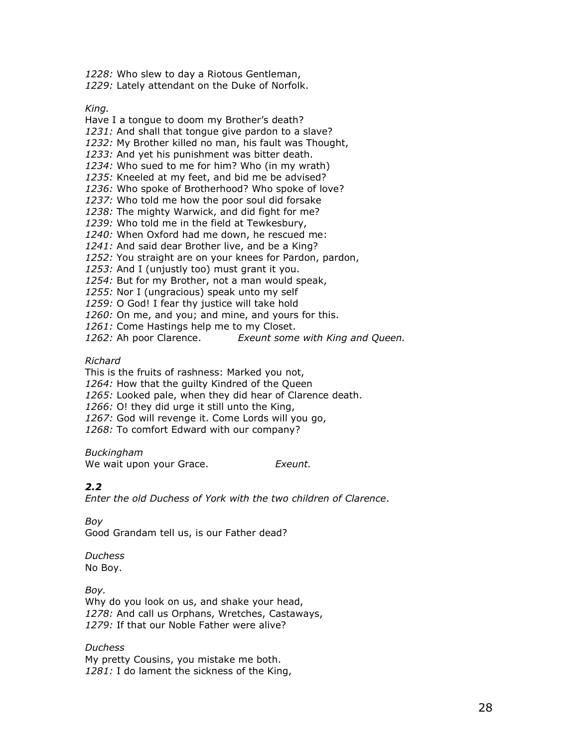*1228:* Who slew to day a Riotous Gentleman,
*1229:* Lately attendant on the Duke of Norfolk.

*King.*

Have I a tongue to doom my Brother's death?
*1231:* And shall that tongue give pardon to a slave?
*1232:* My Brother killed no man, his fault was Thought,
*1233:* And yet his punishment was bitter death.
*1234:* Who sued to me for him? Who (in my wrath)
*1235:* Kneeled at my feet, and bid me be advised?
*1236:* Who spoke of Brotherhood? Who spoke of love?
*1237:* Who told me how the poor soul did forsake
*1238:* The mighty Warwick, and did fight for me?
*1239:* Who told me in the field at Tewkesbury,
*1240:* When Oxford had me down, he rescued me:
*1241:* And said dear Brother live, and be a King?
*1252:* You straight are on your knees for Pardon, pardon,
*1253:* And I (unjustly too) must grant it you.
*1254:* But for my Brother, not a man would speak,
*1255:* Nor I (ungracious) speak unto my self
*1259:* O God! I fear thy justice will take hold
*1260:* On me, and you; and mine, and yours for this.
*1261:* Come Hastings help me to my Closet.
*1262:* Ah poor Clarence. *Exeunt some with King and Queen.*

*Richard*

This is the fruits of rashness: Marked you not,
*1264:* How that the guilty Kindred of the Queen
*1265:* Looked pale, when they did hear of Clarence death.
*1266:* O! they did urge it still unto the King,
*1267:* God will revenge it. Come Lords will you go,
*1268:* To comfort Edward with our company?

*Buckingham*

We wait upon your Grace. *Exeunt.*

### *2.2*

*Enter the old Duchess of York with the two children of Clarence*.

*Boy*

Good Grandam tell us, is our Father dead?

*Duchess*

No Boy.

*Boy.*

Why do you look on us, and shake your head,
*1278:* And call us Orphans, Wretches, Castaways,
*1279:* If that our Noble Father were alive?

*Duchess*

My pretty Cousins, you mistake me both.
*1281:* I do lament the sickness of the King,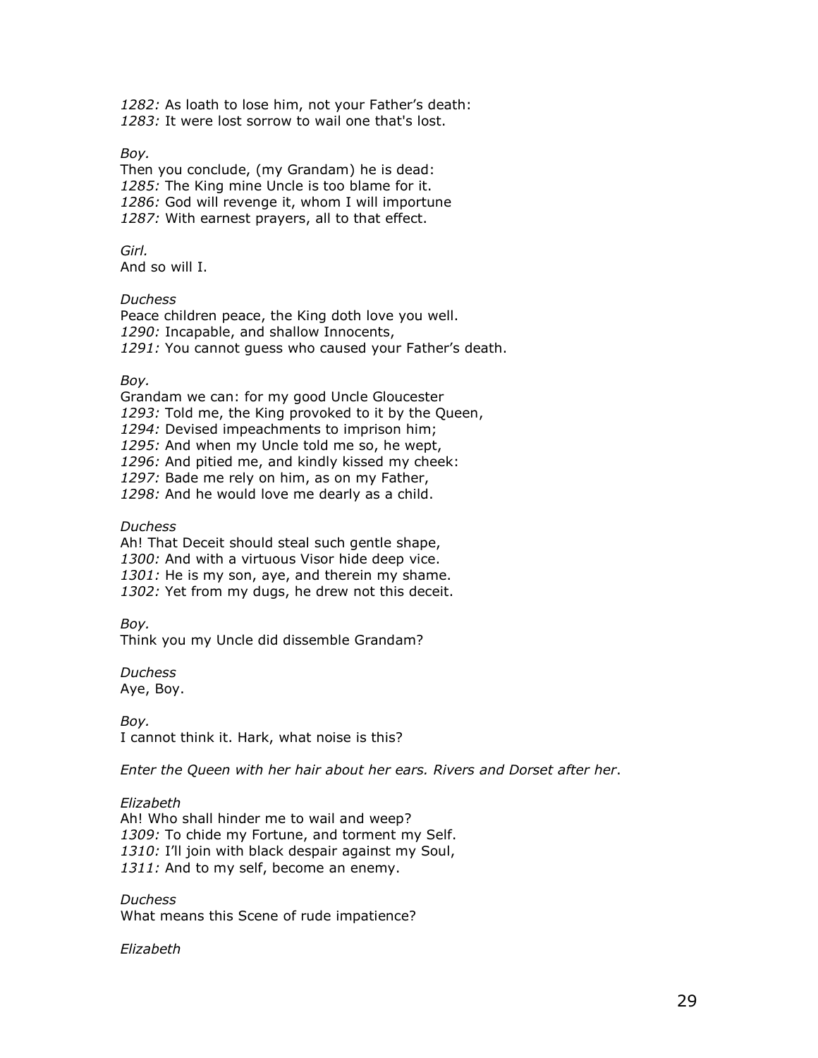*1282:* As loath to lose him, not your Father's death:
*1283:* It were lost sorrow to wail one that's lost.

*Boy.*
Then you conclude, (my Grandam) he is dead:
*1285:* The King mine Uncle is too blame for it.
*1286:* God will revenge it, whom I will importune
*1287:* With earnest prayers, all to that effect.

*Girl.*
And so will I.

*Duchess*
Peace children peace, the King doth love you well.
*1290:* Incapable, and shallow Innocents,
*1291:* You cannot guess who caused your Father's death.

*Boy.*
Grandam we can: for my good Uncle Gloucester
*1293:* Told me, the King provoked to it by the Queen,
*1294:* Devised impeachments to imprison him;
*1295:* And when my Uncle told me so, he wept,
*1296:* And pitied me, and kindly kissed my cheek:
*1297:* Bade me rely on him, as on my Father,
*1298:* And he would love me dearly as a child.

*Duchess*
Ah! That Deceit should steal such gentle shape,
*1300:* And with a virtuous Visor hide deep vice.
*1301:* He is my son, aye, and therein my shame.
*1302:* Yet from my dugs, he drew not this deceit.

*Boy.*
Think you my Uncle did dissemble Grandam?

*Duchess*
Aye, Boy.

*Boy.*
I cannot think it. Hark, what noise is this?

*Enter the Queen with her hair about her ears. Rivers and Dorset after her*.

*Elizabeth*
Ah! Who shall hinder me to wail and weep?
*1309:* To chide my Fortune, and torment my Self.
*1310:* I'll join with black despair against my Soul,
*1311:* And to my self, become an enemy.

*Duchess*
What means this Scene of rude impatience?

*Elizabeth*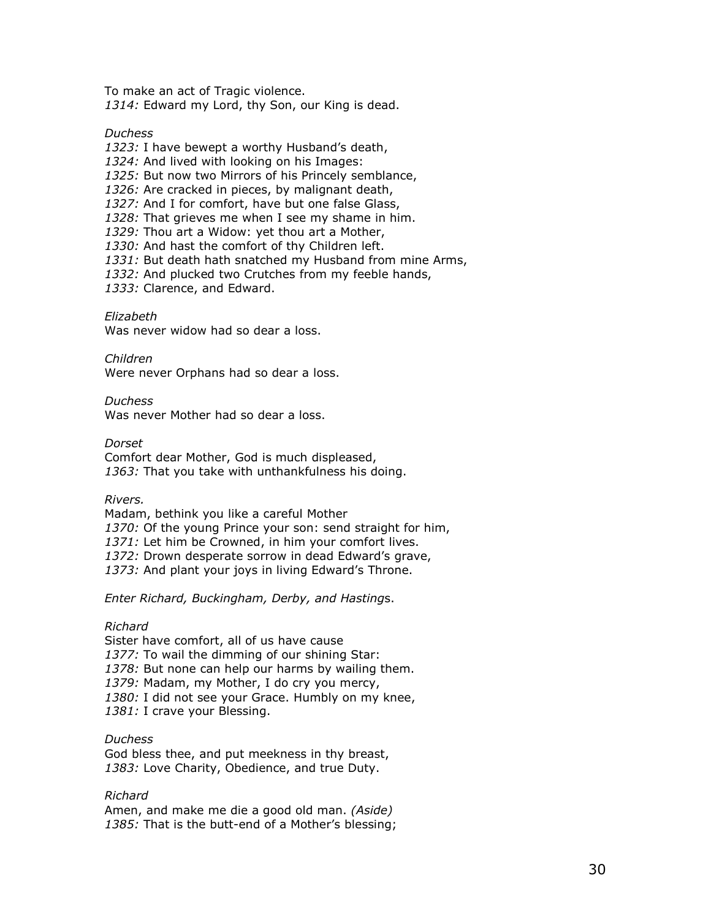To make an act of Tragic violence.
*1314:* Edward my Lord, thy Son, our King is dead.

*Duchess*

*1323:* I have bewept a worthy Husband's death,
*1324:* And lived with looking on his Images:
*1325:* But now two Mirrors of his Princely semblance,
*1326:* Are cracked in pieces, by malignant death,
*1327:* And I for comfort, have but one false Glass,
*1328:* That grieves me when I see my shame in him.
*1329:* Thou art a Widow: yet thou art a Mother,
*1330:* And hast the comfort of thy Children left.
*1331:* But death hath snatched my Husband from mine Arms,
*1332:* And plucked two Crutches from my feeble hands,
*1333:* Clarence, and Edward.

*Elizabeth*

Was never widow had so dear a loss.

*Children*

Were never Orphans had so dear a loss.

*Duchess*

Was never Mother had so dear a loss.

*Dorset*

Comfort dear Mother, God is much displeased,
*1363:* That you take with unthankfulness his doing.

*Rivers.*

Madam, bethink you like a careful Mother
*1370:* Of the young Prince your son: send straight for him,
*1371:* Let him be Crowned, in him your comfort lives.
*1372:* Drown desperate sorrow in dead Edward's grave,
*1373:* And plant your joys in living Edward's Throne.

*Enter Richard, Buckingham, Derby, and Hastings.*

*Richard*

Sister have comfort, all of us have cause
*1377:* To wail the dimming of our shining Star:
*1378:* But none can help our harms by wailing them.
*1379:* Madam, my Mother, I do cry you mercy,
*1380:* I did not see your Grace. Humbly on my knee,
*1381:* I crave your Blessing.

*Duchess*

God bless thee, and put meekness in thy breast,
*1383:* Love Charity, Obedience, and true Duty.

*Richard*

Amen, and make me die a good old man. *(Aside)*
*1385:* That is the butt-end of a Mother's blessing;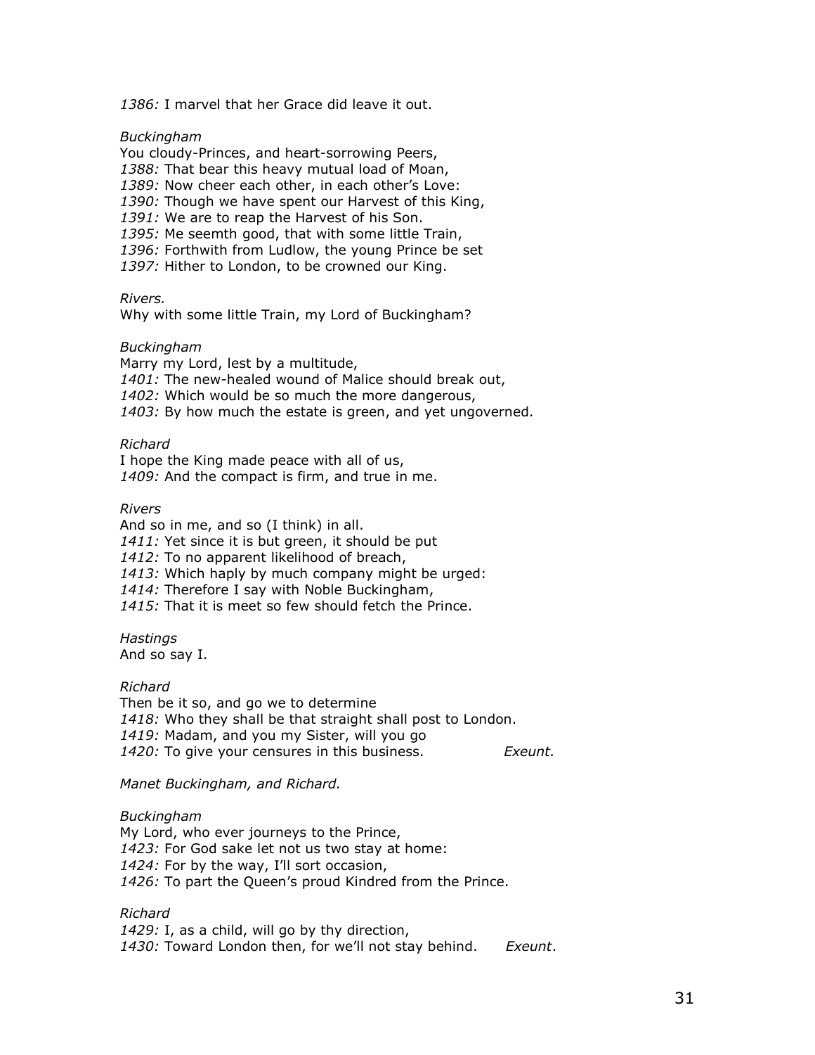*1386:* I marvel that her Grace did leave it out.

*Buckingham*
You cloudy-Princes, and heart-sorrowing Peers,
*1388:* That bear this heavy mutual load of Moan,
*1389:* Now cheer each other, in each other's Love:
*1390:* Though we have spent our Harvest of this King,
*1391:* We are to reap the Harvest of his Son.
*1395:* Me seemth good, that with some little Train,
*1396:* Forthwith from Ludlow, the young Prince be set
*1397:* Hither to London, to be crowned our King.

*Rivers.*
Why with some little Train, my Lord of Buckingham?

*Buckingham*
Marry my Lord, lest by a multitude,
*1401:* The new-healed wound of Malice should break out,
*1402:* Which would be so much the more dangerous,
*1403:* By how much the estate is green, and yet ungoverned.

*Richard*
I hope the King made peace with all of us,
*1409:* And the compact is firm, and true in me.

*Rivers*
And so in me, and so (I think) in all.
*1411:* Yet since it is but green, it should be put
*1412:* To no apparent likelihood of breach,
*1413:* Which haply by much company might be urged:
*1414:* Therefore I say with Noble Buckingham,
*1415:* That it is meet so few should fetch the Prince.

*Hastings*
And so say I.

*Richard*
Then be it so, and go we to determine
*1418:* Who they shall be that straight shall post to London.
*1419:* Madam, and you my Sister, will you go
*1420:* To give your censures in this business. *Exeunt.*

*Manet Buckingham, and Richard.*

*Buckingham*
My Lord, who ever journeys to the Prince,
*1423:* For God sake let not us two stay at home:
*1424:* For by the way, I'll sort occasion,
*1426:* To part the Queen's proud Kindred from the Prince.

*Richard*
*1429:* I, as a child, will go by thy direction,
*1430:* Toward London then, for we'll not stay behind. *Exeunt*.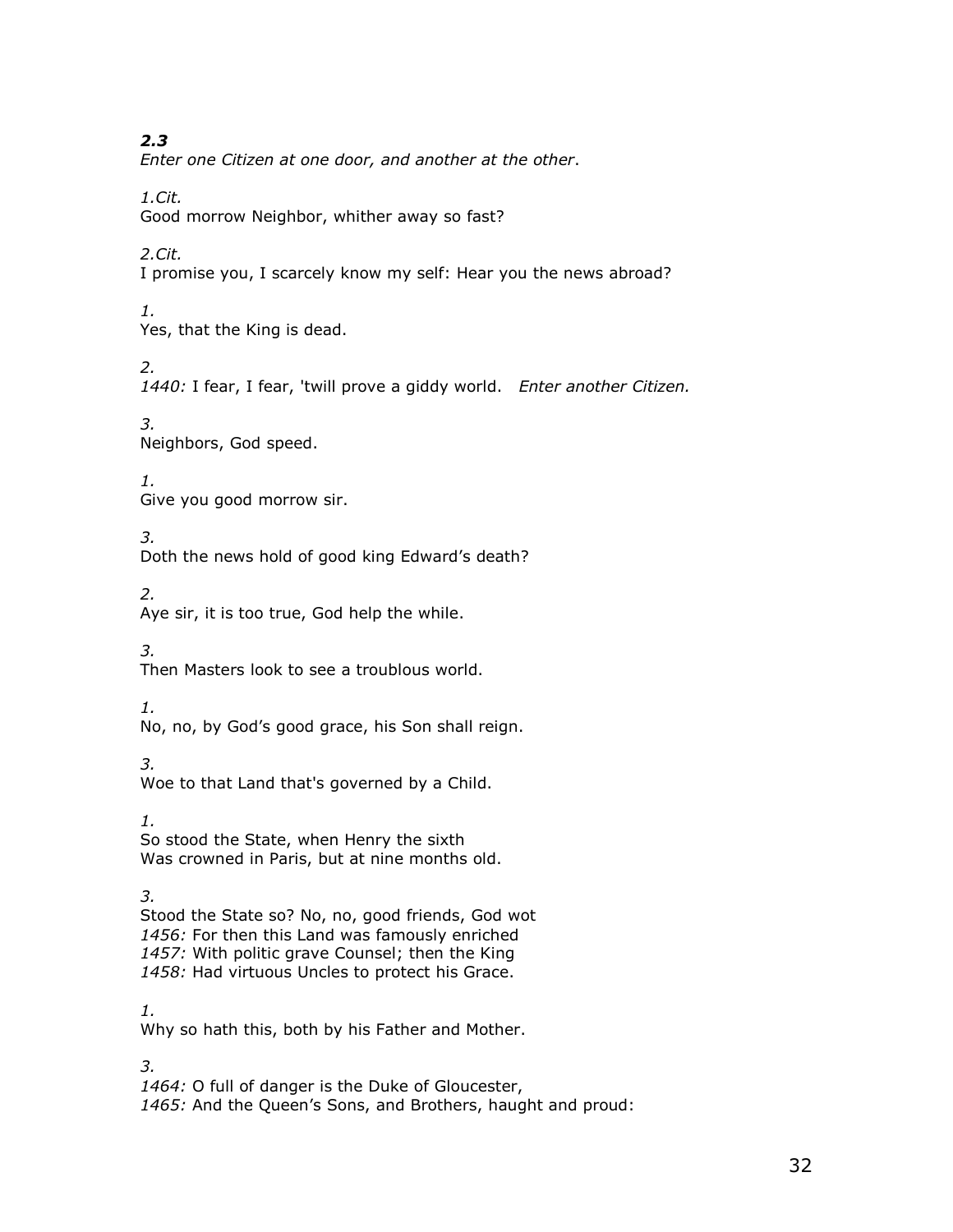***2.3***
*Enter one Citizen at one door, and another at the other*.

*1.Cit.*
Good morrow Neighbor, whither away so fast?

*2.Cit.*
I promise you, I scarcely know my self: Hear you the news abroad?

*1.*
Yes, that the King is dead.

*2.*
*1440:* I fear, I fear, 'twill prove a giddy world.   *Enter another Citizen.*

*3.*
Neighbors, God speed.

*1.*
Give you good morrow sir.

*3.*
Doth the news hold of good king Edward's death?

*2.*
Aye sir, it is too true, God help the while.

*3.*
Then Masters look to see a troublous world.

*1.*
No, no, by God's good grace, his Son shall reign.

*3.*
Woe to that Land that's governed by a Child.

*1.*
So stood the State, when Henry the sixth
Was crowned in Paris, but at nine months old.

*3.*
Stood the State so? No, no, good friends, God wot
*1456:* For then this Land was famously enriched
*1457:* With politic grave Counsel; then the King
*1458:* Had virtuous Uncles to protect his Grace.

*1.*
Why so hath this, both by his Father and Mother.

*3.*
*1464:* O full of danger is the Duke of Gloucester,
*1465:* And the Queen's Sons, and Brothers, haught and proud: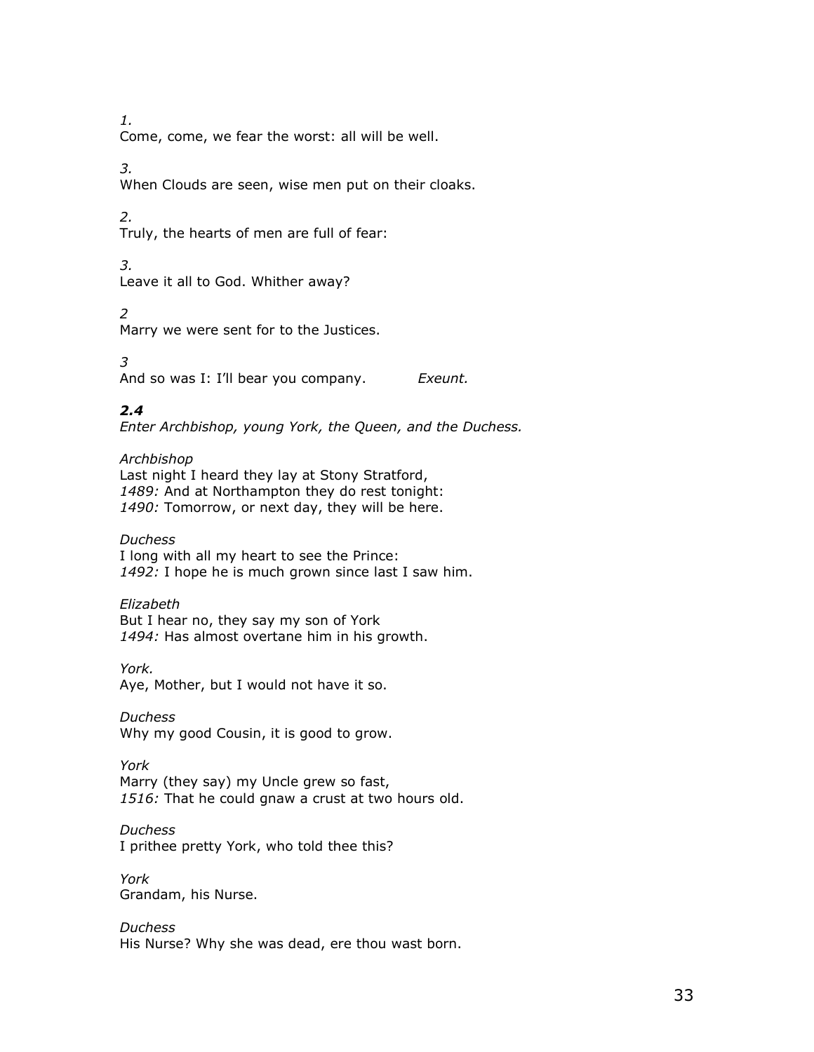*1.*
Come, come, we fear the worst: all will be well.

*3.*
When Clouds are seen, wise men put on their cloaks.

*2.*
Truly, the hearts of men are full of fear:

*3.*
Leave it all to God. Whither away?

*2*
Marry we were sent for to the Justices.

*3*
And so was I: I'll bear you company. *Exeunt.*

### ***2.4***

*Enter Archbishop, young York, the Queen, and the Duchess.*

*Archbishop*
Last night I heard they lay at Stony Stratford,
*1489:* And at Northampton they do rest tonight:
*1490:* Tomorrow, or next day, they will be here.

*Duchess*
I long with all my heart to see the Prince:
*1492:* I hope he is much grown since last I saw him.

*Elizabeth*
But I hear no, they say my son of York
*1494:* Has almost overtane him in his growth.

*York.*
Aye, Mother, but I would not have it so.

*Duchess*
Why my good Cousin, it is good to grow.

*York*
Marry (they say) my Uncle grew so fast,
*1516:* That he could gnaw a crust at two hours old.

*Duchess*
I prithee pretty York, who told thee this?

*York*
Grandam, his Nurse.

*Duchess*
His Nurse? Why she was dead, ere thou wast born.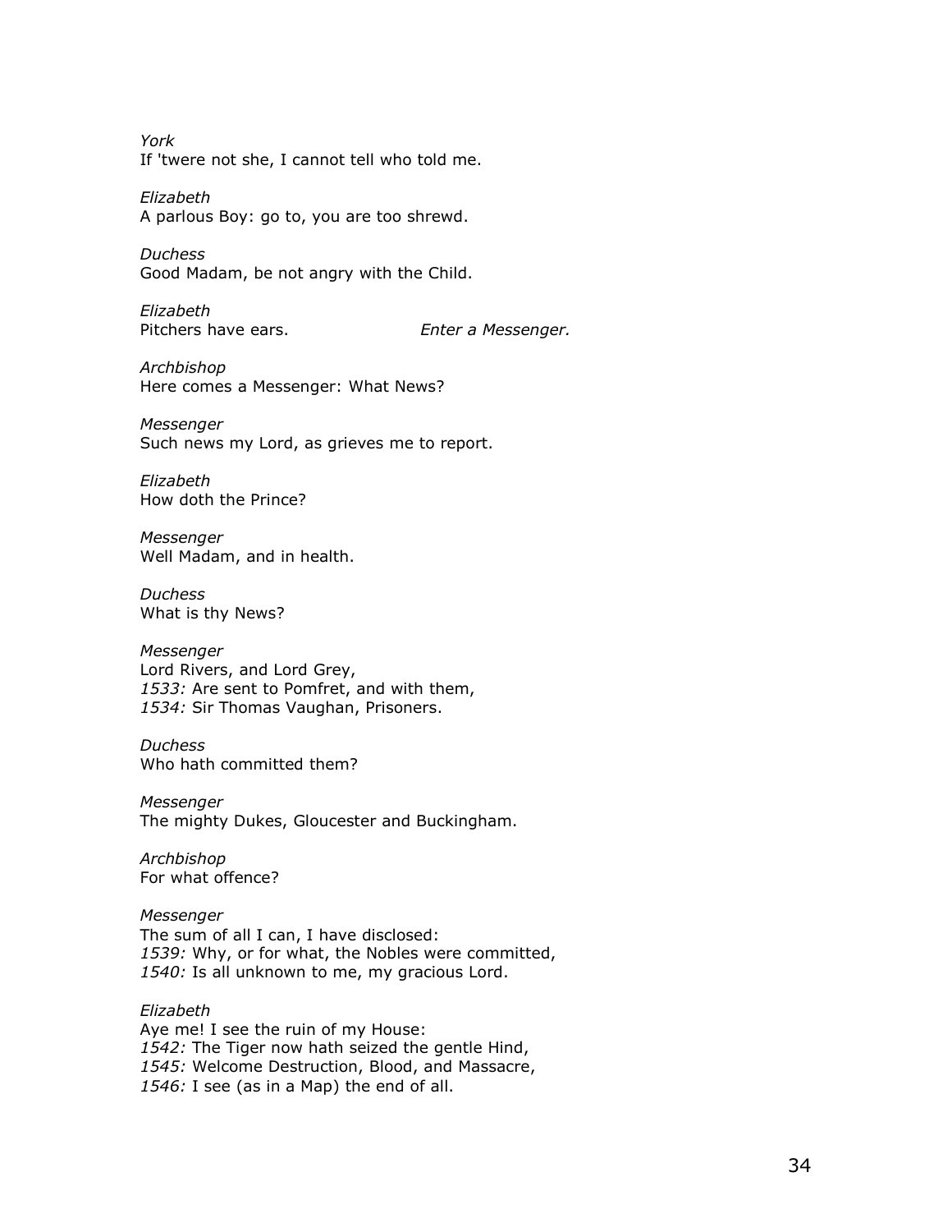*York*
If 'twere not she, I cannot tell who told me.

*Elizabeth*
A parlous Boy: go to, you are too shrewd.

*Duchess*
Good Madam, be not angry with the Child.

*Elizabeth*
Pitchers have ears. *Enter a Messenger.*

*Archbishop*
Here comes a Messenger: What News?

*Messenger*
Such news my Lord, as grieves me to report.

*Elizabeth*
How doth the Prince?

*Messenger*
Well Madam, and in health.

*Duchess*
What is thy News?

*Messenger*
Lord Rivers, and Lord Grey,
*1533:* Are sent to Pomfret, and with them,
*1534:* Sir Thomas Vaughan, Prisoners.

*Duchess*
Who hath committed them?

*Messenger*
The mighty Dukes, Gloucester and Buckingham.

*Archbishop*
For what offence?

*Messenger*
The sum of all I can, I have disclosed:
*1539:* Why, or for what, the Nobles were committed,
*1540:* Is all unknown to me, my gracious Lord.

*Elizabeth*
Aye me! I see the ruin of my House:
*1542:* The Tiger now hath seized the gentle Hind,
*1545:* Welcome Destruction, Blood, and Massacre,
*1546:* I see (as in a Map) the end of all.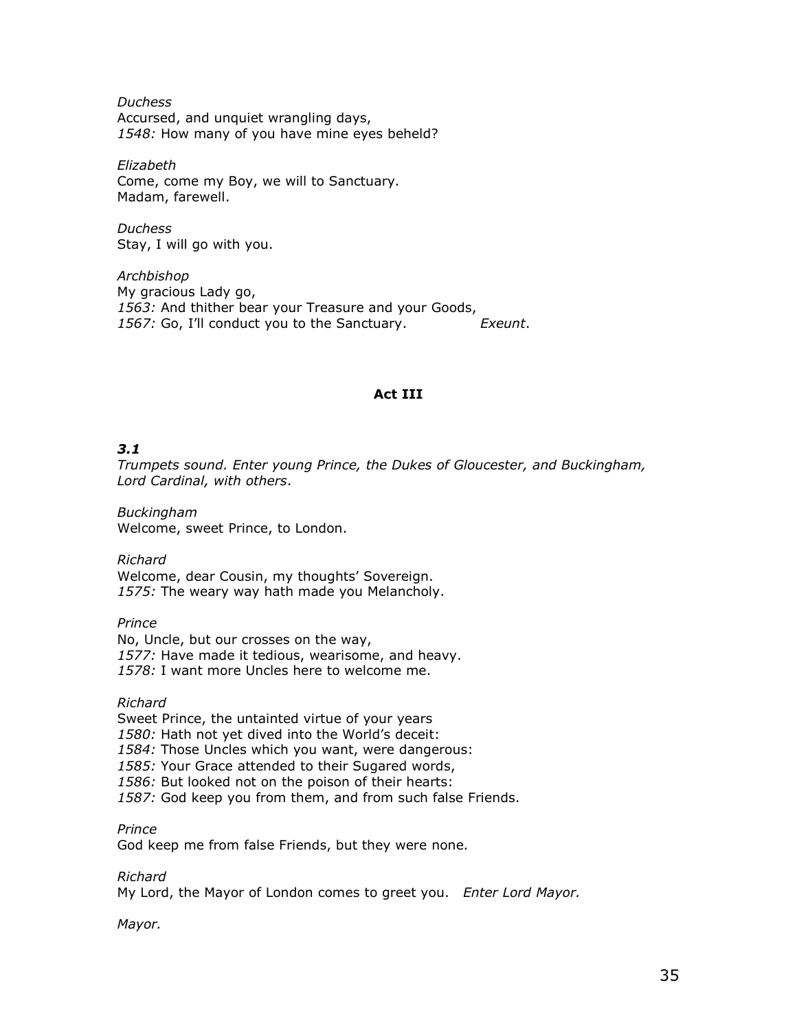*Duchess*
Accursed, and unquiet wrangling days,
*1548:* How many of you have mine eyes beheld?

*Elizabeth*
Come, come my Boy, we will to Sanctuary.
Madam, farewell.

*Duchess*
Stay, I will go with you.

*Archbishop*
My gracious Lady go,
*1563:* And thither bear your Treasure and your Goods,
*1567:* Go, I'll conduct you to the Sanctuary. *Exeunt*.

## Act III

### *3.1*

*Trumpets sound. Enter young Prince, the Dukes of Gloucester, and Buckingham, Lord Cardinal, with others*.

*Buckingham*
Welcome, sweet Prince, to London.

*Richard*
Welcome, dear Cousin, my thoughts' Sovereign.
*1575:* The weary way hath made you Melancholy.

*Prince*
No, Uncle, but our crosses on the way,
*1577:* Have made it tedious, wearisome, and heavy.
*1578:* I want more Uncles here to welcome me.

*Richard*
Sweet Prince, the untainted virtue of your years
*1580:* Hath not yet dived into the World's deceit:
*1584:* Those Uncles which you want, were dangerous:
*1585:* Your Grace attended to their Sugared words,
*1586:* But looked not on the poison of their hearts:
*1587:* God keep you from them, and from such false Friends.

*Prince*
God keep me from false Friends, but they were none.

*Richard*
My Lord, the Mayor of London comes to greet you. *Enter Lord Mayor.*

*Mayor.*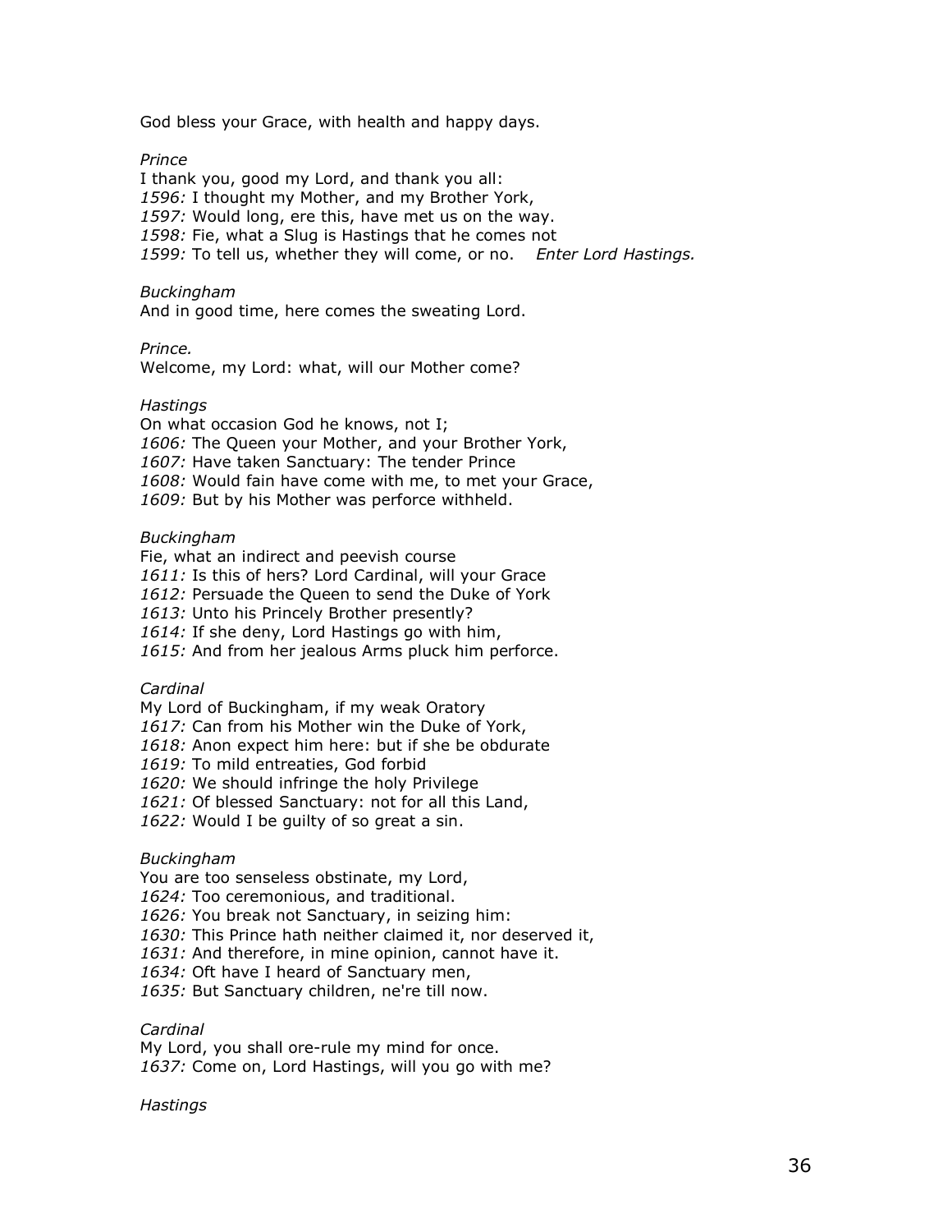God bless your Grace, with health and happy days.

*Prince*

I thank you, good my Lord, and thank you all:
*1596:* I thought my Mother, and my Brother York,
*1597:* Would long, ere this, have met us on the way.
*1598:* Fie, what a Slug is Hastings that he comes not
*1599:* To tell us, whether they will come, or no. *Enter Lord Hastings.*

*Buckingham*

And in good time, here comes the sweating Lord.

*Prince.*

Welcome, my Lord: what, will our Mother come?

*Hastings*

On what occasion God he knows, not I;
*1606:* The Queen your Mother, and your Brother York,
*1607:* Have taken Sanctuary: The tender Prince
*1608:* Would fain have come with me, to met your Grace,
*1609:* But by his Mother was perforce withheld.

*Buckingham*

Fie, what an indirect and peevish course
*1611:* Is this of hers? Lord Cardinal, will your Grace
*1612:* Persuade the Queen to send the Duke of York
*1613:* Unto his Princely Brother presently?
*1614:* If she deny, Lord Hastings go with him,
*1615:* And from her jealous Arms pluck him perforce.

*Cardinal*

My Lord of Buckingham, if my weak Oratory
*1617:* Can from his Mother win the Duke of York,
*1618:* Anon expect him here: but if she be obdurate
*1619:* To mild entreaties, God forbid
*1620:* We should infringe the holy Privilege
*1621:* Of blessed Sanctuary: not for all this Land,
*1622:* Would I be guilty of so great a sin.

*Buckingham*

You are too senseless obstinate, my Lord,
*1624:* Too ceremonious, and traditional.
*1626:* You break not Sanctuary, in seizing him:
*1630:* This Prince hath neither claimed it, nor deserved it,
*1631:* And therefore, in mine opinion, cannot have it.
*1634:* Oft have I heard of Sanctuary men,
*1635:* But Sanctuary children, ne're till now.

*Cardinal*

My Lord, you shall ore-rule my mind for once.
*1637:* Come on, Lord Hastings, will you go with me?

*Hastings*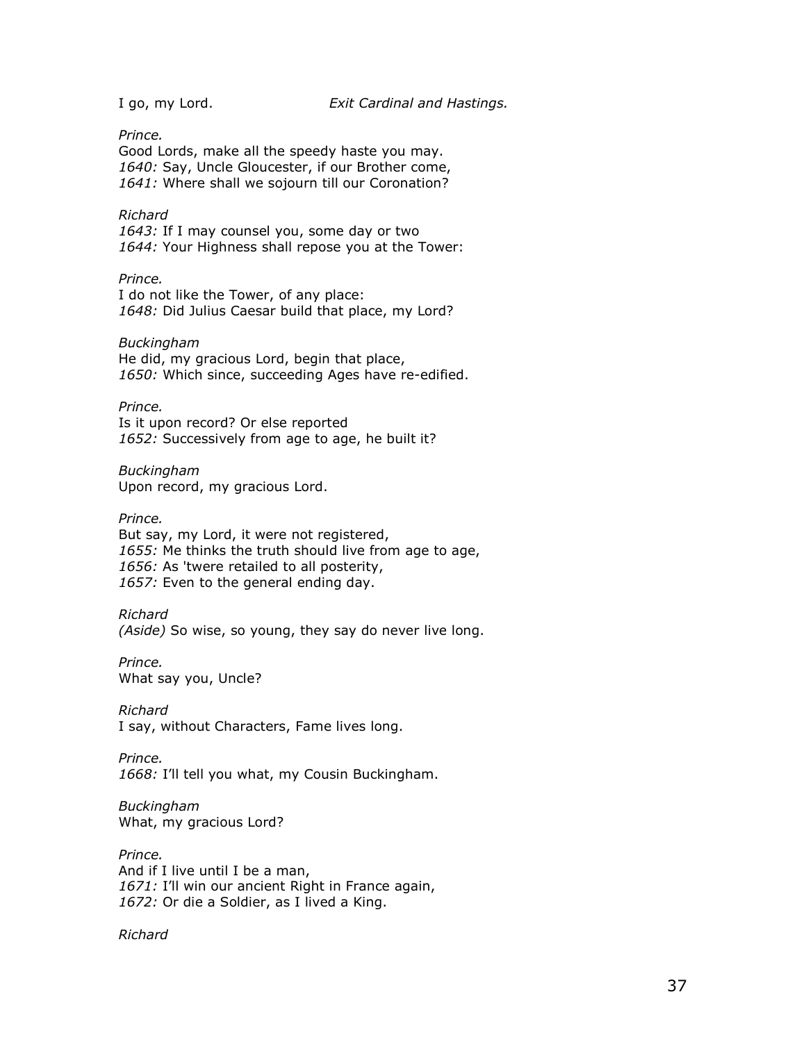I go, my Lord. *Exit Cardinal and Hastings.*

*Prince.*
Good Lords, make all the speedy haste you may.
*1640:* Say, Uncle Gloucester, if our Brother come,
*1641:* Where shall we sojourn till our Coronation?

*Richard*
*1643:* If I may counsel you, some day or two
*1644:* Your Highness shall repose you at the Tower:

*Prince.*
I do not like the Tower, of any place:
*1648:* Did Julius Caesar build that place, my Lord?

*Buckingham*
He did, my gracious Lord, begin that place,
*1650:* Which since, succeeding Ages have re-edified.

*Prince.*
Is it upon record? Or else reported
*1652:* Successively from age to age, he built it?

*Buckingham*
Upon record, my gracious Lord.

*Prince.*
But say, my Lord, it were not registered,
*1655:* Me thinks the truth should live from age to age,
*1656:* As 'twere retailed to all posterity,
*1657:* Even to the general ending day.

*Richard*
*(Aside)* So wise, so young, they say do never live long.

*Prince.*
What say you, Uncle?

*Richard*
I say, without Characters, Fame lives long.

*Prince.*
*1668:* I'll tell you what, my Cousin Buckingham.

*Buckingham*
What, my gracious Lord?

*Prince.*
And if I live until I be a man,
*1671:* I'll win our ancient Right in France again,
*1672:* Or die a Soldier, as I lived a King.

*Richard*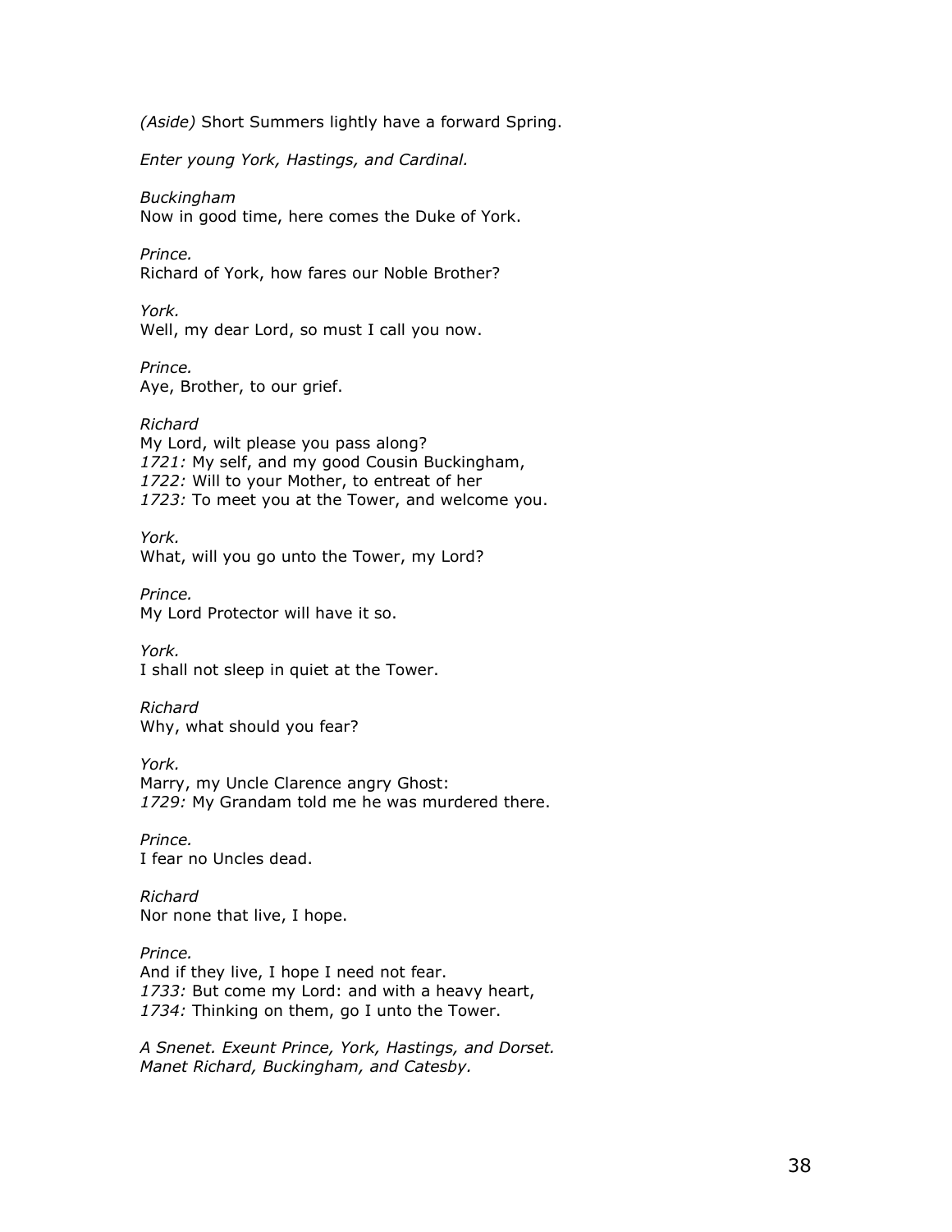*(Aside)* Short Summers lightly have a forward Spring.

*Enter young York, Hastings, and Cardinal.*

*Buckingham*
Now in good time, here comes the Duke of York.

*Prince.*
Richard of York, how fares our Noble Brother?

*York.*
Well, my dear Lord, so must I call you now.

*Prince.*
Aye, Brother, to our grief.

*Richard*
My Lord, wilt please you pass along?
*1721:* My self, and my good Cousin Buckingham,
*1722:* Will to your Mother, to entreat of her
*1723:* To meet you at the Tower, and welcome you.

*York.*
What, will you go unto the Tower, my Lord?

*Prince.*
My Lord Protector will have it so.

*York.*
I shall not sleep in quiet at the Tower.

*Richard*
Why, what should you fear?

*York.*
Marry, my Uncle Clarence angry Ghost:
*1729:* My Grandam told me he was murdered there.

*Prince.*
I fear no Uncles dead.

*Richard*
Nor none that live, I hope.

*Prince.*
And if they live, I hope I need not fear.
*1733:* But come my Lord: and with a heavy heart,
*1734:* Thinking on them, go I unto the Tower.

*A Snenet. Exeunt Prince, York, Hastings, and Dorset.*
*Manet Richard, Buckingham, and Catesby.*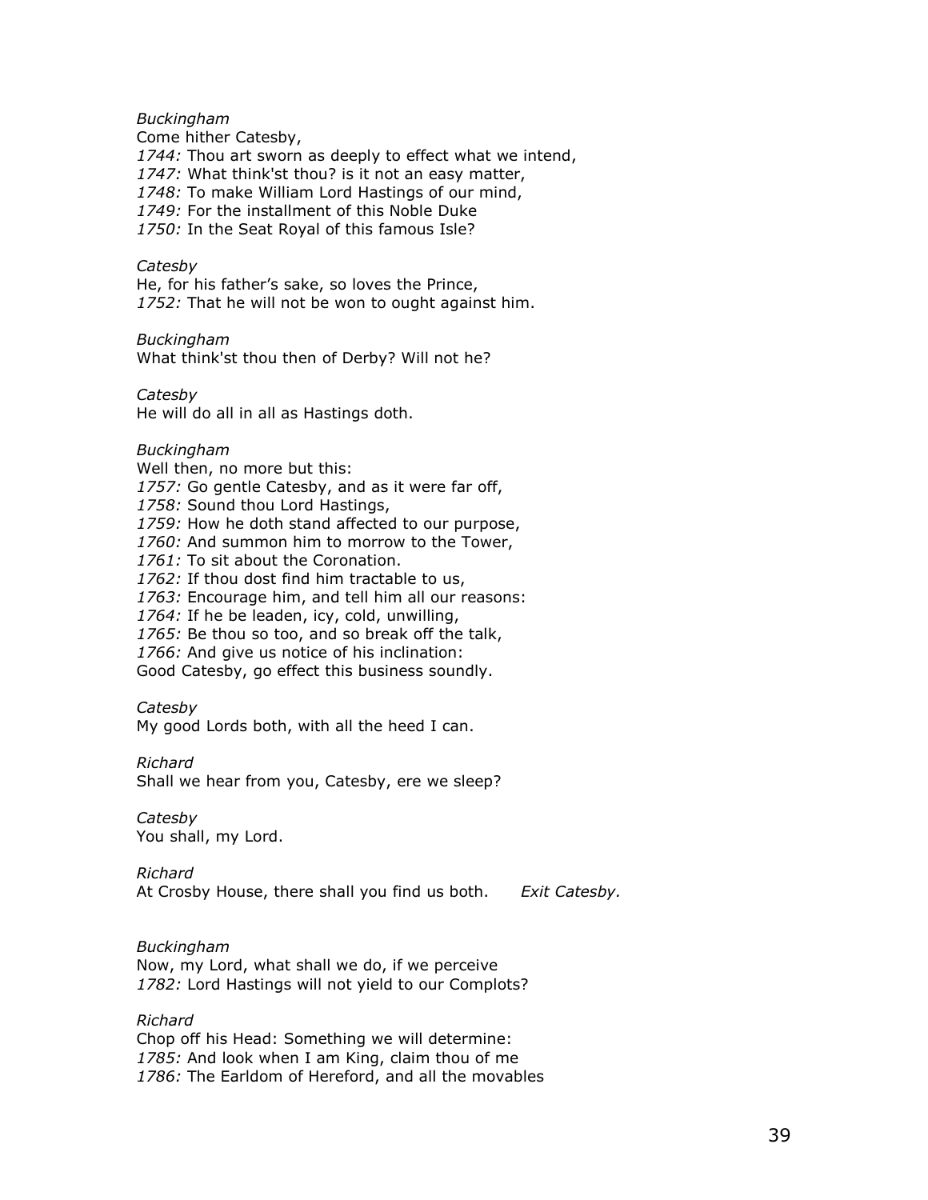*Buckingham*
Come hither Catesby,
*1744:* Thou art sworn as deeply to effect what we intend,
*1747:* What think'st thou? is it not an easy matter,
*1748:* To make William Lord Hastings of our mind,
*1749:* For the installment of this Noble Duke
*1750:* In the Seat Royal of this famous Isle?

*Catesby*
He, for his father's sake, so loves the Prince,
*1752:* That he will not be won to ought against him.

*Buckingham*
What think'st thou then of Derby? Will not he?

*Catesby*
He will do all in all as Hastings doth.

*Buckingham*
Well then, no more but this:
*1757:* Go gentle Catesby, and as it were far off,
*1758:* Sound thou Lord Hastings,
*1759:* How he doth stand affected to our purpose,
*1760:* And summon him to morrow to the Tower,
*1761:* To sit about the Coronation.
*1762:* If thou dost find him tractable to us,
*1763:* Encourage him, and tell him all our reasons:
*1764:* If he be leaden, icy, cold, unwilling,
*1765:* Be thou so too, and so break off the talk,
*1766:* And give us notice of his inclination:
Good Catesby, go effect this business soundly.

*Catesby*
My good Lords both, with all the heed I can.

*Richard*
Shall we hear from you, Catesby, ere we sleep?

*Catesby*
You shall, my Lord.

*Richard*
At Crosby House, there shall you find us both. *Exit Catesby.*

*Buckingham*
Now, my Lord, what shall we do, if we perceive
*1782:* Lord Hastings will not yield to our Complots?

*Richard*
Chop off his Head: Something we will determine:
*1785:* And look when I am King, claim thou of me
*1786:* The Earldom of Hereford, and all the movables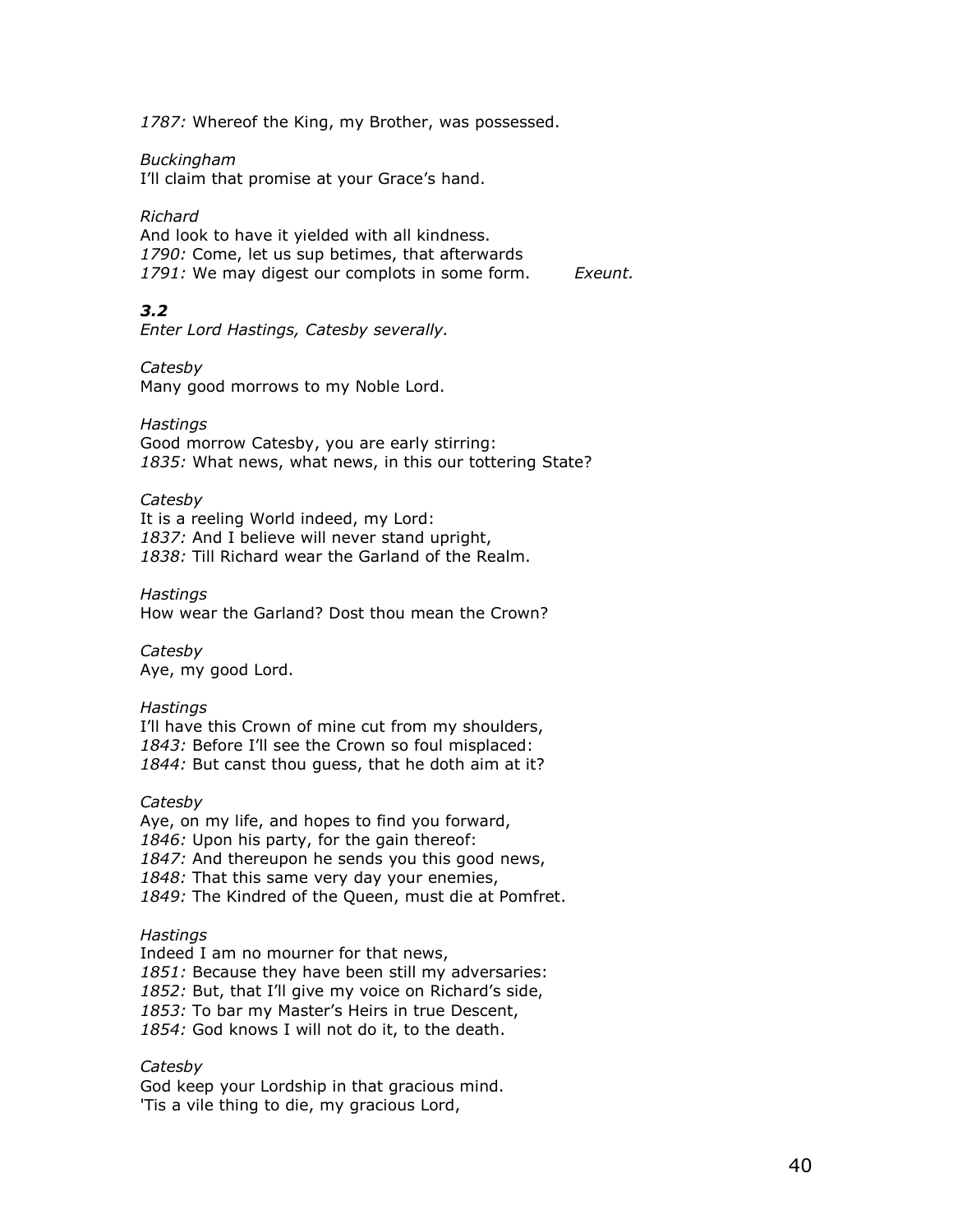*1787:* Whereof the King, my Brother, was possessed.

*Buckingham*
I'll claim that promise at your Grace's hand.

*Richard*
And look to have it yielded with all kindness.
*1790:* Come, let us sup betimes, that afterwards
*1791:* We may digest our complots in some form. *Exeunt.*

### *3.2*

*Enter Lord Hastings, Catesby severally.*

*Catesby*
Many good morrows to my Noble Lord.

*Hastings*
Good morrow Catesby, you are early stirring:
*1835:* What news, what news, in this our tottering State?

*Catesby*
It is a reeling World indeed, my Lord:
*1837:* And I believe will never stand upright,
*1838:* Till Richard wear the Garland of the Realm.

*Hastings*
How wear the Garland? Dost thou mean the Crown?

*Catesby*
Aye, my good Lord.

*Hastings*
I'll have this Crown of mine cut from my shoulders,
*1843:* Before I'll see the Crown so foul misplaced:
*1844:* But canst thou guess, that he doth aim at it?

*Catesby*
Aye, on my life, and hopes to find you forward,
*1846:* Upon his party, for the gain thereof:
*1847:* And thereupon he sends you this good news,
*1848:* That this same very day your enemies,
*1849:* The Kindred of the Queen, must die at Pomfret.

*Hastings*
Indeed I am no mourner for that news,
*1851:* Because they have been still my adversaries:
*1852:* But, that I'll give my voice on Richard's side,
*1853:* To bar my Master's Heirs in true Descent,
*1854:* God knows I will not do it, to the death.

*Catesby*
God keep your Lordship in that gracious mind.
'Tis a vile thing to die, my gracious Lord,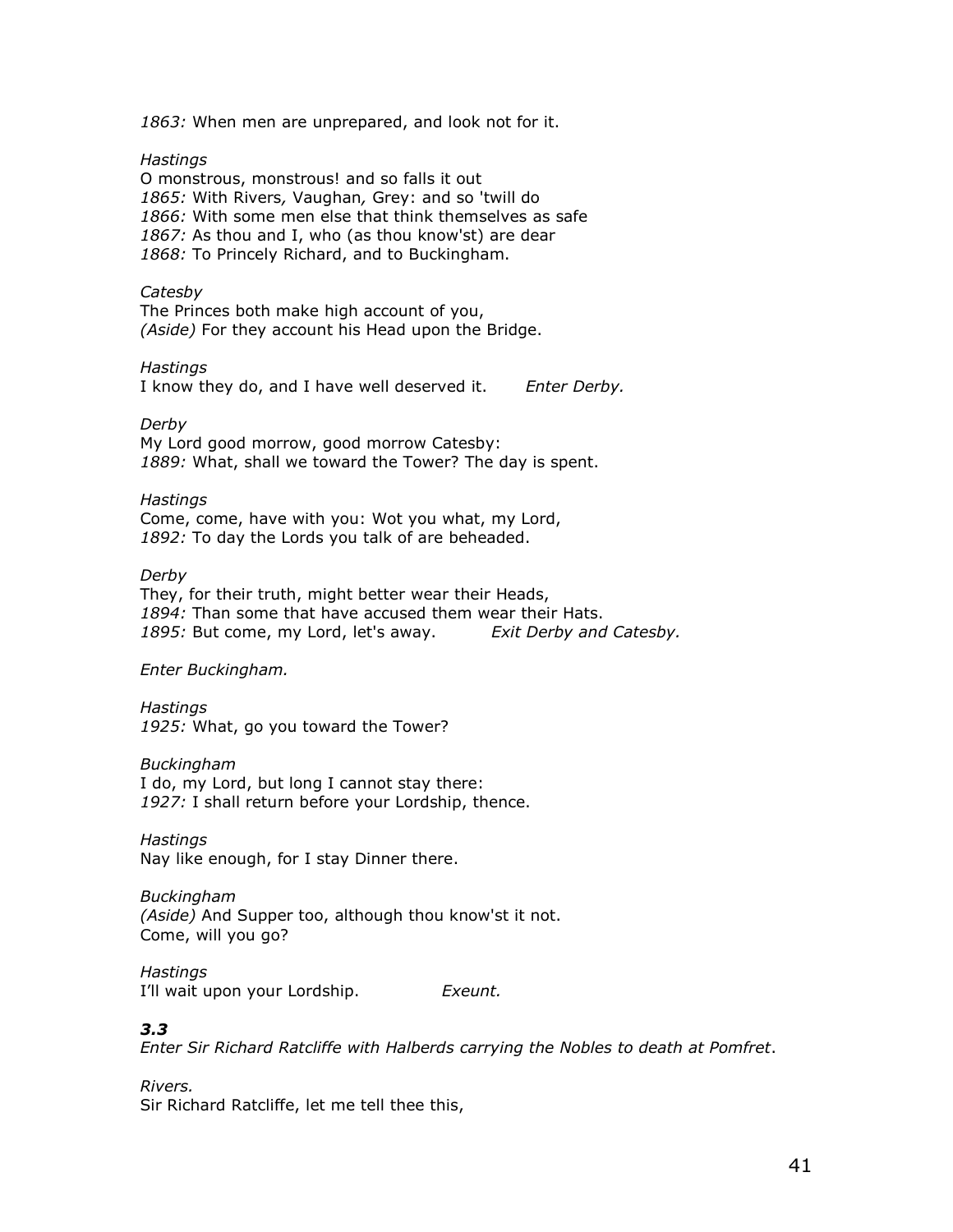*1863:* When men are unprepared, and look not for it.

*Hastings*
O monstrous, monstrous! and so falls it out
*1865:* With Rivers*,* Vaughan*,* Grey: and so 'twill do
*1866:* With some men else that think themselves as safe
*1867:* As thou and I, who (as thou know'st) are dear
*1868:* To Princely Richard, and to Buckingham.

*Catesby*
The Princes both make high account of you,
*(Aside)* For they account his Head upon the Bridge.

*Hastings*
I know they do, and I have well deserved it. *Enter Derby.*

*Derby*
My Lord good morrow, good morrow Catesby:
*1889:* What, shall we toward the Tower? The day is spent.

*Hastings*
Come, come, have with you: Wot you what, my Lord,
*1892:* To day the Lords you talk of are beheaded.

*Derby*
They, for their truth, might better wear their Heads,
*1894:* Than some that have accused them wear their Hats.
*1895:* But come, my Lord, let's away. *Exit Derby and Catesby.*

*Enter Buckingham.*

*Hastings*
*1925:* What, go you toward the Tower?

*Buckingham*
I do, my Lord, but long I cannot stay there:
*1927:* I shall return before your Lordship, thence.

*Hastings*
Nay like enough, for I stay Dinner there.

*Buckingham*
*(Aside)* And Supper too, although thou know'st it not.
Come, will you go?

*Hastings*
I'll wait upon your Lordship. *Exeunt.*

### *3.3*

*Enter Sir Richard Ratcliffe with Halberds carrying the Nobles to death at Pomfret*.

*Rivers.*
Sir Richard Ratcliffe, let me tell thee this,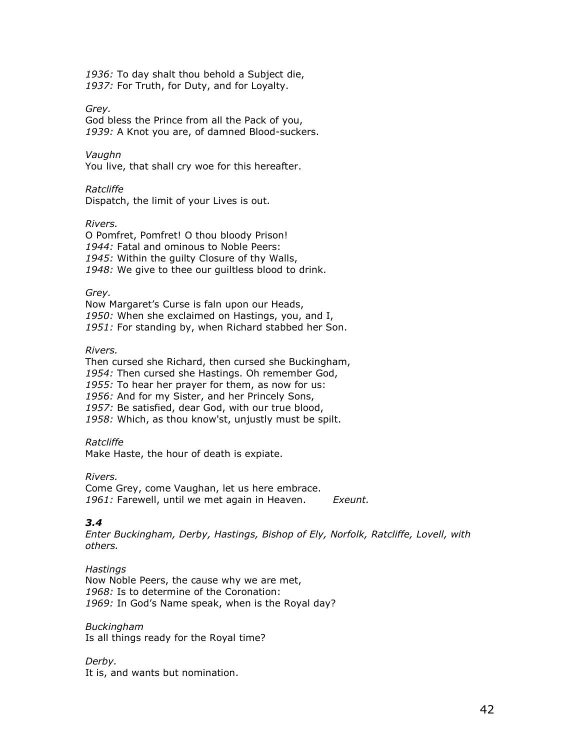*1936:* To day shalt thou behold a Subject die,
*1937:* For Truth, for Duty, and for Loyalty.

*Grey.*
God bless the Prince from all the Pack of you,
*1939:* A Knot you are, of damned Blood-suckers.

*Vaughn*
You live, that shall cry woe for this hereafter.

*Ratcliffe*
Dispatch, the limit of your Lives is out.

*Rivers.*
O Pomfret, Pomfret! O thou bloody Prison!
*1944:* Fatal and ominous to Noble Peers:
*1945:* Within the guilty Closure of thy Walls,
*1948:* We give to thee our guiltless blood to drink.

*Grey.*
Now Margaret's Curse is faln upon our Heads,
*1950:* When she exclaimed on Hastings, you, and I,
*1951:* For standing by, when Richard stabbed her Son.

*Rivers.*
Then cursed she Richard, then cursed she Buckingham,
*1954:* Then cursed she Hastings. Oh remember God,
*1955:* To hear her prayer for them, as now for us:
*1956:* And for my Sister, and her Princely Sons,
*1957:* Be satisfied, dear God, with our true blood,
*1958:* Which, as thou know'st, unjustly must be spilt.

*Ratcliffe*
Make Haste, the hour of death is expiate.

*Rivers.*
Come Grey, come Vaughan, let us here embrace.
*1961:* Farewell, until we met again in Heaven. *Exeunt.*

### *3.4*

*Enter Buckingham, Derby, Hastings, Bishop of Ely, Norfolk, Ratcliffe, Lovell, with others.*

*Hastings*
Now Noble Peers, the cause why we are met,
*1968:* Is to determine of the Coronation:
*1969:* In God's Name speak, when is the Royal day?

*Buckingham*
Is all things ready for the Royal time?

*Derby.*
It is, and wants but nomination.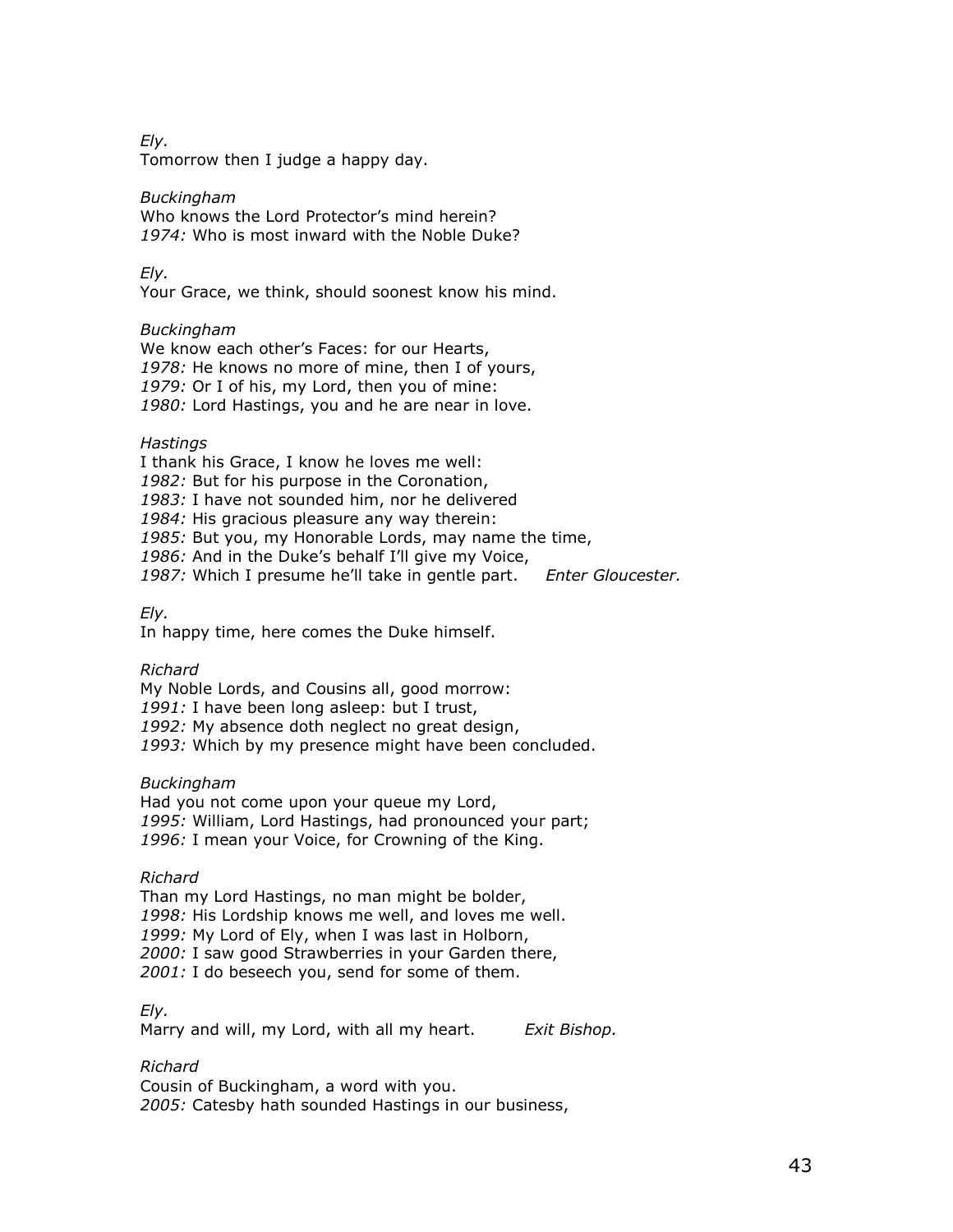*Ely.*
Tomorrow then I judge a happy day.

*Buckingham*
Who knows the Lord Protector's mind herein?
*1974:* Who is most inward with the Noble Duke?

*Ely.*
Your Grace, we think, should soonest know his mind.

*Buckingham*
We know each other's Faces: for our Hearts,
*1978:* He knows no more of mine, then I of yours,
*1979:* Or I of his, my Lord, then you of mine:
*1980:* Lord Hastings, you and he are near in love.

*Hastings*
I thank his Grace, I know he loves me well:
*1982:* But for his purpose in the Coronation,
*1983:* I have not sounded him, nor he delivered
*1984:* His gracious pleasure any way therein:
*1985:* But you, my Honorable Lords, may name the time,
*1986:* And in the Duke's behalf I'll give my Voice,
*1987:* Which I presume he'll take in gentle part. *Enter Gloucester.*

*Ely.*
In happy time, here comes the Duke himself.

*Richard*
My Noble Lords, and Cousins all, good morrow:
*1991:* I have been long asleep: but I trust,
*1992:* My absence doth neglect no great design,
*1993:* Which by my presence might have been concluded.

*Buckingham*
Had you not come upon your queue my Lord,
*1995:* William, Lord Hastings, had pronounced your part;
*1996:* I mean your Voice, for Crowning of the King.

*Richard*
Than my Lord Hastings, no man might be bolder,
*1998:* His Lordship knows me well, and loves me well.
*1999:* My Lord of Ely, when I was last in Holborn,
*2000:* I saw good Strawberries in your Garden there,
*2001:* I do beseech you, send for some of them.

*Ely.*
Marry and will, my Lord, with all my heart. *Exit Bishop.*

*Richard*
Cousin of Buckingham, a word with you.
*2005:* Catesby hath sounded Hastings in our business,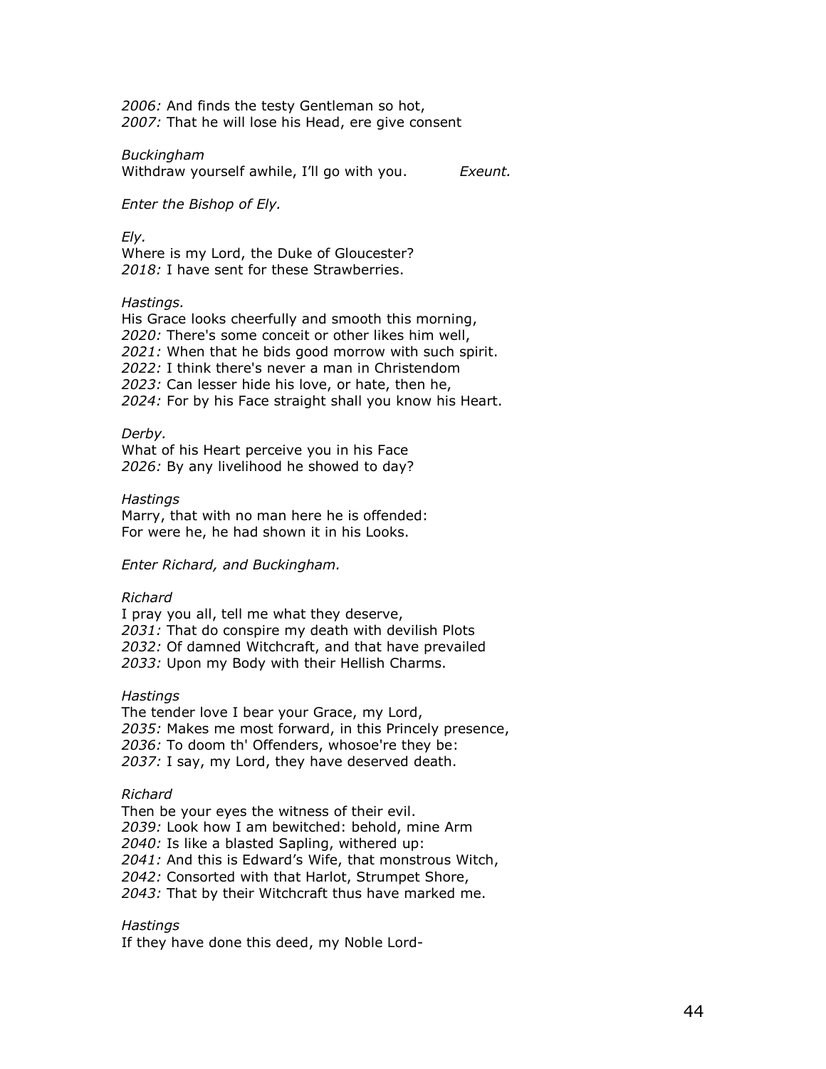*2006:* And finds the testy Gentleman so hot,
*2007:* That he will lose his Head, ere give consent

*Buckingham*
Withdraw yourself awhile, I'll go with you. *Exeunt.*

*Enter the Bishop of Ely.*

*Ely.*
Where is my Lord, the Duke of Gloucester?
*2018:* I have sent for these Strawberries.

*Hastings.*
His Grace looks cheerfully and smooth this morning,
*2020:* There's some conceit or other likes him well,
*2021:* When that he bids good morrow with such spirit.
*2022:* I think there's never a man in Christendom
*2023:* Can lesser hide his love, or hate, then he,
*2024:* For by his Face straight shall you know his Heart.

*Derby.*
What of his Heart perceive you in his Face
*2026:* By any livelihood he showed to day?

*Hastings*
Marry, that with no man here he is offended:
For were he, he had shown it in his Looks.

*Enter Richard, and Buckingham.*

*Richard*
I pray you all, tell me what they deserve,
*2031:* That do conspire my death with devilish Plots
*2032:* Of damned Witchcraft, and that have prevailed
*2033:* Upon my Body with their Hellish Charms.

*Hastings*
The tender love I bear your Grace, my Lord,
*2035:* Makes me most forward, in this Princely presence,
*2036:* To doom th' Offenders, whosoe're they be:
*2037:* I say, my Lord, they have deserved death.

*Richard*
Then be your eyes the witness of their evil.
*2039:* Look how I am bewitched: behold, mine Arm
*2040:* Is like a blasted Sapling, withered up:
*2041:* And this is Edward's Wife, that monstrous Witch,
*2042:* Consorted with that Harlot, Strumpet Shore,
*2043:* That by their Witchcraft thus have marked me.

*Hastings*
If they have done this deed, my Noble Lord-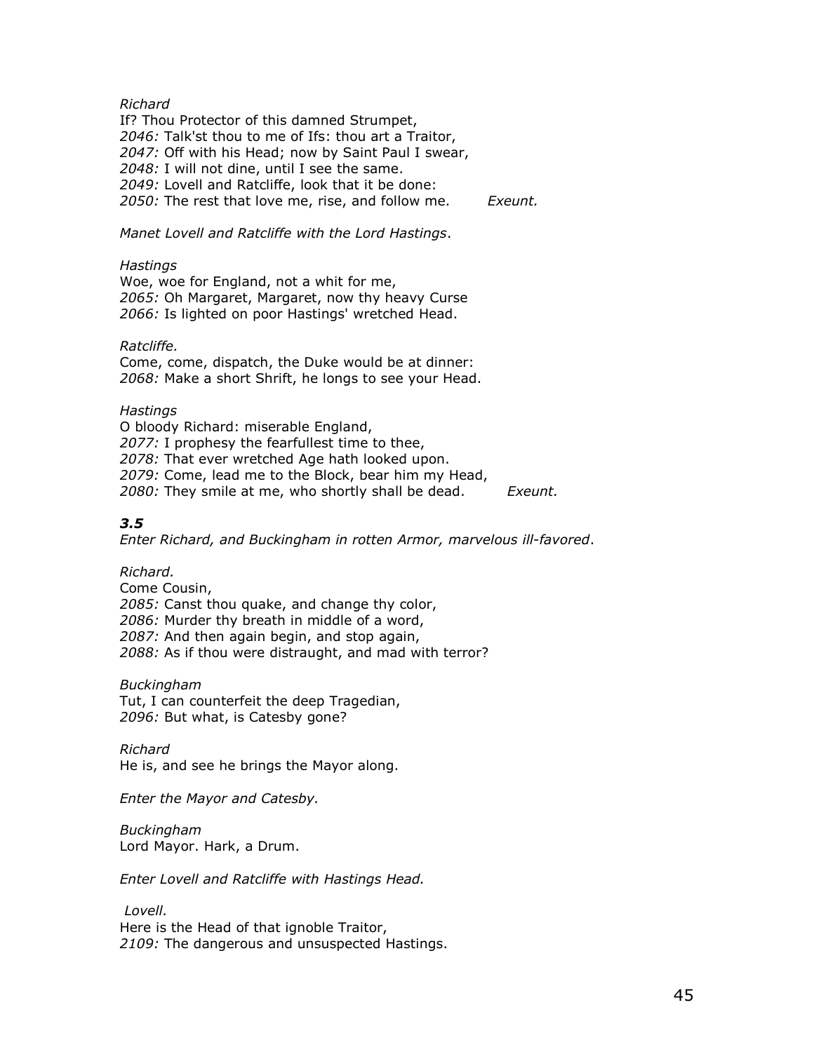*Richard*
If? Thou Protector of this damned Strumpet,
*2046:* Talk'st thou to me of Ifs: thou art a Traitor,
*2047:* Off with his Head; now by Saint Paul I swear,
*2048:* I will not dine, until I see the same.
*2049:* Lovell and Ratcliffe, look that it be done:
*2050:* The rest that love me, rise, and follow me. *Exeunt.*

*Manet Lovell and Ratcliffe with the Lord Hastings*.

*Hastings*
Woe, woe for England, not a whit for me,
*2065:* Oh Margaret, Margaret, now thy heavy Curse
*2066:* Is lighted on poor Hastings' wretched Head.

*Ratcliffe.*
Come, come, dispatch, the Duke would be at dinner:
*2068:* Make a short Shrift, he longs to see your Head.

*Hastings*
O bloody Richard: miserable England,
*2077:* I prophesy the fearfullest time to thee,
*2078:* That ever wretched Age hath looked upon.
*2079:* Come, lead me to the Block, bear him my Head,
*2080:* They smile at me, who shortly shall be dead. *Exeunt.*

### *3.5*

*Enter Richard, and Buckingham in rotten Armor, marvelous ill-favored*.

*Richard.*
Come Cousin,
*2085:* Canst thou quake, and change thy color,
*2086:* Murder thy breath in middle of a word,
*2087:* And then again begin, and stop again,
*2088:* As if thou were distraught, and mad with terror?

*Buckingham*
Tut, I can counterfeit the deep Tragedian,
*2096:* But what, is Catesby gone?

*Richard*
He is, and see he brings the Mayor along.

*Enter the Mayor and Catesby.*

*Buckingham*
Lord Mayor. Hark, a Drum.

*Enter Lovell and Ratcliffe with Hastings Head.*

*Lovell.*
Here is the Head of that ignoble Traitor,
*2109:* The dangerous and unsuspected Hastings.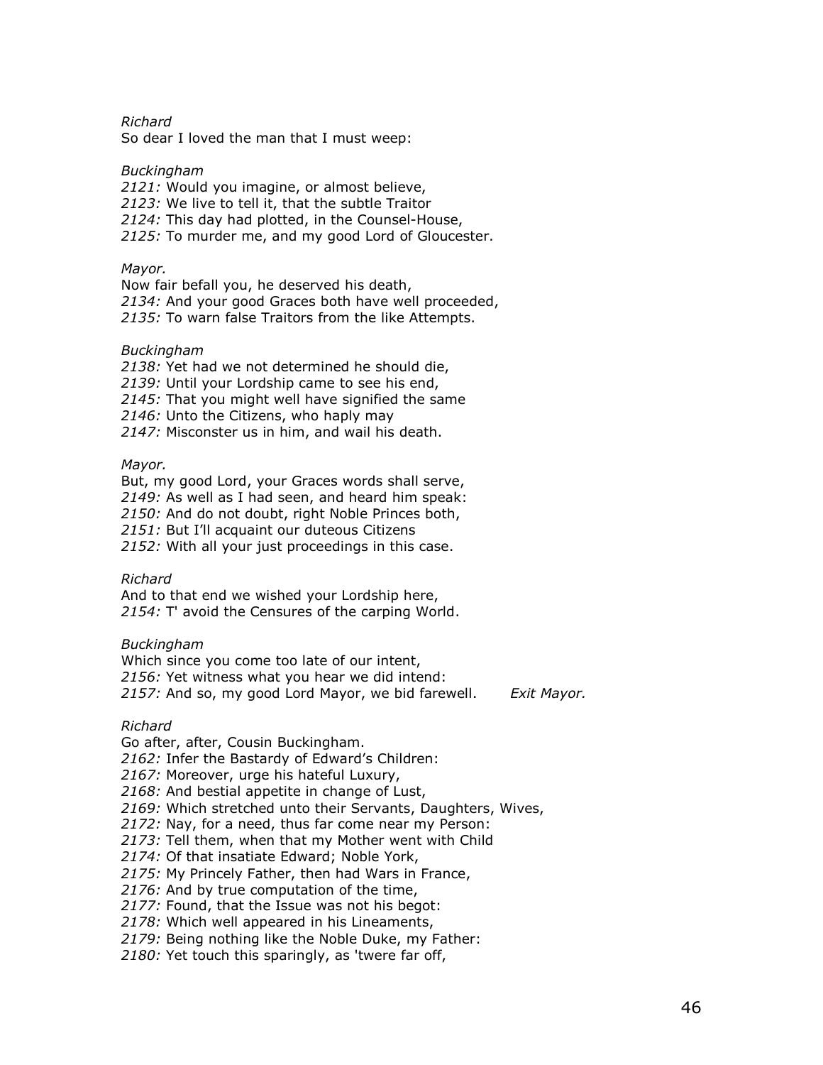*Richard*
So dear I loved the man that I must weep:

*Buckingham*
*2121:* Would you imagine, or almost believe,
*2123:* We live to tell it, that the subtle Traitor
*2124:* This day had plotted, in the Counsel-House,
*2125:* To murder me, and my good Lord of Gloucester.

*Mayor.*
Now fair befall you, he deserved his death,
*2134:* And your good Graces both have well proceeded,
*2135:* To warn false Traitors from the like Attempts.

*Buckingham*
*2138:* Yet had we not determined he should die,
*2139:* Until your Lordship came to see his end,
*2145:* That you might well have signified the same
*2146:* Unto the Citizens, who haply may
*2147:* Misconster us in him, and wail his death.

*Mayor.*
But, my good Lord, your Graces words shall serve,
*2149:* As well as I had seen, and heard him speak:
*2150:* And do not doubt, right Noble Princes both,
*2151:* But I'll acquaint our duteous Citizens
*2152:* With all your just proceedings in this case.

*Richard*
And to that end we wished your Lordship here,
*2154:* T' avoid the Censures of the carping World.

*Buckingham*
Which since you come too late of our intent,
*2156:* Yet witness what you hear we did intend:
*2157:* And so, my good Lord Mayor, we bid farewell. *Exit Mayor.*

*Richard*
Go after, after, Cousin Buckingham.
*2162:* Infer the Bastardy of Edward's Children:
*2167:* Moreover, urge his hateful Luxury,
*2168:* And bestial appetite in change of Lust,
*2169:* Which stretched unto their Servants, Daughters, Wives,
*2172:* Nay, for a need, thus far come near my Person:
*2173:* Tell them, when that my Mother went with Child
*2174:* Of that insatiate Edward; Noble York,
*2175:* My Princely Father, then had Wars in France,
*2176:* And by true computation of the time,
*2177:* Found, that the Issue was not his begot:
*2178:* Which well appeared in his Lineaments,
*2179:* Being nothing like the Noble Duke, my Father:
*2180:* Yet touch this sparingly, as 'twere far off,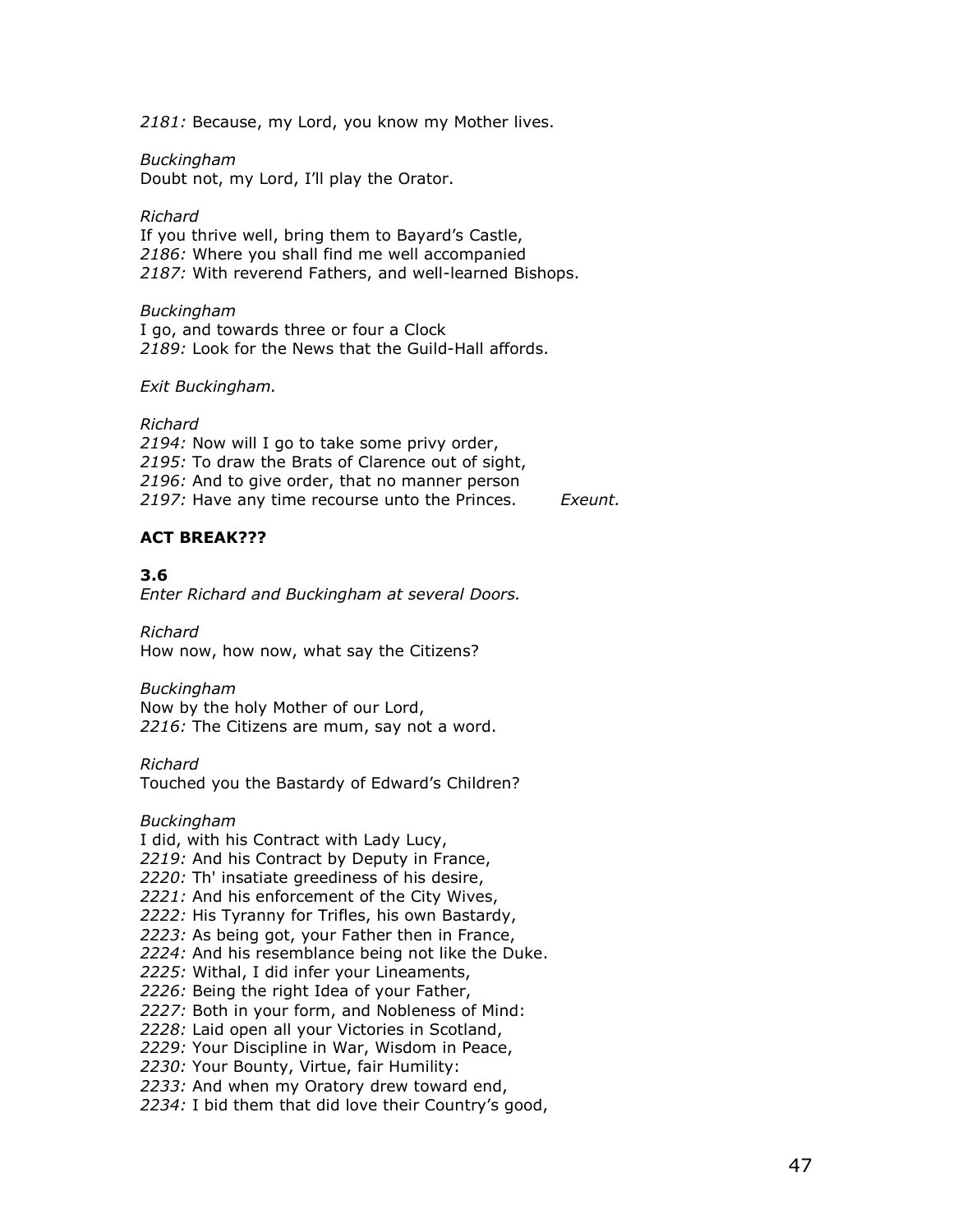*2181:* Because, my Lord, you know my Mother lives.

*Buckingham*
Doubt not, my Lord, I'll play the Orator.

*Richard*
If you thrive well, bring them to Bayard's Castle,
*2186:* Where you shall find me well accompanied
*2187:* With reverend Fathers, and well-learned Bishops.

*Buckingham*
I go, and towards three or four a Clock
*2189:* Look for the News that the Guild-Hall affords.

*Exit Buckingham.*

*Richard*
*2194:* Now will I go to take some privy order,
*2195:* To draw the Brats of Clarence out of sight,
*2196:* And to give order, that no manner person
*2197:* Have any time recourse unto the Princes. *Exeunt.*

**ACT BREAK???**

**3.6**
*Enter Richard and Buckingham at several Doors.*

*Richard*
How now, how now, what say the Citizens?

*Buckingham*
Now by the holy Mother of our Lord,
*2216:* The Citizens are mum, say not a word.

*Richard*
Touched you the Bastardy of Edward's Children?

*Buckingham*
I did, with his Contract with Lady Lucy,
*2219:* And his Contract by Deputy in France,
*2220:* Th' insatiate greediness of his desire,
*2221:* And his enforcement of the City Wives,
*2222:* His Tyranny for Trifles, his own Bastardy,
*2223:* As being got, your Father then in France,
*2224:* And his resemblance being not like the Duke.
*2225:* Withal, I did infer your Lineaments,
*2226:* Being the right Idea of your Father,
*2227:* Both in your form, and Nobleness of Mind:
*2228:* Laid open all your Victories in Scotland,
*2229:* Your Discipline in War, Wisdom in Peace,
*2230:* Your Bounty, Virtue, fair Humility:
*2233:* And when my Oratory drew toward end,
*2234:* I bid them that did love their Country's good,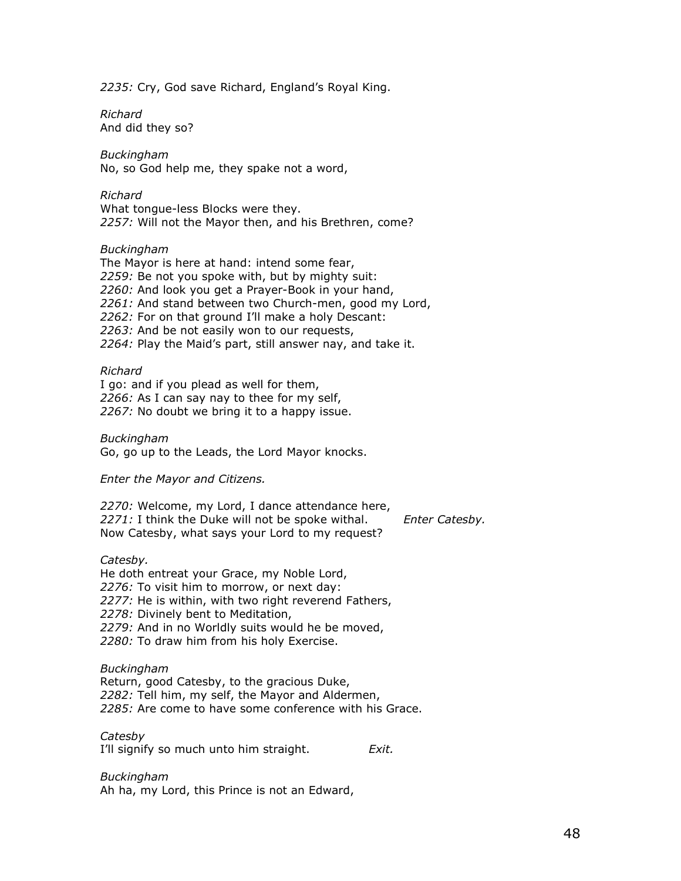*2235:* Cry, God save Richard, England's Royal King.

*Richard*
And did they so?

*Buckingham*
No, so God help me, they spake not a word,

*Richard*
What tongue-less Blocks were they.
*2257:* Will not the Mayor then, and his Brethren, come?

*Buckingham*
The Mayor is here at hand: intend some fear,
*2259:* Be not you spoke with, but by mighty suit:
*2260:* And look you get a Prayer-Book in your hand,
*2261:* And stand between two Church-men, good my Lord,
*2262:* For on that ground I'll make a holy Descant:
*2263:* And be not easily won to our requests,
*2264:* Play the Maid's part, still answer nay, and take it.

*Richard*
I go: and if you plead as well for them,
*2266:* As I can say nay to thee for my self,
*2267:* No doubt we bring it to a happy issue.

*Buckingham*
Go, go up to the Leads, the Lord Mayor knocks.

*Enter the Mayor and Citizens.*

*2270:* Welcome, my Lord, I dance attendance here,
*2271:* I think the Duke will not be spoke withal. *Enter Catesby.*
Now Catesby, what says your Lord to my request?

*Catesby.*
He doth entreat your Grace, my Noble Lord,
*2276:* To visit him to morrow, or next day:
*2277:* He is within, with two right reverend Fathers,
*2278:* Divinely bent to Meditation,
*2279:* And in no Worldly suits would he be moved,
*2280:* To draw him from his holy Exercise.

*Buckingham*
Return, good Catesby, to the gracious Duke,
*2282:* Tell him, my self, the Mayor and Aldermen,
*2285:* Are come to have some conference with his Grace.

*Catesby*
I'll signify so much unto him straight. *Exit.*

*Buckingham*
Ah ha, my Lord, this Prince is not an Edward,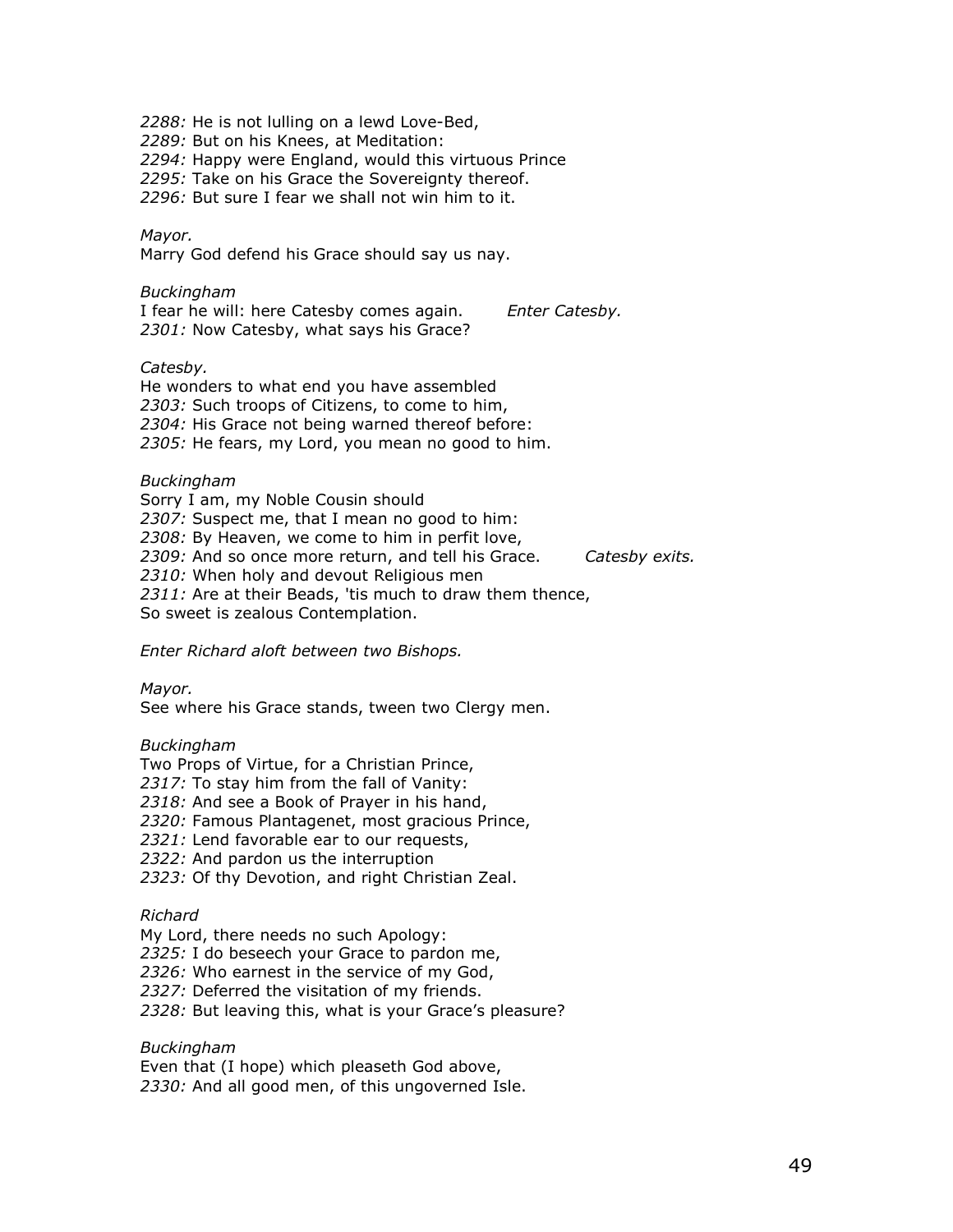*2288:* He is not lulling on a lewd Love-Bed,
*2289:* But on his Knees, at Meditation:
*2294:* Happy were England, would this virtuous Prince
*2295:* Take on his Grace the Sovereignty thereof.
*2296:* But sure I fear we shall not win him to it.

*Mayor.*
Marry God defend his Grace should say us nay.

*Buckingham*
I fear he will: here Catesby comes again. *Enter Catesby.*
*2301:* Now Catesby, what says his Grace?

*Catesby.*
He wonders to what end you have assembled
*2303:* Such troops of Citizens, to come to him,
*2304:* His Grace not being warned thereof before:
*2305:* He fears, my Lord, you mean no good to him.

*Buckingham*
Sorry I am, my Noble Cousin should
*2307:* Suspect me, that I mean no good to him:
*2308:* By Heaven, we come to him in perfit love,
*2309:* And so once more return, and tell his Grace. *Catesby exits.*
*2310:* When holy and devout Religious men
*2311:* Are at their Beads, 'tis much to draw them thence,
So sweet is zealous Contemplation.

*Enter Richard aloft between two Bishops.*

*Mayor.*
See where his Grace stands, tween two Clergy men.

*Buckingham*
Two Props of Virtue, for a Christian Prince,
*2317:* To stay him from the fall of Vanity:
*2318:* And see a Book of Prayer in his hand,
*2320:* Famous Plantagenet, most gracious Prince,
*2321:* Lend favorable ear to our requests,
*2322:* And pardon us the interruption
*2323:* Of thy Devotion, and right Christian Zeal.

*Richard*
My Lord, there needs no such Apology:
*2325:* I do beseech your Grace to pardon me,
*2326:* Who earnest in the service of my God,
*2327:* Deferred the visitation of my friends.
*2328:* But leaving this, what is your Grace's pleasure?

*Buckingham*
Even that (I hope) which pleaseth God above,
*2330:* And all good men, of this ungoverned Isle.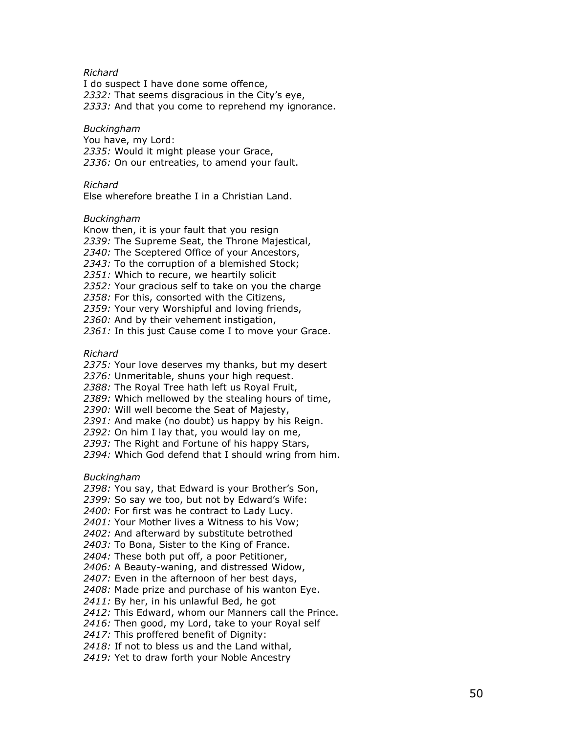*Richard*
I do suspect I have done some offence,
*2332:* That seems disgracious in the City's eye,
*2333:* And that you come to reprehend my ignorance.

*Buckingham*
You have, my Lord:
*2335:* Would it might please your Grace,
*2336:* On our entreaties, to amend your fault.

*Richard*
Else wherefore breathe I in a Christian Land.

*Buckingham*
Know then, it is your fault that you resign
*2339:* The Supreme Seat, the Throne Majestical,
*2340:* The Sceptered Office of your Ancestors,
*2343:* To the corruption of a blemished Stock;
*2351:* Which to recure, we heartily solicit
*2352:* Your gracious self to take on you the charge
*2358:* For this, consorted with the Citizens,
*2359:* Your very Worshipful and loving friends,
*2360:* And by their vehement instigation,
*2361:* In this just Cause come I to move your Grace.

*Richard*
*2375:* Your love deserves my thanks, but my desert
*2376:* Unmeritable, shuns your high request.
*2388:* The Royal Tree hath left us Royal Fruit,
*2389:* Which mellowed by the stealing hours of time,
*2390:* Will well become the Seat of Majesty,
*2391:* And make (no doubt) us happy by his Reign.
*2392:* On him I lay that, you would lay on me,
*2393:* The Right and Fortune of his happy Stars,
*2394:* Which God defend that I should wring from him.

*Buckingham*
*2398:* You say, that Edward is your Brother's Son,
*2399:* So say we too, but not by Edward's Wife:
*2400:* For first was he contract to Lady Lucy.
*2401:* Your Mother lives a Witness to his Vow;
*2402:* And afterward by substitute betrothed
*2403:* To Bona, Sister to the King of France.
*2404:* These both put off, a poor Petitioner,
*2406:* A Beauty-waning, and distressed Widow,
*2407:* Even in the afternoon of her best days,
*2408:* Made prize and purchase of his wanton Eye.
*2411:* By her, in his unlawful Bed, he got
*2412:* This Edward, whom our Manners call the Prince.
*2416:* Then good, my Lord, take to your Royal self
*2417:* This proffered benefit of Dignity:
*2418:* If not to bless us and the Land withal,
*2419:* Yet to draw forth your Noble Ancestry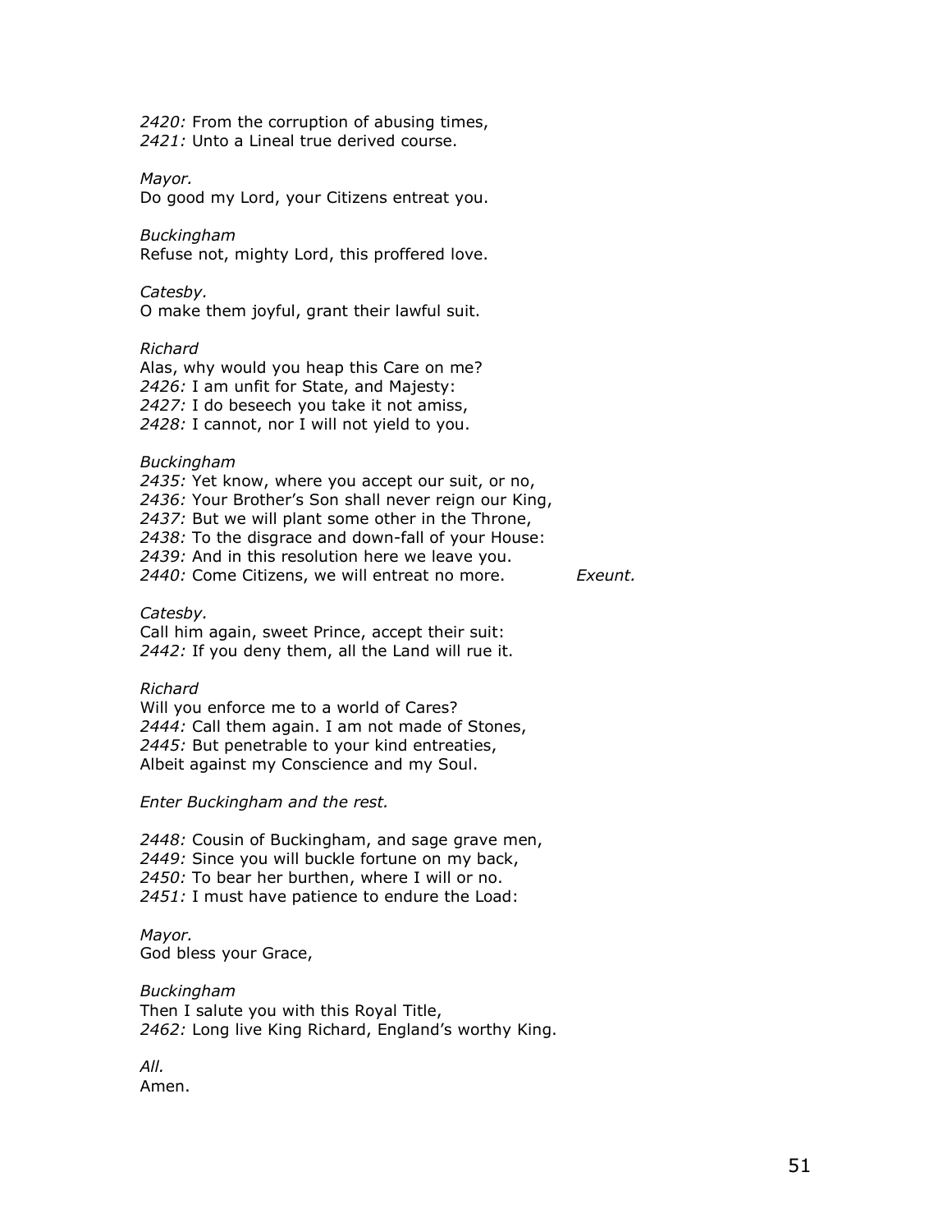*2420:* From the corruption of abusing times,
*2421:* Unto a Lineal true derived course.

*Mayor.*
Do good my Lord, your Citizens entreat you.

*Buckingham*
Refuse not, mighty Lord, this proffered love.

*Catesby.*
O make them joyful, grant their lawful suit.

*Richard*
Alas, why would you heap this Care on me?
*2426:* I am unfit for State, and Majesty:
*2427:* I do beseech you take it not amiss,
*2428:* I cannot, nor I will not yield to you.

*Buckingham*
*2435:* Yet know, where you accept our suit, or no,
*2436:* Your Brother's Son shall never reign our King,
*2437:* But we will plant some other in the Throne,
*2438:* To the disgrace and down-fall of your House:
*2439:* And in this resolution here we leave you.
*2440:* Come Citizens, we will entreat no more. *Exeunt.*

*Catesby.*
Call him again, sweet Prince, accept their suit:
*2442:* If you deny them, all the Land will rue it.

*Richard*
Will you enforce me to a world of Cares?
*2444:* Call them again. I am not made of Stones,
*2445:* But penetrable to your kind entreaties,
Albeit against my Conscience and my Soul.

*Enter Buckingham and the rest.*

*2448:* Cousin of Buckingham, and sage grave men,
*2449:* Since you will buckle fortune on my back,
*2450:* To bear her burthen, where I will or no.
*2451:* I must have patience to endure the Load:

*Mayor.*
God bless your Grace,

*Buckingham*
Then I salute you with this Royal Title,
*2462:* Long live King Richard, England's worthy King.

*All.*
Amen.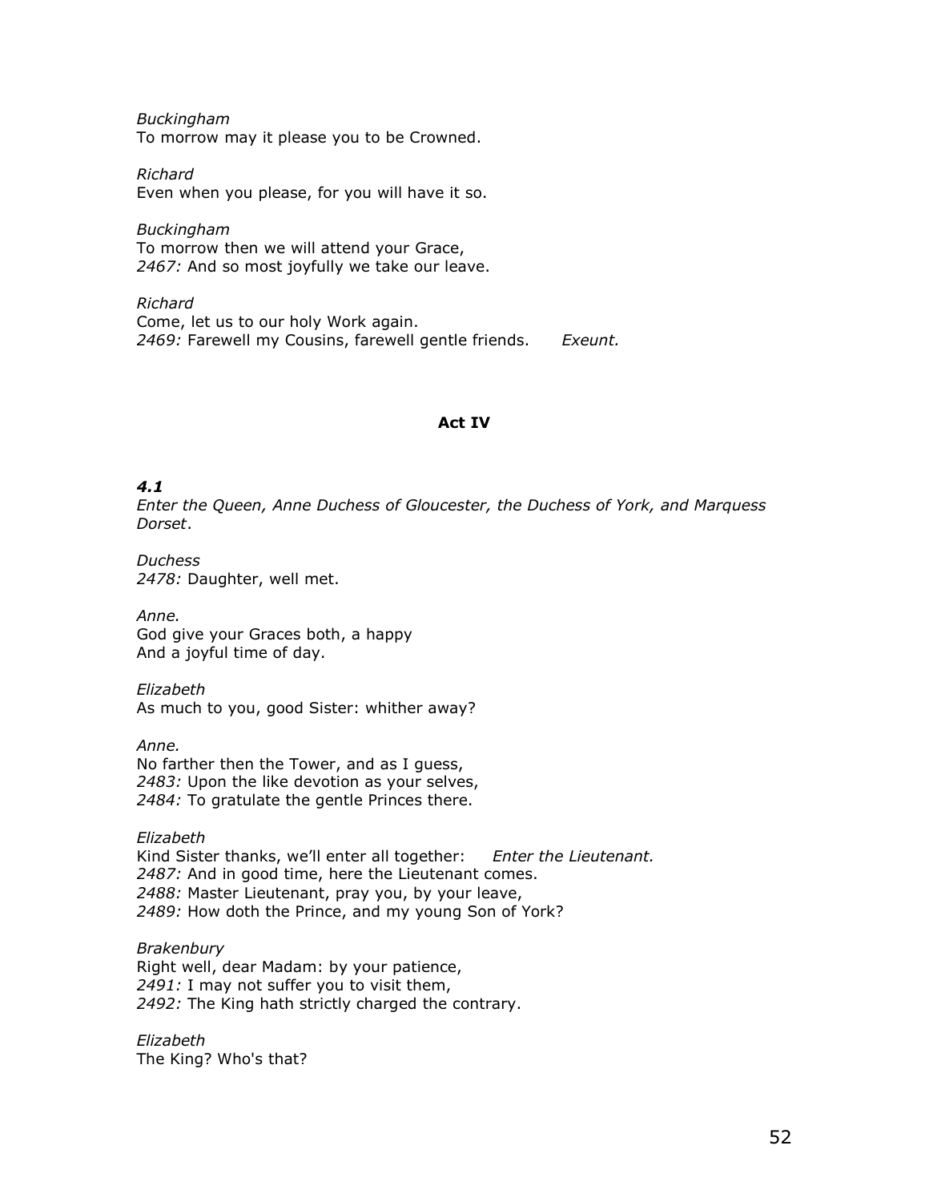*Buckingham*
To morrow may it please you to be Crowned.

*Richard*
Even when you please, for you will have it so.

*Buckingham*
To morrow then we will attend your Grace,
*2467:* And so most joyfully we take our leave.

*Richard*
Come, let us to our holy Work again.
*2469:* Farewell my Cousins, farewell gentle friends. *Exeunt.*

## Act IV

### *4.1*

*Enter the Queen, Anne Duchess of Gloucester, the Duchess of York, and Marquess Dorset*.

*Duchess*
*2478:* Daughter, well met.

*Anne.*
God give your Graces both, a happy
And a joyful time of day.

*Elizabeth*
As much to you, good Sister: whither away?

*Anne.*
No farther then the Tower, and as I guess,
*2483:* Upon the like devotion as your selves,
*2484:* To gratulate the gentle Princes there.

*Elizabeth*
Kind Sister thanks, we'll enter all together: *Enter the Lieutenant.*
*2487:* And in good time, here the Lieutenant comes.
*2488:* Master Lieutenant, pray you, by your leave,
*2489:* How doth the Prince, and my young Son of York?

*Brakenbury*
Right well, dear Madam: by your patience,
*2491:* I may not suffer you to visit them,
*2492:* The King hath strictly charged the contrary.

*Elizabeth*
The King? Who's that?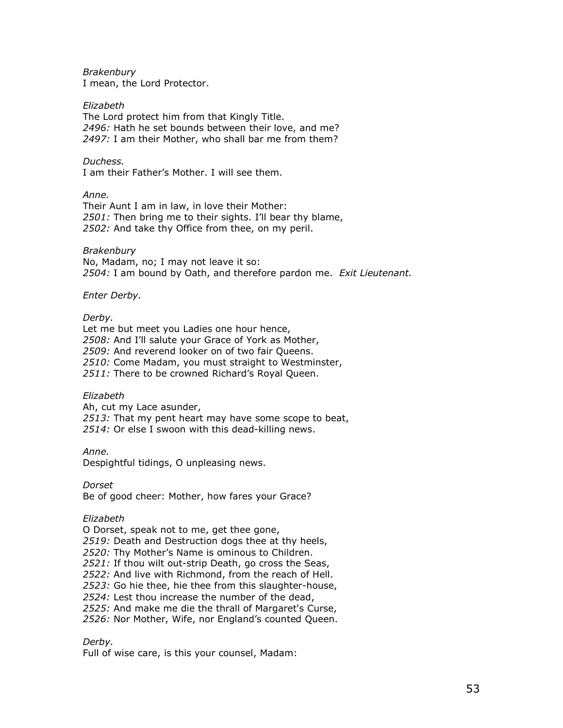*Brakenbury*
I mean, the Lord Protector.

*Elizabeth*
The Lord protect him from that Kingly Title.
*2496:* Hath he set bounds between their love, and me?
*2497:* I am their Mother, who shall bar me from them?

*Duchess.*
I am their Father's Mother. I will see them.

*Anne.*
Their Aunt I am in law, in love their Mother:
*2501:* Then bring me to their sights. I'll bear thy blame,
*2502:* And take thy Office from thee, on my peril.

*Brakenbury*
No, Madam, no; I may not leave it so:
*2504:* I am bound by Oath, and therefore pardon me. *Exit Lieutenant.*

*Enter Derby.*

*Derby.*
Let me but meet you Ladies one hour hence,
*2508:* And I'll salute your Grace of York as Mother,
*2509:* And reverend looker on of two fair Queens.
*2510:* Come Madam, you must straight to Westminster,
*2511:* There to be crowned Richard's Royal Queen.

*Elizabeth*
Ah, cut my Lace asunder,
*2513:* That my pent heart may have some scope to beat,
*2514:* Or else I swoon with this dead-killing news.

*Anne.*
Despightful tidings, O unpleasing news.

*Dorset*
Be of good cheer: Mother, how fares your Grace?

*Elizabeth*
O Dorset, speak not to me, get thee gone,
*2519:* Death and Destruction dogs thee at thy heels,
*2520:* Thy Mother's Name is ominous to Children.
*2521:* If thou wilt out-strip Death, go cross the Seas,
*2522:* And live with Richmond, from the reach of Hell.
*2523:* Go hie thee, hie thee from this slaughter-house,
*2524:* Lest thou increase the number of the dead,
*2525:* And make me die the thrall of Margaret's Curse,
*2526:* Nor Mother, Wife, nor England's counted Queen.

*Derby.*
Full of wise care, is this your counsel, Madam: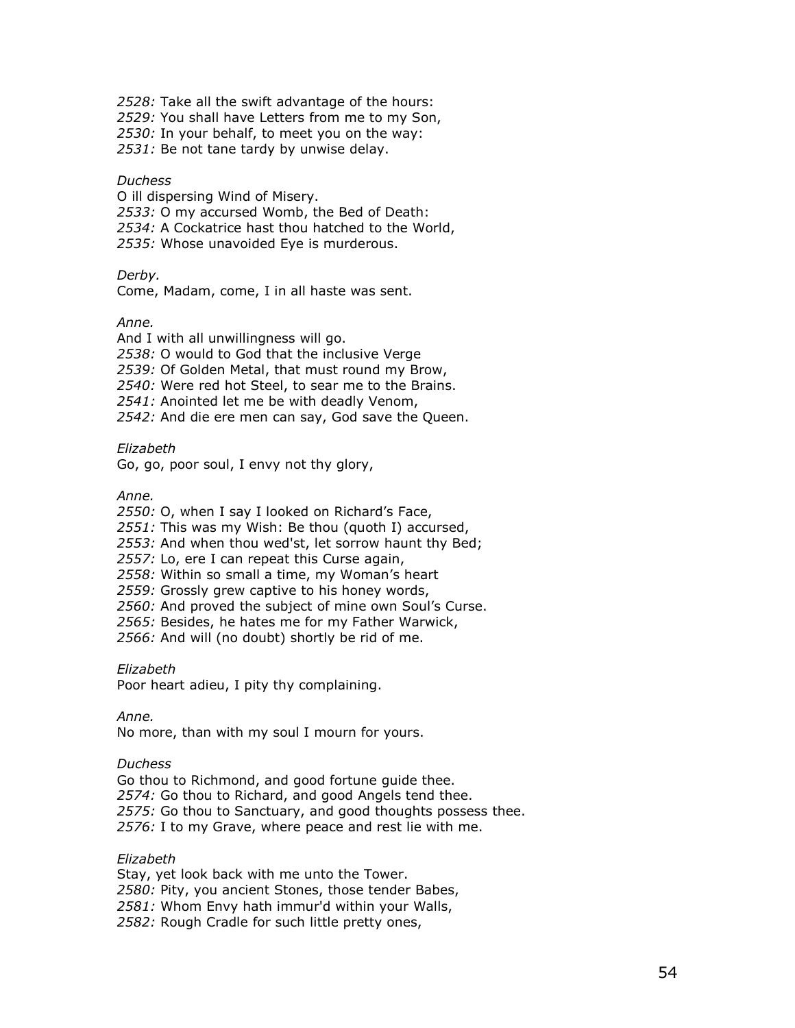*2528:* Take all the swift advantage of the hours:
*2529:* You shall have Letters from me to my Son,
*2530:* In your behalf, to meet you on the way:
*2531:* Be not tane tardy by unwise delay.

*Duchess*
O ill dispersing Wind of Misery.
*2533:* O my accursed Womb, the Bed of Death:
*2534:* A Cockatrice hast thou hatched to the World,
*2535:* Whose unavoided Eye is murderous.

*Derby.*
Come, Madam, come, I in all haste was sent.

*Anne.*
And I with all unwillingness will go.
*2538:* O would to God that the inclusive Verge
*2539:* Of Golden Metal, that must round my Brow,
*2540:* Were red hot Steel, to sear me to the Brains.
*2541:* Anointed let me be with deadly Venom,
*2542:* And die ere men can say, God save the Queen.

*Elizabeth*
Go, go, poor soul, I envy not thy glory,

*Anne.*
*2550:* O, when I say I looked on Richard's Face,
*2551:* This was my Wish: Be thou (quoth I) accursed,
*2553:* And when thou wed'st, let sorrow haunt thy Bed;
*2557:* Lo, ere I can repeat this Curse again,
*2558:* Within so small a time, my Woman's heart
*2559:* Grossly grew captive to his honey words,
*2560:* And proved the subject of mine own Soul's Curse.
*2565:* Besides, he hates me for my Father Warwick,
*2566:* And will (no doubt) shortly be rid of me.

*Elizabeth*
Poor heart adieu, I pity thy complaining.

*Anne.*
No more, than with my soul I mourn for yours.

*Duchess*
Go thou to Richmond, and good fortune guide thee.
*2574:* Go thou to Richard, and good Angels tend thee.
*2575:* Go thou to Sanctuary, and good thoughts possess thee.
*2576:* I to my Grave, where peace and rest lie with me.

*Elizabeth*
Stay, yet look back with me unto the Tower.
*2580:* Pity, you ancient Stones, those tender Babes,
*2581:* Whom Envy hath immur'd within your Walls,
*2582:* Rough Cradle for such little pretty ones,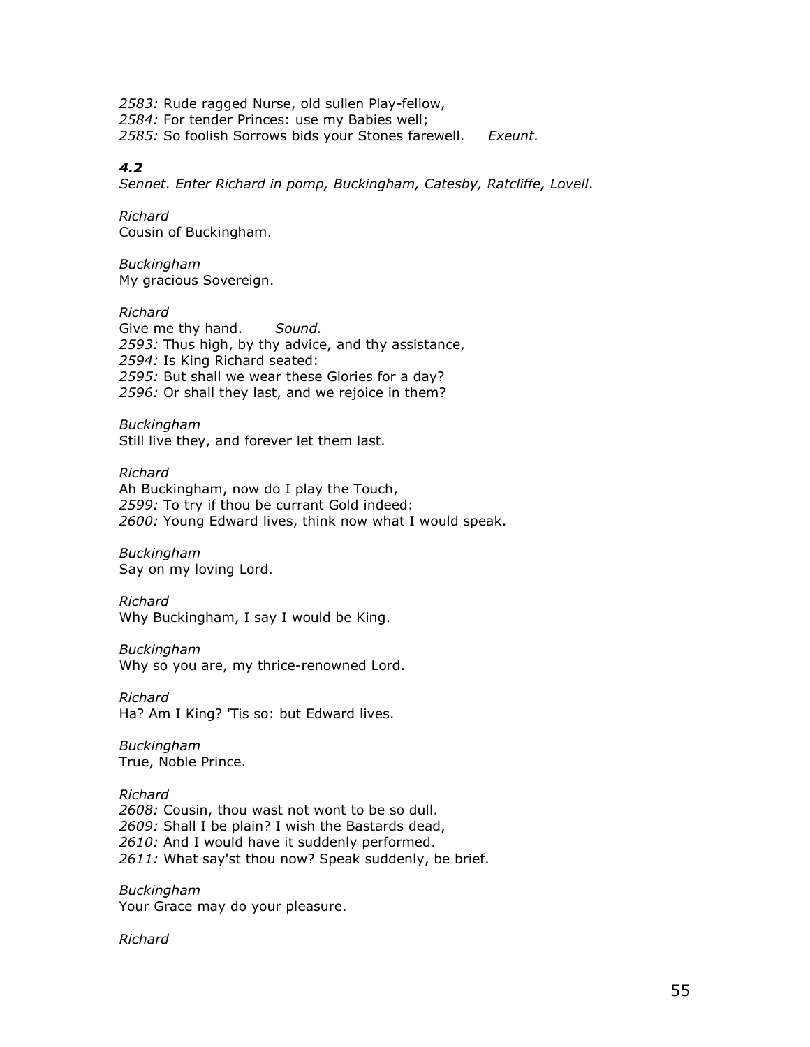*2583:* Rude ragged Nurse, old sullen Play-fellow,
*2584:* For tender Princes: use my Babies well;
*2585:* So foolish Sorrows bids your Stones farewell. *Exeunt.*

### *4.2*

*Sennet. Enter Richard in pomp, Buckingham, Catesby, Ratcliffe, Lovell.*

*Richard*
Cousin of Buckingham.

*Buckingham*
My gracious Sovereign.

*Richard*
Give me thy hand. *Sound.*
*2593:* Thus high, by thy advice, and thy assistance,
*2594:* Is King Richard seated:
*2595:* But shall we wear these Glories for a day?
*2596:* Or shall they last, and we rejoice in them?

*Buckingham*
Still live they, and forever let them last.

*Richard*
Ah Buckingham, now do I play the Touch,
*2599:* To try if thou be currant Gold indeed:
*2600:* Young Edward lives, think now what I would speak.

*Buckingham*
Say on my loving Lord.

*Richard*
Why Buckingham, I say I would be King.

*Buckingham*
Why so you are, my thrice-renowned Lord.

*Richard*
Ha? Am I King? 'Tis so: but Edward lives.

*Buckingham*
True, Noble Prince.

*Richard*
*2608:* Cousin, thou wast not wont to be so dull.
*2609:* Shall I be plain? I wish the Bastards dead,
*2610:* And I would have it suddenly performed.
*2611:* What say'st thou now? Speak suddenly, be brief.

*Buckingham*
Your Grace may do your pleasure.

*Richard*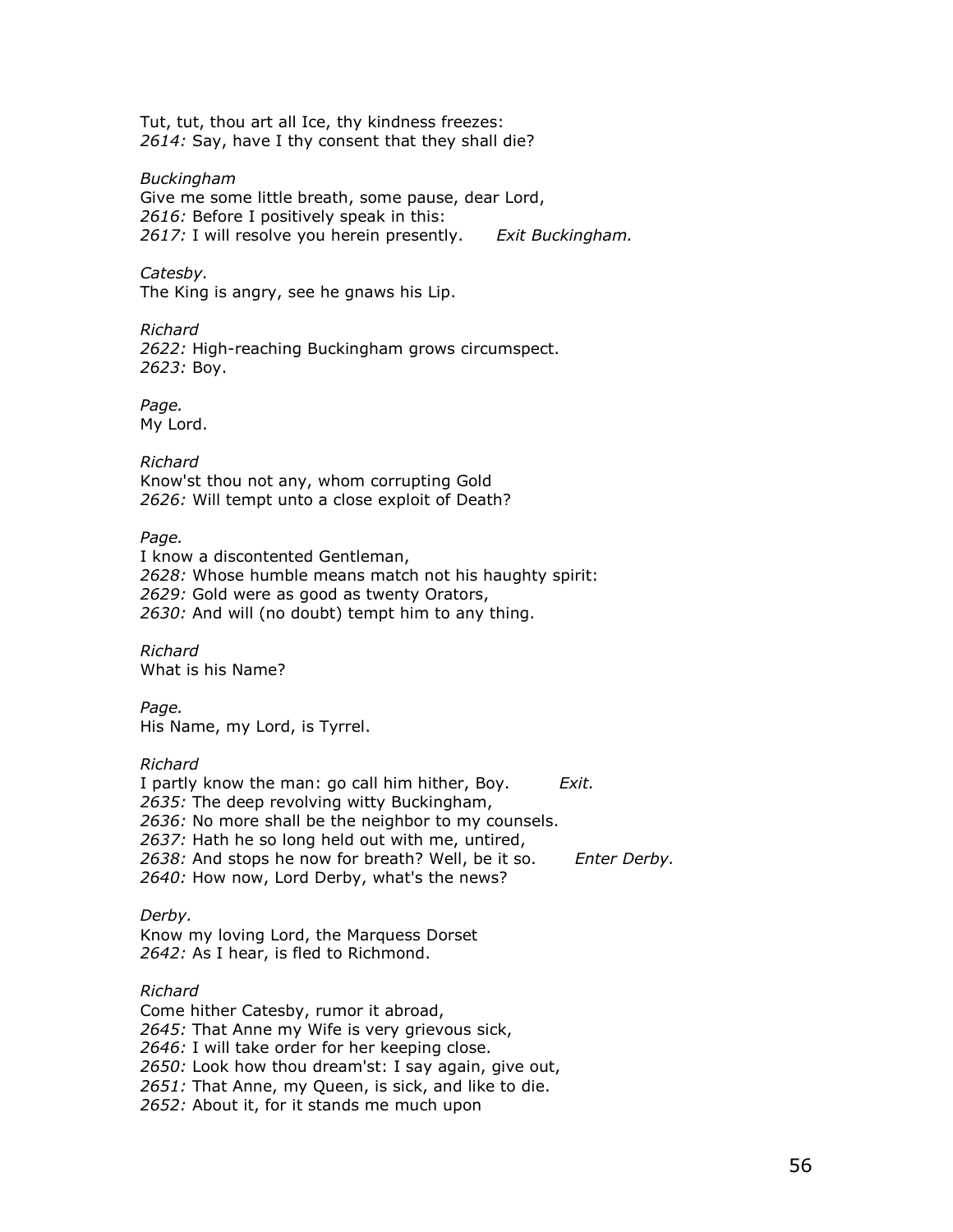Tut, tut, thou art all Ice, thy kindness freezes:
*2614:* Say, have I thy consent that they shall die?

*Buckingham*
Give me some little breath, some pause, dear Lord,
*2616:* Before I positively speak in this:
*2617:* I will resolve you herein presently. *Exit Buckingham.*

*Catesby.*
The King is angry, see he gnaws his Lip.

*Richard*
*2622:* High-reaching Buckingham grows circumspect.
*2623:* Boy.

*Page.*
My Lord.

*Richard*
Know'st thou not any, whom corrupting Gold
*2626:* Will tempt unto a close exploit of Death?

*Page.*
I know a discontented Gentleman,
*2628:* Whose humble means match not his haughty spirit:
*2629:* Gold were as good as twenty Orators,
*2630:* And will (no doubt) tempt him to any thing.

*Richard*
What is his Name?

*Page.*
His Name, my Lord, is Tyrrel.

*Richard*
I partly know the man: go call him hither, Boy. *Exit.*
*2635:* The deep revolving witty Buckingham,
*2636:* No more shall be the neighbor to my counsels.
*2637:* Hath he so long held out with me, untired,
*2638:* And stops he now for breath? Well, be it so. *Enter Derby.*
*2640:* How now, Lord Derby, what's the news?

*Derby.*
Know my loving Lord, the Marquess Dorset
*2642:* As I hear, is fled to Richmond.

*Richard*
Come hither Catesby, rumor it abroad,
*2645:* That Anne my Wife is very grievous sick,
*2646:* I will take order for her keeping close.
*2650:* Look how thou dream'st: I say again, give out,
*2651:* That Anne, my Queen, is sick, and like to die.
*2652:* About it, for it stands me much upon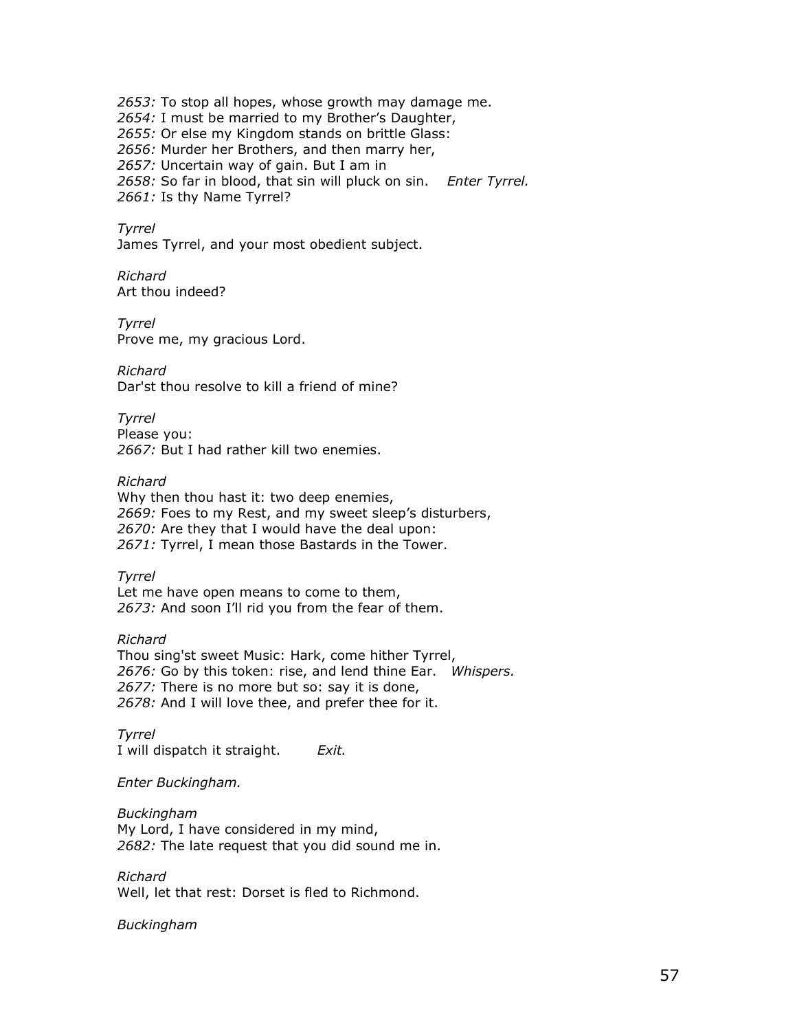*2653:* To stop all hopes, whose growth may damage me.
*2654:* I must be married to my Brother's Daughter,
*2655:* Or else my Kingdom stands on brittle Glass:
*2656:* Murder her Brothers, and then marry her,
*2657:* Uncertain way of gain. But I am in
*2658:* So far in blood, that sin will pluck on sin. *Enter Tyrrel.*
*2661:* Is thy Name Tyrrel?

*Tyrrel*
James Tyrrel, and your most obedient subject.

*Richard*
Art thou indeed?

*Tyrrel*
Prove me, my gracious Lord.

*Richard*
Dar'st thou resolve to kill a friend of mine?

*Tyrrel*
Please you:
*2667:* But I had rather kill two enemies.

*Richard*
Why then thou hast it: two deep enemies,
*2669:* Foes to my Rest, and my sweet sleep's disturbers,
*2670:* Are they that I would have the deal upon:
*2671:* Tyrrel, I mean those Bastards in the Tower.

*Tyrrel*
Let me have open means to come to them,
*2673:* And soon I'll rid you from the fear of them.

*Richard*
Thou sing'st sweet Music: Hark, come hither Tyrrel,
*2676:* Go by this token: rise, and lend thine Ear. *Whispers.*
*2677:* There is no more but so: say it is done,
*2678:* And I will love thee, and prefer thee for it.

*Tyrrel*
I will dispatch it straight. *Exit.*

*Enter Buckingham.*

*Buckingham*
My Lord, I have considered in my mind,
*2682:* The late request that you did sound me in.

*Richard*
Well, let that rest: Dorset is fled to Richmond.

*Buckingham*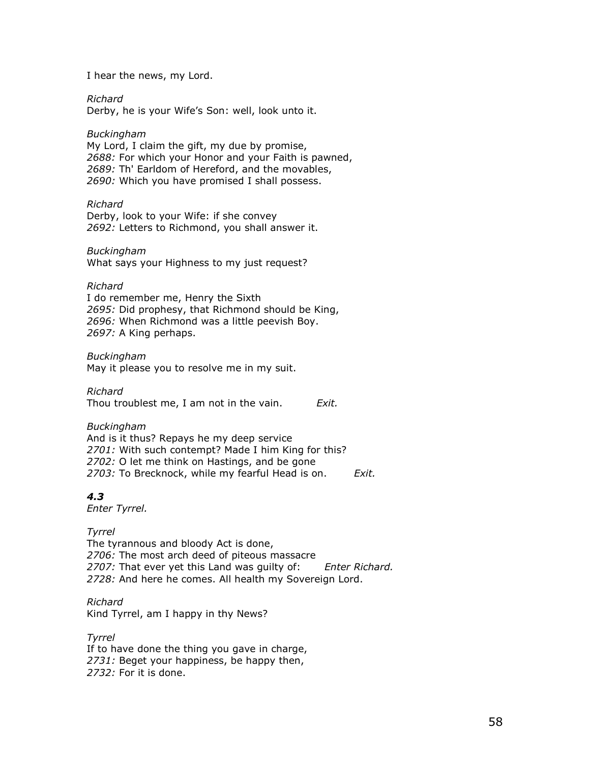I hear the news, my Lord.

*Richard*
Derby, he is your Wife's Son: well, look unto it.

*Buckingham*
My Lord, I claim the gift, my due by promise,
*2688:* For which your Honor and your Faith is pawned,
*2689:* Th' Earldom of Hereford, and the movables,
*2690:* Which you have promised I shall possess.

*Richard*
Derby, look to your Wife: if she convey
*2692:* Letters to Richmond, you shall answer it.

*Buckingham*
What says your Highness to my just request?

*Richard*
I do remember me, Henry the Sixth
*2695:* Did prophesy, that Richmond should be King,
*2696:* When Richmond was a little peevish Boy.
*2697:* A King perhaps.

*Buckingham*
May it please you to resolve me in my suit.

*Richard*
Thou troublest me, I am not in the vain. *Exit.*

*Buckingham*
And is it thus? Repays he my deep service
*2701:* With such contempt? Made I him King for this?
*2702:* O let me think on Hastings, and be gone
*2703:* To Brecknock, while my fearful Head is on. *Exit.*

### *4.3*
*Enter Tyrrel.*

*Tyrrel*
The tyrannous and bloody Act is done,
*2706:* The most arch deed of piteous massacre
*2707:* That ever yet this Land was guilty of: *Enter Richard.*
*2728:* And here he comes. All health my Sovereign Lord.

*Richard*
Kind Tyrrel, am I happy in thy News?

*Tyrrel*
If to have done the thing you gave in charge,
*2731:* Beget your happiness, be happy then,
*2732:* For it is done.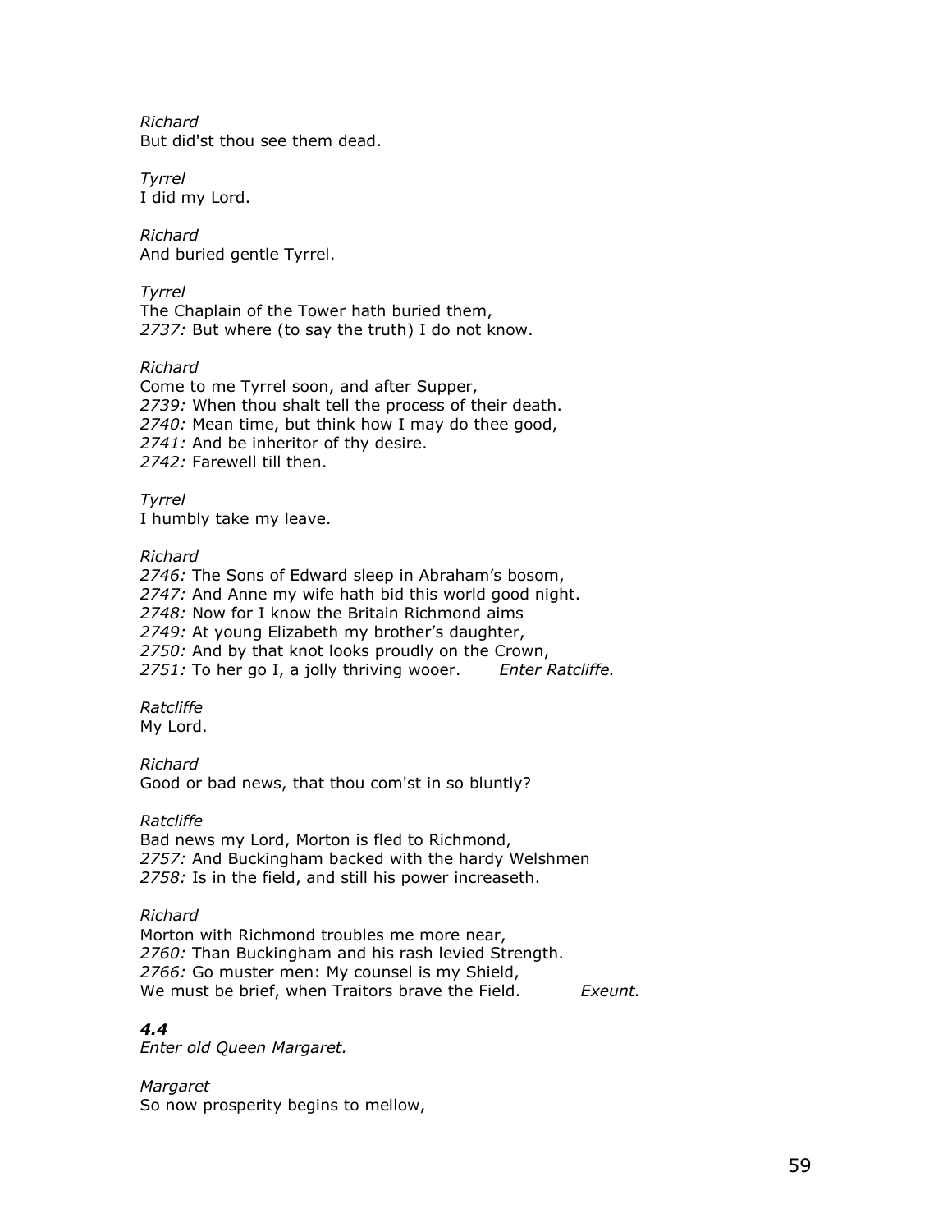*Richard*
But did'st thou see them dead.

*Tyrrel*
I did my Lord.

*Richard*
And buried gentle Tyrrel.

*Tyrrel*
The Chaplain of the Tower hath buried them,
*2737:* But where (to say the truth) I do not know.

*Richard*
Come to me Tyrrel soon, and after Supper,
*2739:* When thou shalt tell the process of their death.
*2740:* Mean time, but think how I may do thee good,
*2741:* And be inheritor of thy desire.
*2742:* Farewell till then.

*Tyrrel*
I humbly take my leave.

*Richard*
*2746:* The Sons of Edward sleep in Abraham's bosom,
*2747:* And Anne my wife hath bid this world good night.
*2748:* Now for I know the Britain Richmond aims
*2749:* At young Elizabeth my brother's daughter,
*2750:* And by that knot looks proudly on the Crown,
*2751:* To her go I, a jolly thriving wooer. *Enter Ratcliffe.*

*Ratcliffe*
My Lord.

*Richard*
Good or bad news, that thou com'st in so bluntly?

*Ratcliffe*
Bad news my Lord, Morton is fled to Richmond,
*2757:* And Buckingham backed with the hardy Welshmen
*2758:* Is in the field, and still his power increaseth.

*Richard*
Morton with Richmond troubles me more near,
*2760:* Than Buckingham and his rash levied Strength.
*2766:* Go muster men: My counsel is my Shield,
We must be brief, when Traitors brave the Field. *Exeunt.*

### *4.4*

*Enter old Queen Margaret.*

*Margaret*
So now prosperity begins to mellow,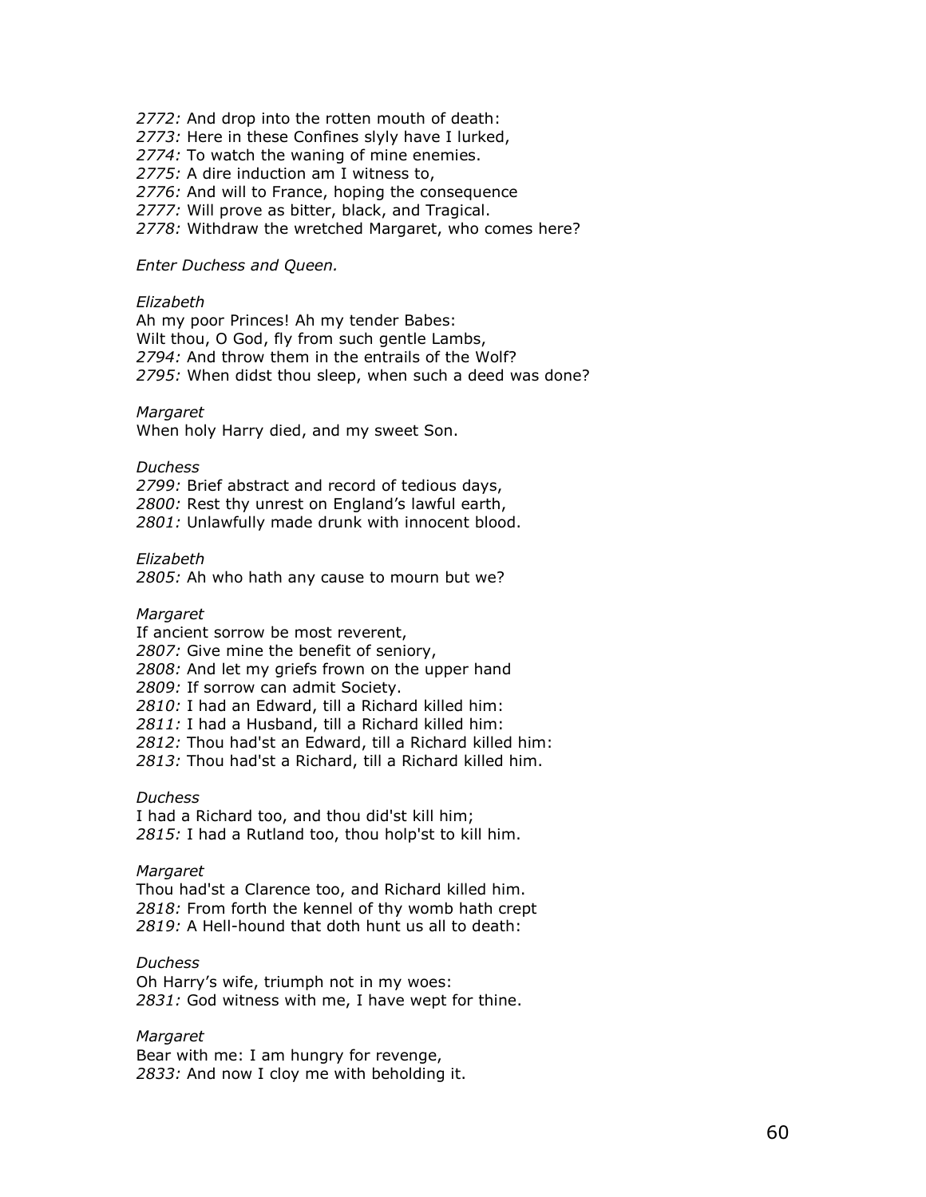*2772:* And drop into the rotten mouth of death:
*2773:* Here in these Confines slyly have I lurked,
*2774:* To watch the waning of mine enemies.
*2775:* A dire induction am I witness to,
*2776:* And will to France, hoping the consequence
*2777:* Will prove as bitter, black, and Tragical.
*2778:* Withdraw the wretched Margaret, who comes here?

*Enter Duchess and Queen.*

*Elizabeth*
Ah my poor Princes! Ah my tender Babes:
Wilt thou, O God, fly from such gentle Lambs,
*2794:* And throw them in the entrails of the Wolf?
*2795:* When didst thou sleep, when such a deed was done?

*Margaret*
When holy Harry died, and my sweet Son.

*Duchess*
*2799:* Brief abstract and record of tedious days,
*2800:* Rest thy unrest on England's lawful earth,
*2801:* Unlawfully made drunk with innocent blood.

*Elizabeth*
*2805:* Ah who hath any cause to mourn but we?

*Margaret*
If ancient sorrow be most reverent,
*2807:* Give mine the benefit of seniory,
*2808:* And let my griefs frown on the upper hand
*2809:* If sorrow can admit Society.
*2810:* I had an Edward, till a Richard killed him:
*2811:* I had a Husband, till a Richard killed him:
*2812:* Thou had'st an Edward, till a Richard killed him:
*2813:* Thou had'st a Richard, till a Richard killed him.

*Duchess*
I had a Richard too, and thou did'st kill him;
*2815:* I had a Rutland too, thou holp'st to kill him.

*Margaret*
Thou had'st a Clarence too, and Richard killed him.
*2818:* From forth the kennel of thy womb hath crept
*2819:* A Hell-hound that doth hunt us all to death:

*Duchess*
Oh Harry's wife, triumph not in my woes:
*2831:* God witness with me, I have wept for thine.

*Margaret*
Bear with me: I am hungry for revenge,
*2833:* And now I cloy me with beholding it.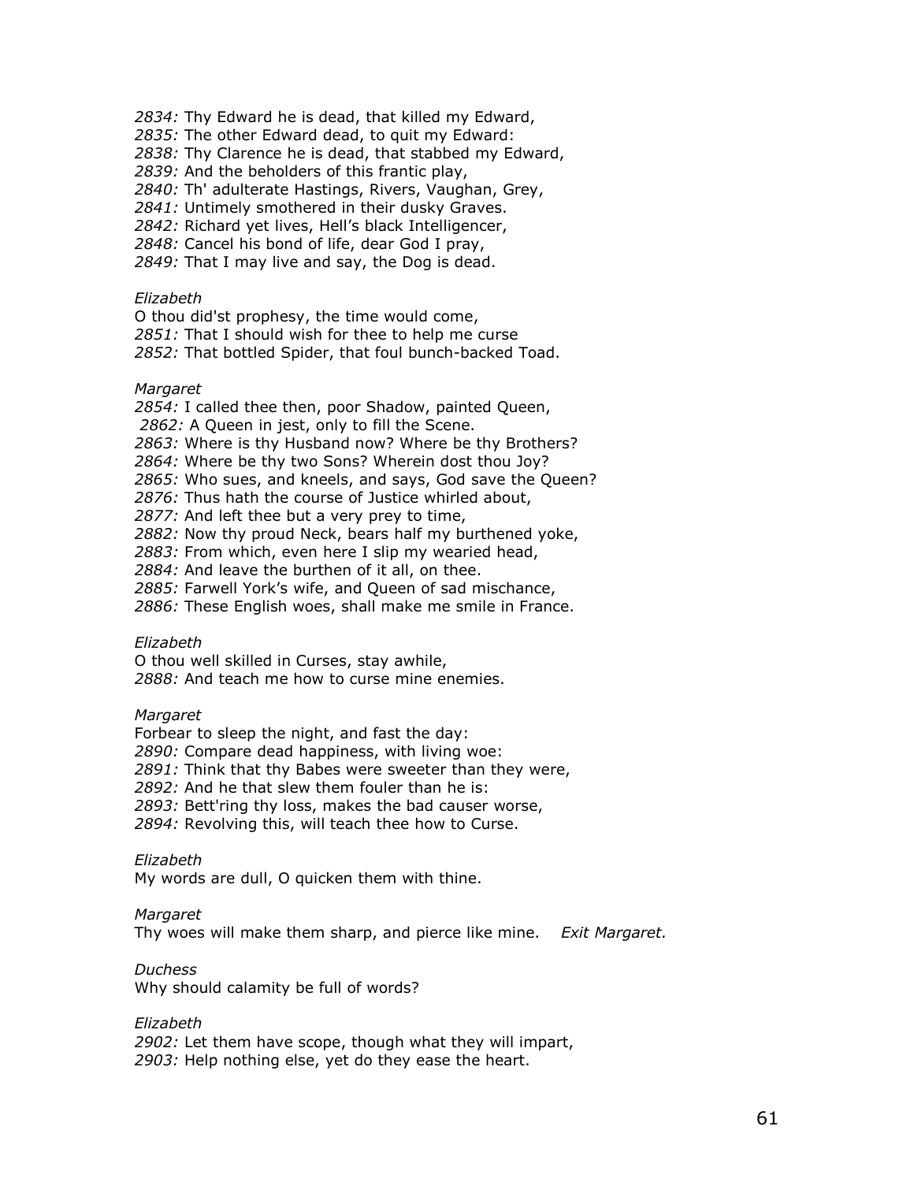*2834:* Thy Edward he is dead, that killed my Edward,
*2835:* The other Edward dead, to quit my Edward:
*2838:* Thy Clarence he is dead, that stabbed my Edward,
*2839:* And the beholders of this frantic play,
*2840:* Th' adulterate Hastings, Rivers, Vaughan, Grey,
*2841:* Untimely smothered in their dusky Graves.
*2842:* Richard yet lives, Hell's black Intelligencer,
*2848:* Cancel his bond of life, dear God I pray,
*2849:* That I may live and say, the Dog is dead.

*Elizabeth*
O thou did'st prophesy, the time would come,
*2851:* That I should wish for thee to help me curse
*2852:* That bottled Spider, that foul bunch-backed Toad.

*Margaret*
*2854:* I called thee then, poor Shadow, painted Queen,
*2862:* A Queen in jest, only to fill the Scene.
*2863:* Where is thy Husband now? Where be thy Brothers?
*2864:* Where be thy two Sons? Wherein dost thou Joy?
*2865:* Who sues, and kneels, and says, God save the Queen?
*2876:* Thus hath the course of Justice whirled about,
*2877:* And left thee but a very prey to time,
*2882:* Now thy proud Neck, bears half my burthened yoke,
*2883:* From which, even here I slip my wearied head,
*2884:* And leave the burthen of it all, on thee.
*2885:* Farwell York's wife, and Queen of sad mischance,
*2886:* These English woes, shall make me smile in France.

*Elizabeth*
O thou well skilled in Curses, stay awhile,
*2888:* And teach me how to curse mine enemies.

*Margaret*
Forbear to sleep the night, and fast the day:
*2890:* Compare dead happiness, with living woe:
*2891:* Think that thy Babes were sweeter than they were,
*2892:* And he that slew them fouler than he is:
*2893:* Bett'ring thy loss, makes the bad causer worse,
*2894:* Revolving this, will teach thee how to Curse.

*Elizabeth*
My words are dull, O quicken them with thine.

*Margaret*
Thy woes will make them sharp, and pierce like mine. *Exit Margaret.*

*Duchess*
Why should calamity be full of words?

*Elizabeth*
*2902:* Let them have scope, though what they will impart,
*2903:* Help nothing else, yet do they ease the heart.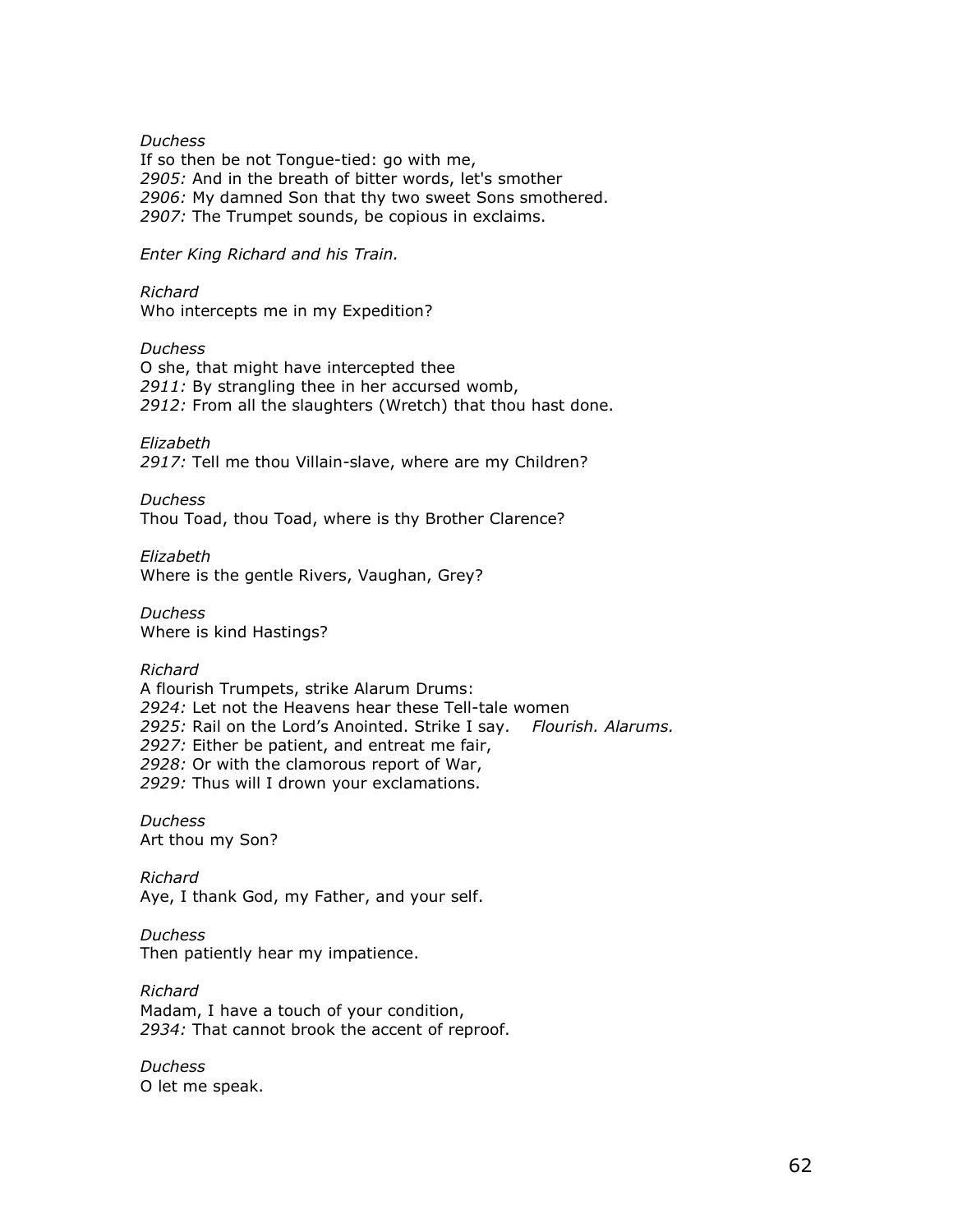*Duchess*
If so then be not Tongue-tied: go with me,
*2905:* And in the breath of bitter words, let's smother
*2906:* My damned Son that thy two sweet Sons smothered.
*2907:* The Trumpet sounds, be copious in exclaims.

*Enter King Richard and his Train.*

*Richard*
Who intercepts me in my Expedition?

*Duchess*
O she, that might have intercepted thee
*2911:* By strangling thee in her accursed womb,
*2912:* From all the slaughters (Wretch) that thou hast done.

*Elizabeth*
*2917:* Tell me thou Villain-slave, where are my Children?

*Duchess*
Thou Toad, thou Toad, where is thy Brother Clarence?

*Elizabeth*
Where is the gentle Rivers, Vaughan, Grey?

*Duchess*
Where is kind Hastings?

*Richard*
A flourish Trumpets, strike Alarum Drums:
*2924:* Let not the Heavens hear these Tell-tale women
*2925:* Rail on the Lord's Anointed. Strike I say. *Flourish. Alarums.*
*2927:* Either be patient, and entreat me fair,
*2928:* Or with the clamorous report of War,
*2929:* Thus will I drown your exclamations.

*Duchess*
Art thou my Son?

*Richard*
Aye, I thank God, my Father, and your self.

*Duchess*
Then patiently hear my impatience.

*Richard*
Madam, I have a touch of your condition,
*2934:* That cannot brook the accent of reproof.

*Duchess*
O let me speak.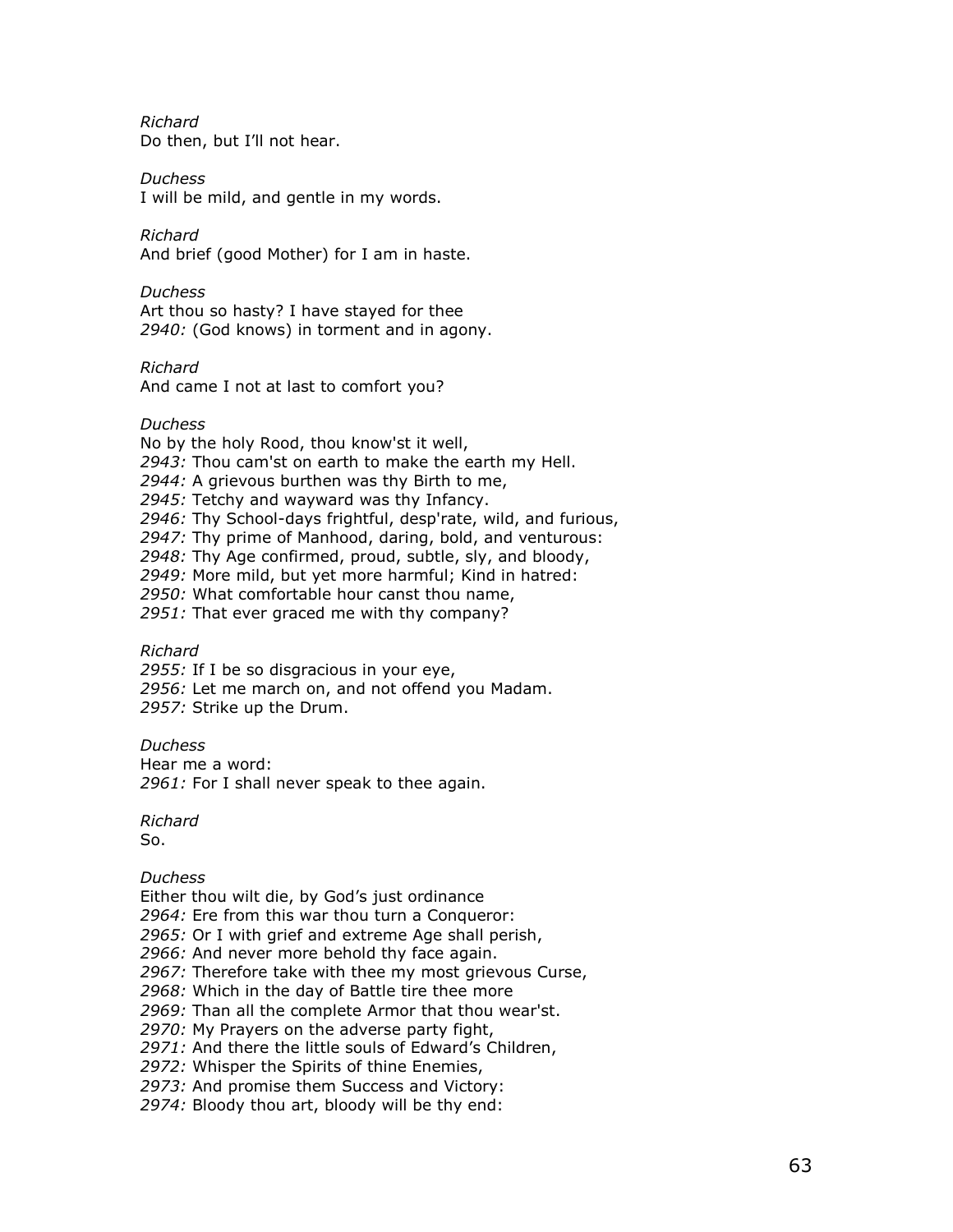*Richard*
Do then, but I'll not hear.

*Duchess*
I will be mild, and gentle in my words.

*Richard*
And brief (good Mother) for I am in haste.

*Duchess*
Art thou so hasty? I have stayed for thee
*2940:* (God knows) in torment and in agony.

*Richard*
And came I not at last to comfort you?

*Duchess*
No by the holy Rood, thou know'st it well,
*2943:* Thou cam'st on earth to make the earth my Hell.
*2944:* A grievous burthen was thy Birth to me,
*2945:* Tetchy and wayward was thy Infancy.
*2946:* Thy School-days frightful, desp'rate, wild, and furious,
*2947:* Thy prime of Manhood, daring, bold, and venturous:
*2948:* Thy Age confirmed, proud, subtle, sly, and bloody,
*2949:* More mild, but yet more harmful; Kind in hatred:
*2950:* What comfortable hour canst thou name,
*2951:* That ever graced me with thy company?

*Richard*
*2955:* If I be so disgracious in your eye,
*2956:* Let me march on, and not offend you Madam.
*2957:* Strike up the Drum.

*Duchess*
Hear me a word:
*2961:* For I shall never speak to thee again.

*Richard*
So.

*Duchess*
Either thou wilt die, by God's just ordinance
*2964:* Ere from this war thou turn a Conqueror:
*2965:* Or I with grief and extreme Age shall perish,
*2966:* And never more behold thy face again.
*2967:* Therefore take with thee my most grievous Curse,
*2968:* Which in the day of Battle tire thee more
*2969:* Than all the complete Armor that thou wear'st.
*2970:* My Prayers on the adverse party fight,
*2971:* And there the little souls of Edward's Children,
*2972:* Whisper the Spirits of thine Enemies,
*2973:* And promise them Success and Victory:
*2974:* Bloody thou art, bloody will be thy end: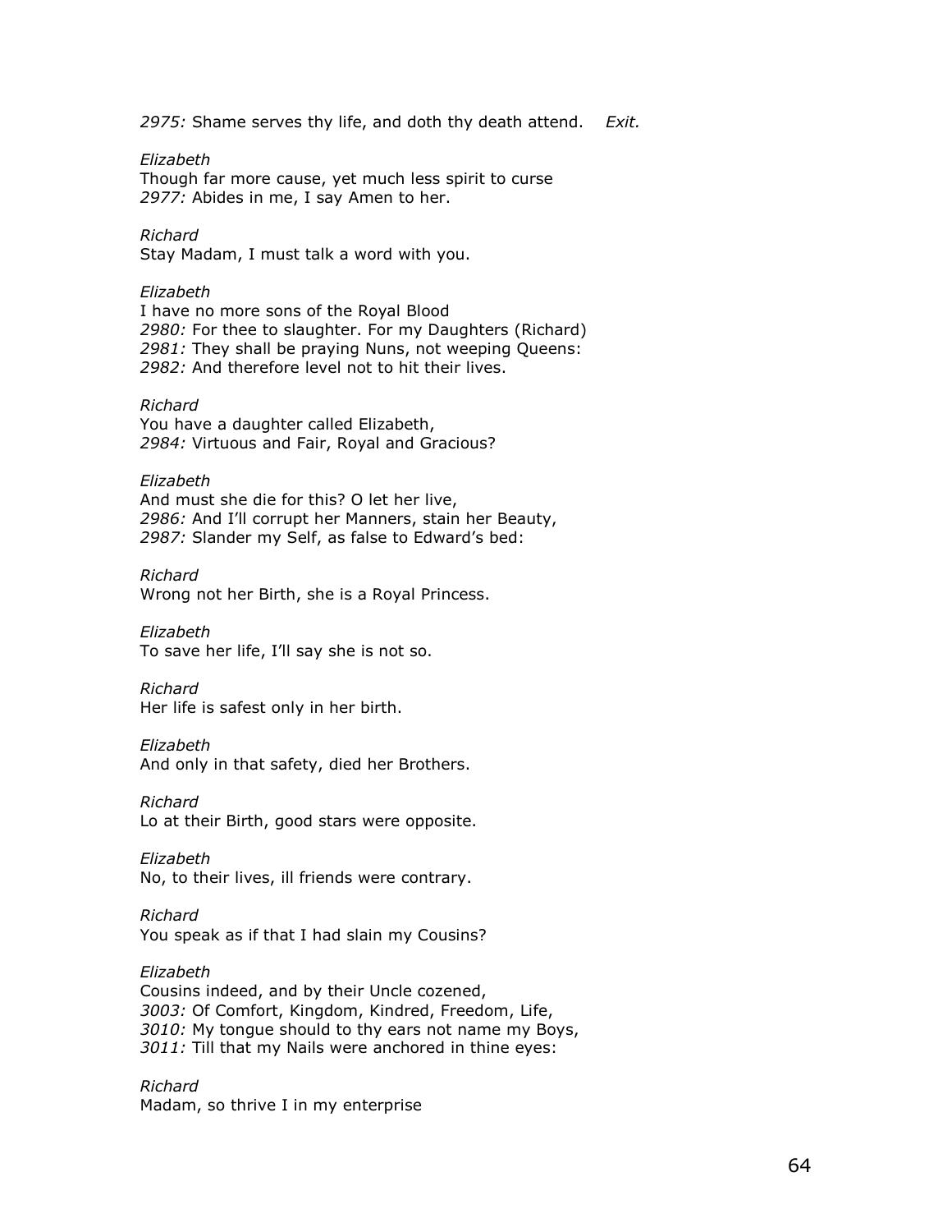*2975:* Shame serves thy life, and doth thy death attend. *Exit.*

*Elizabeth*
Though far more cause, yet much less spirit to curse
*2977:* Abides in me, I say Amen to her.

*Richard*
Stay Madam, I must talk a word with you.

*Elizabeth*
I have no more sons of the Royal Blood
*2980:* For thee to slaughter. For my Daughters (Richard)
*2981:* They shall be praying Nuns, not weeping Queens:
*2982:* And therefore level not to hit their lives.

*Richard*
You have a daughter called Elizabeth,
*2984:* Virtuous and Fair, Royal and Gracious?

*Elizabeth*
And must she die for this? O let her live,
*2986:* And I'll corrupt her Manners, stain her Beauty,
*2987:* Slander my Self, as false to Edward's bed:

*Richard*
Wrong not her Birth, she is a Royal Princess.

*Elizabeth*
To save her life, I'll say she is not so.

*Richard*
Her life is safest only in her birth.

*Elizabeth*
And only in that safety, died her Brothers.

*Richard*
Lo at their Birth, good stars were opposite.

*Elizabeth*
No, to their lives, ill friends were contrary.

*Richard*
You speak as if that I had slain my Cousins?

*Elizabeth*
Cousins indeed, and by their Uncle cozened,
*3003:* Of Comfort, Kingdom, Kindred, Freedom, Life,
*3010:* My tongue should to thy ears not name my Boys,
*3011:* Till that my Nails were anchored in thine eyes:

*Richard*
Madam, so thrive I in my enterprise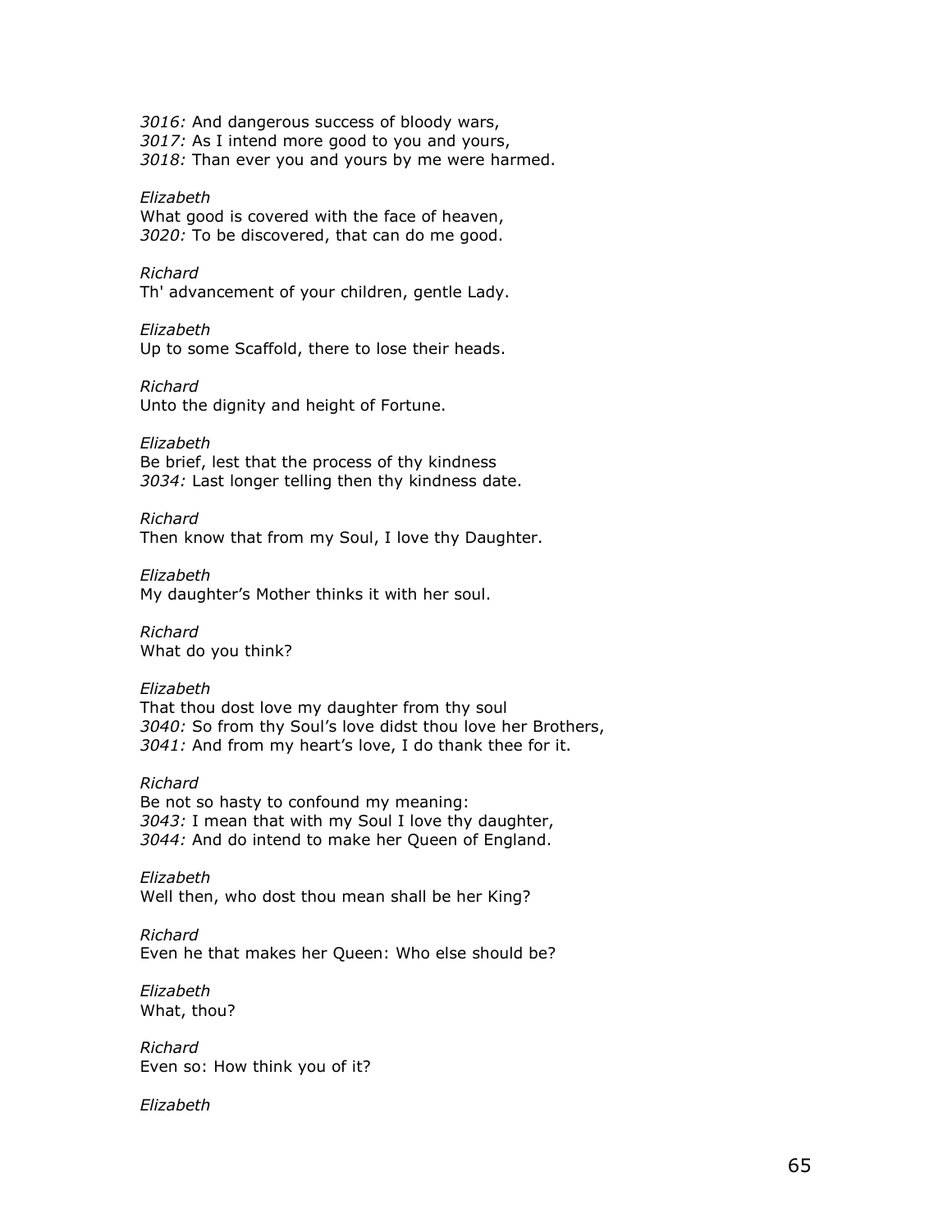*3016:* And dangerous success of bloody wars,
*3017:* As I intend more good to you and yours,
*3018:* Than ever you and yours by me were harmed.

*Elizabeth*
What good is covered with the face of heaven,
*3020:* To be discovered, that can do me good.

*Richard*
Th' advancement of your children, gentle Lady.

*Elizabeth*
Up to some Scaffold, there to lose their heads.

*Richard*
Unto the dignity and height of Fortune.

*Elizabeth*
Be brief, lest that the process of thy kindness
*3034:* Last longer telling then thy kindness date.

*Richard*
Then know that from my Soul, I love thy Daughter.

*Elizabeth*
My daughter's Mother thinks it with her soul.

*Richard*
What do you think?

*Elizabeth*
That thou dost love my daughter from thy soul
*3040:* So from thy Soul's love didst thou love her Brothers,
*3041:* And from my heart's love, I do thank thee for it.

*Richard*
Be not so hasty to confound my meaning:
*3043:* I mean that with my Soul I love thy daughter,
*3044:* And do intend to make her Queen of England.

*Elizabeth*
Well then, who dost thou mean shall be her King?

*Richard*
Even he that makes her Queen: Who else should be?

*Elizabeth*
What, thou?

*Richard*
Even so: How think you of it?

*Elizabeth*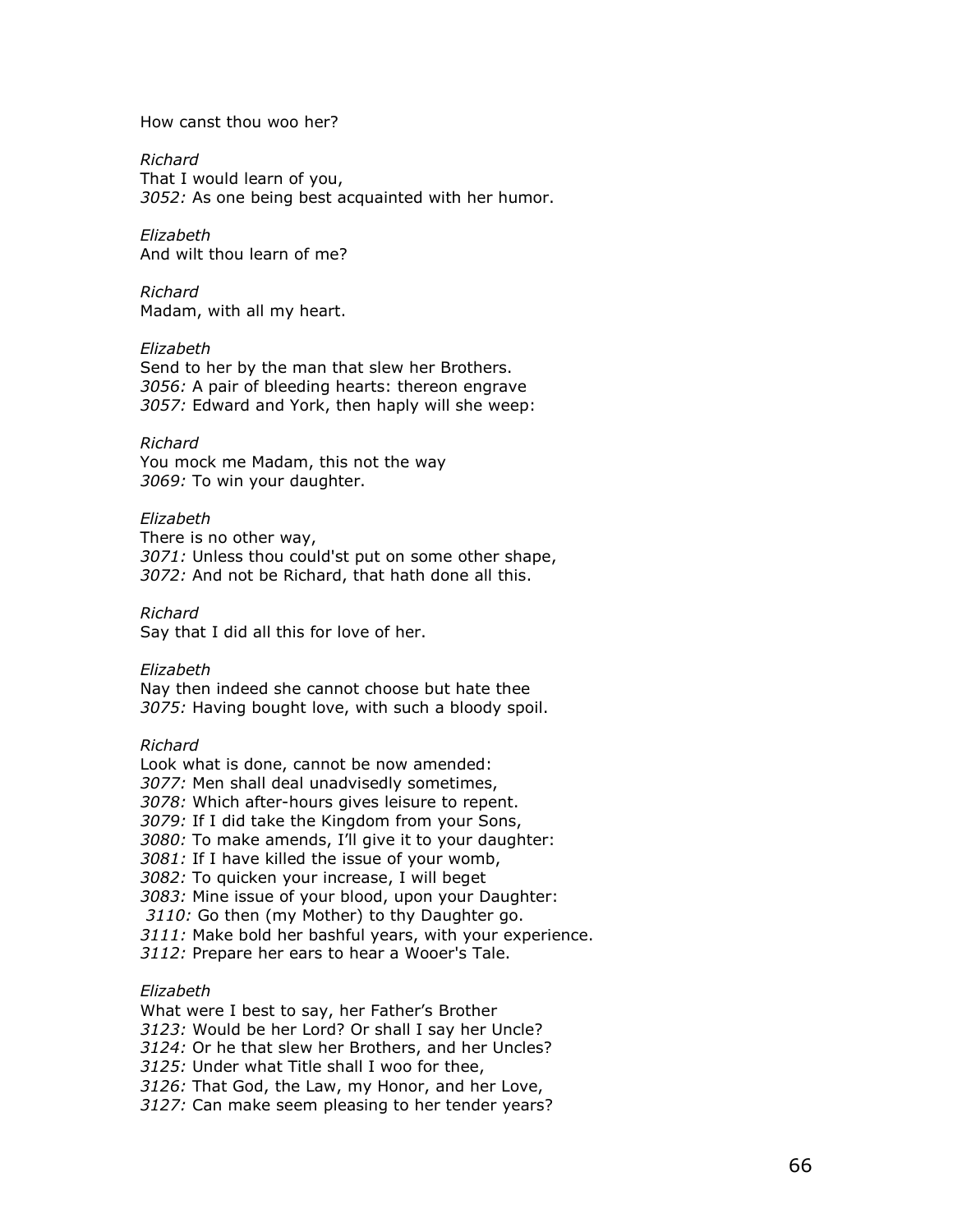How canst thou woo her?

*Richard*
That I would learn of you,
*3052:* As one being best acquainted with her humor.

*Elizabeth*
And wilt thou learn of me?

*Richard*
Madam, with all my heart.

*Elizabeth*
Send to her by the man that slew her Brothers.
*3056:* A pair of bleeding hearts: thereon engrave
*3057:* Edward and York, then haply will she weep:

*Richard*
You mock me Madam, this not the way
*3069:* To win your daughter.

*Elizabeth*
There is no other way,
*3071:* Unless thou could'st put on some other shape,
*3072:* And not be Richard, that hath done all this.

*Richard*
Say that I did all this for love of her.

*Elizabeth*
Nay then indeed she cannot choose but hate thee
*3075:* Having bought love, with such a bloody spoil.

*Richard*
Look what is done, cannot be now amended:
*3077:* Men shall deal unadvisedly sometimes,
*3078:* Which after-hours gives leisure to repent.
*3079:* If I did take the Kingdom from your Sons,
*3080:* To make amends, I'll give it to your daughter:
*3081:* If I have killed the issue of your womb,
*3082:* To quicken your increase, I will beget
*3083:* Mine issue of your blood, upon your Daughter:
*3110:* Go then (my Mother) to thy Daughter go.
*3111:* Make bold her bashful years, with your experience.
*3112:* Prepare her ears to hear a Wooer's Tale.

*Elizabeth*
What were I best to say, her Father's Brother
*3123:* Would be her Lord? Or shall I say her Uncle?
*3124:* Or he that slew her Brothers, and her Uncles?
*3125:* Under what Title shall I woo for thee,
*3126:* That God, the Law, my Honor, and her Love,
*3127:* Can make seem pleasing to her tender years?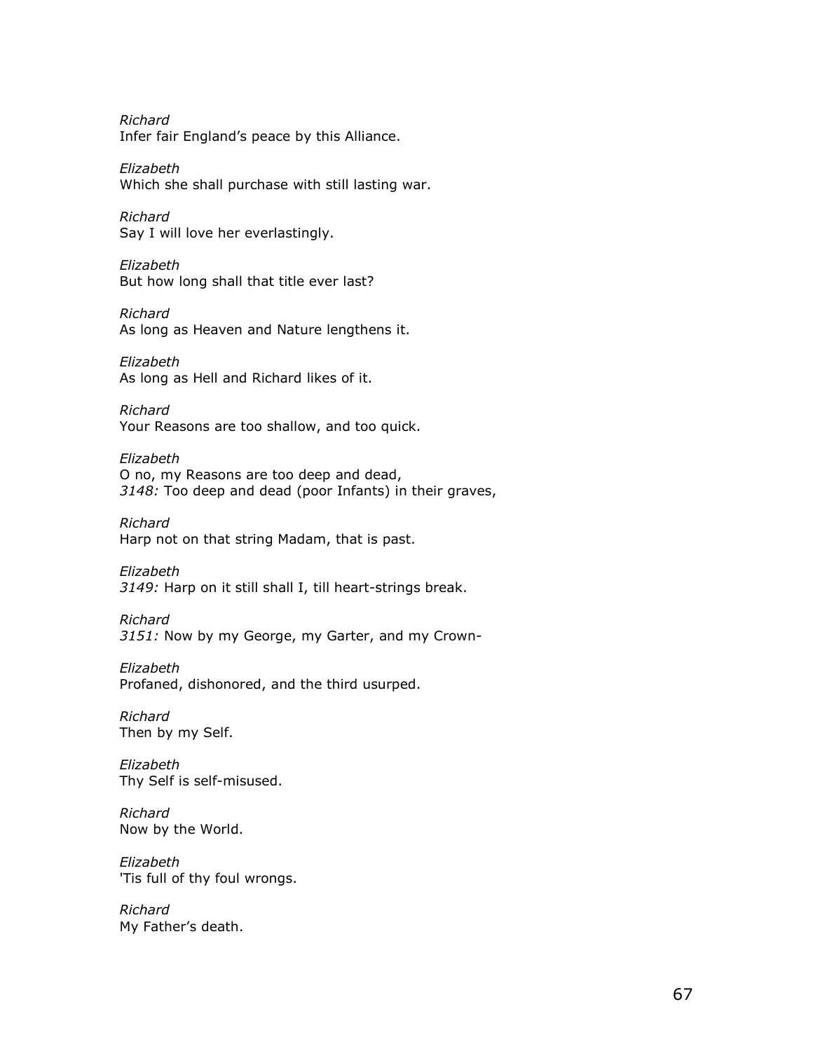*Richard*
Infer fair England's peace by this Alliance.

*Elizabeth*
Which she shall purchase with still lasting war.

*Richard*
Say I will love her everlastingly.

*Elizabeth*
But how long shall that title ever last?

*Richard*
As long as Heaven and Nature lengthens it.

*Elizabeth*
As long as Hell and Richard likes of it.

*Richard*
Your Reasons are too shallow, and too quick.

*Elizabeth*
O no, my Reasons are too deep and dead,
*3148:* Too deep and dead (poor Infants) in their graves,

*Richard*
Harp not on that string Madam, that is past.

*Elizabeth*
*3149:* Harp on it still shall I, till heart-strings break.

*Richard*
*3151:* Now by my George, my Garter, and my Crown-

*Elizabeth*
Profaned, dishonored, and the third usurped.

*Richard*
Then by my Self.

*Elizabeth*
Thy Self is self-misused.

*Richard*
Now by the World.

*Elizabeth*
'Tis full of thy foul wrongs.

*Richard*
My Father's death.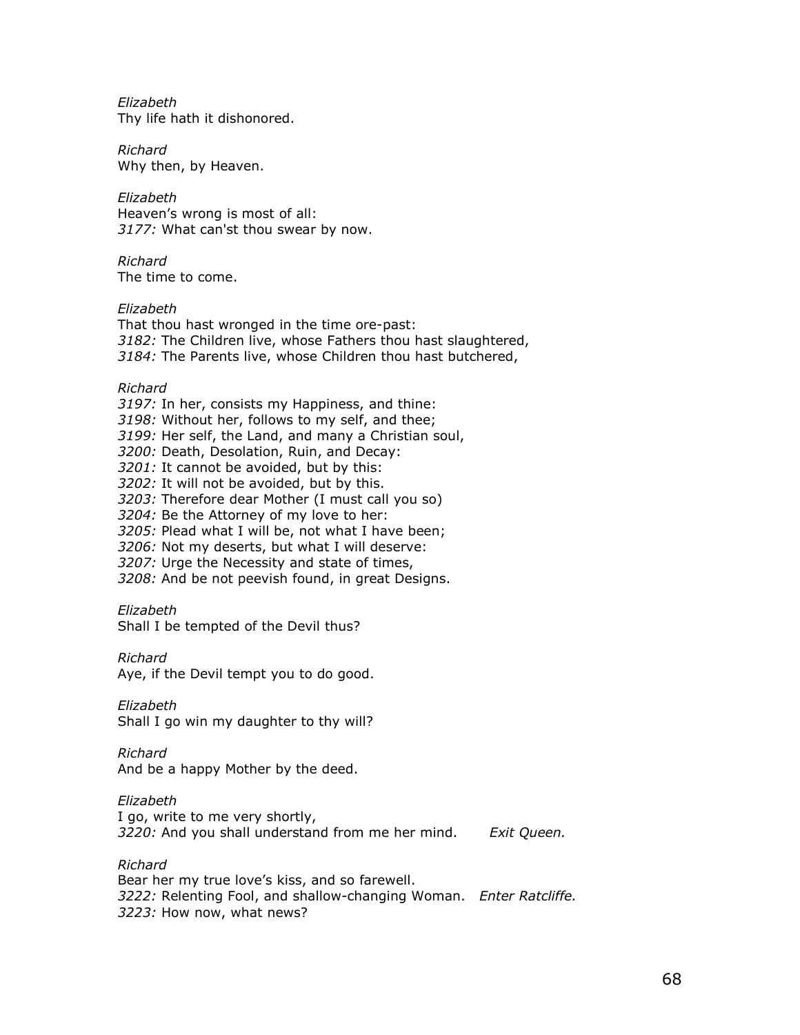*Elizabeth*
Thy life hath it dishonored.

*Richard*
Why then, by Heaven.

*Elizabeth*
Heaven's wrong is most of all:
*3177:* What can'st thou swear by now.

*Richard*
The time to come.

*Elizabeth*
That thou hast wronged in the time ore-past:
*3182:* The Children live, whose Fathers thou hast slaughtered,
*3184:* The Parents live, whose Children thou hast butchered,

*Richard*
*3197:* In her, consists my Happiness, and thine:
*3198:* Without her, follows to my self, and thee;
*3199:* Her self, the Land, and many a Christian soul,
*3200:* Death, Desolation, Ruin, and Decay:
*3201:* It cannot be avoided, but by this:
*3202:* It will not be avoided, but by this.
*3203:* Therefore dear Mother (I must call you so)
*3204:* Be the Attorney of my love to her:
*3205:* Plead what I will be, not what I have been;
*3206:* Not my deserts, but what I will deserve:
*3207:* Urge the Necessity and state of times,
*3208:* And be not peevish found, in great Designs.

*Elizabeth*
Shall I be tempted of the Devil thus?

*Richard*
Aye, if the Devil tempt you to do good.

*Elizabeth*
Shall I go win my daughter to thy will?

*Richard*
And be a happy Mother by the deed.

*Elizabeth*
I go, write to me very shortly,
*3220:* And you shall understand from me her mind. *Exit Queen.*

*Richard*
Bear her my true love's kiss, and so farewell.
*3222:* Relenting Fool, and shallow-changing Woman. *Enter Ratcliffe.*
*3223:* How now, what news?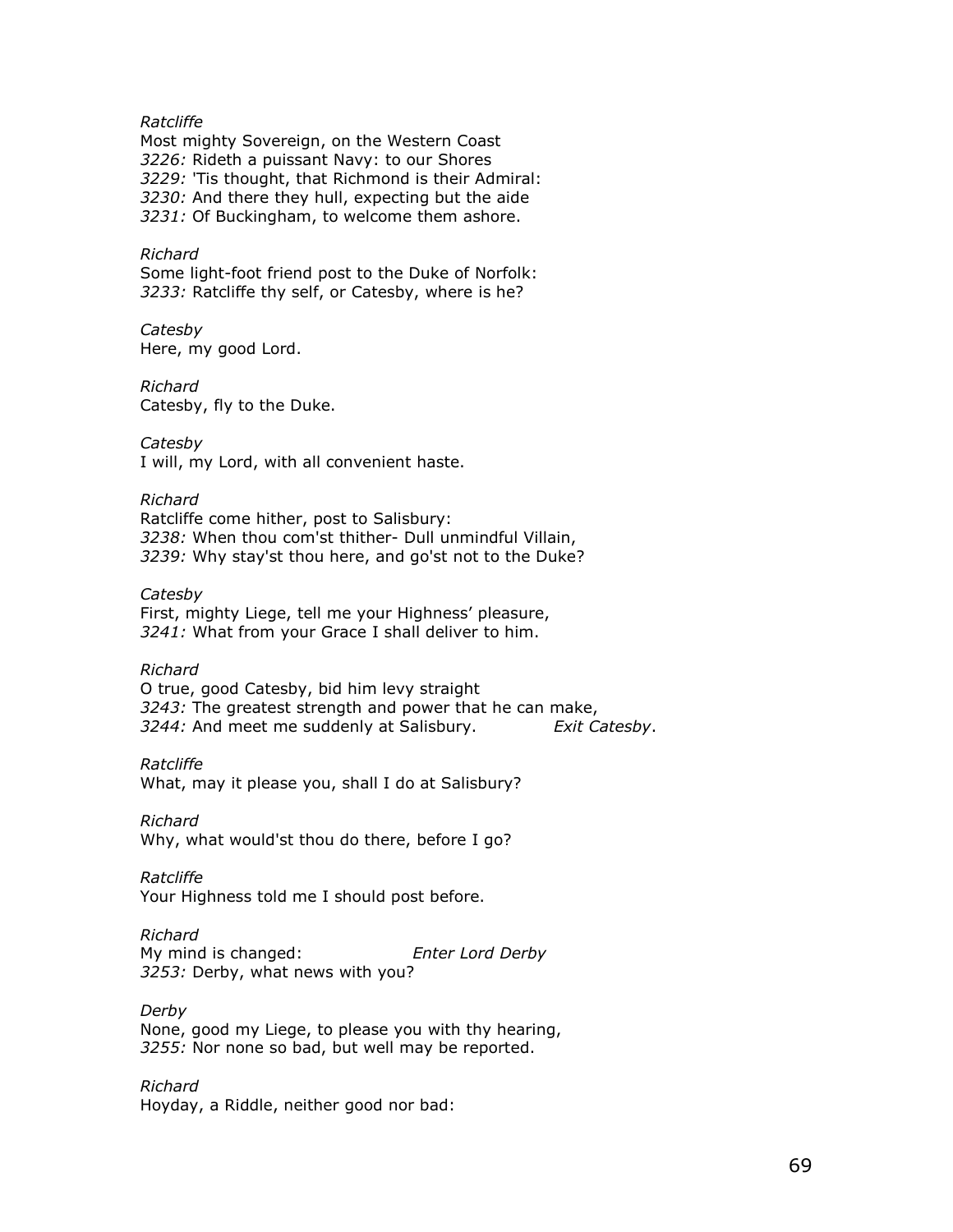*Ratcliffe*
Most mighty Sovereign, on the Western Coast
*3226:* Rideth a puissant Navy: to our Shores
*3229:* 'Tis thought, that Richmond is their Admiral:
*3230:* And there they hull, expecting but the aide
*3231:* Of Buckingham, to welcome them ashore.

*Richard*
Some light-foot friend post to the Duke of Norfolk:
*3233:* Ratcliffe thy self, or Catesby, where is he?

*Catesby*
Here, my good Lord.

*Richard*
Catesby, fly to the Duke.

*Catesby*
I will, my Lord, with all convenient haste.

*Richard*
Ratcliffe come hither, post to Salisbury:
*3238:* When thou com'st thither- Dull unmindful Villain,
*3239:* Why stay'st thou here, and go'st not to the Duke?

*Catesby*
First, mighty Liege, tell me your Highness' pleasure,
*3241:* What from your Grace I shall deliver to him.

*Richard*
O true, good Catesby, bid him levy straight
*3243:* The greatest strength and power that he can make,
*3244:* And meet me suddenly at Salisbury. *Exit Catesby*.

*Ratcliffe*
What, may it please you, shall I do at Salisbury?

*Richard*
Why, what would'st thou do there, before I go?

*Ratcliffe*
Your Highness told me I should post before.

*Richard*
My mind is changed: *Enter Lord Derby*
*3253:* Derby, what news with you?

*Derby*
None, good my Liege, to please you with thy hearing,
*3255:* Nor none so bad, but well may be reported.

*Richard*
Hoyday, a Riddle, neither good nor bad: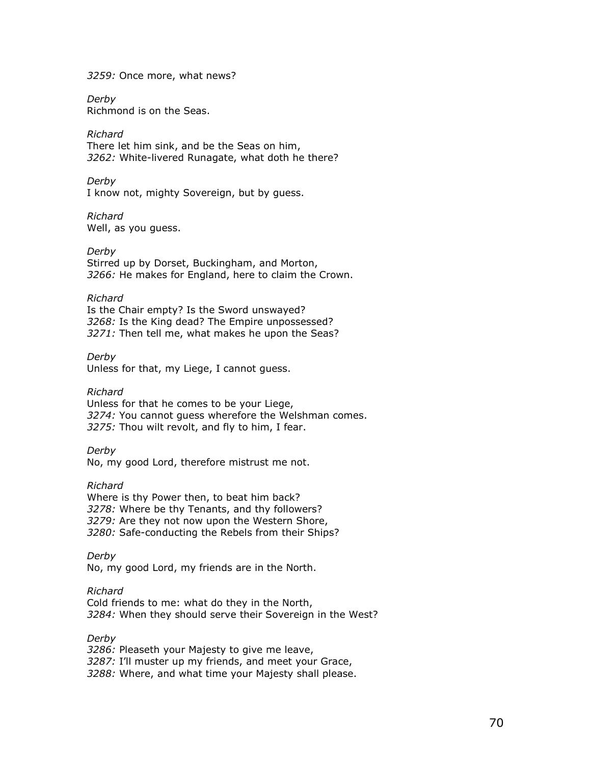*3259:* Once more, what news?

*Derby*
Richmond is on the Seas.

*Richard*
There let him sink, and be the Seas on him,
*3262:* White-livered Runagate, what doth he there?

*Derby*
I know not, mighty Sovereign, but by guess.

*Richard*
Well, as you guess.

*Derby*
Stirred up by Dorset, Buckingham, and Morton,
*3266:* He makes for England, here to claim the Crown.

*Richard*
Is the Chair empty? Is the Sword unswayed?
*3268:* Is the King dead? The Empire unpossessed?
*3271:* Then tell me, what makes he upon the Seas?

*Derby*
Unless for that, my Liege, I cannot guess.

*Richard*
Unless for that he comes to be your Liege,
*3274:* You cannot guess wherefore the Welshman comes.
*3275:* Thou wilt revolt, and fly to him, I fear.

*Derby*
No, my good Lord, therefore mistrust me not.

*Richard*
Where is thy Power then, to beat him back?
*3278:* Where be thy Tenants, and thy followers?
*3279:* Are they not now upon the Western Shore,
*3280:* Safe-conducting the Rebels from their Ships?

*Derby*
No, my good Lord, my friends are in the North.

*Richard*
Cold friends to me: what do they in the North,
*3284:* When they should serve their Sovereign in the West?

*Derby*
*3286:* Pleaseth your Majesty to give me leave,
*3287:* I'll muster up my friends, and meet your Grace,
*3288:* Where, and what time your Majesty shall please.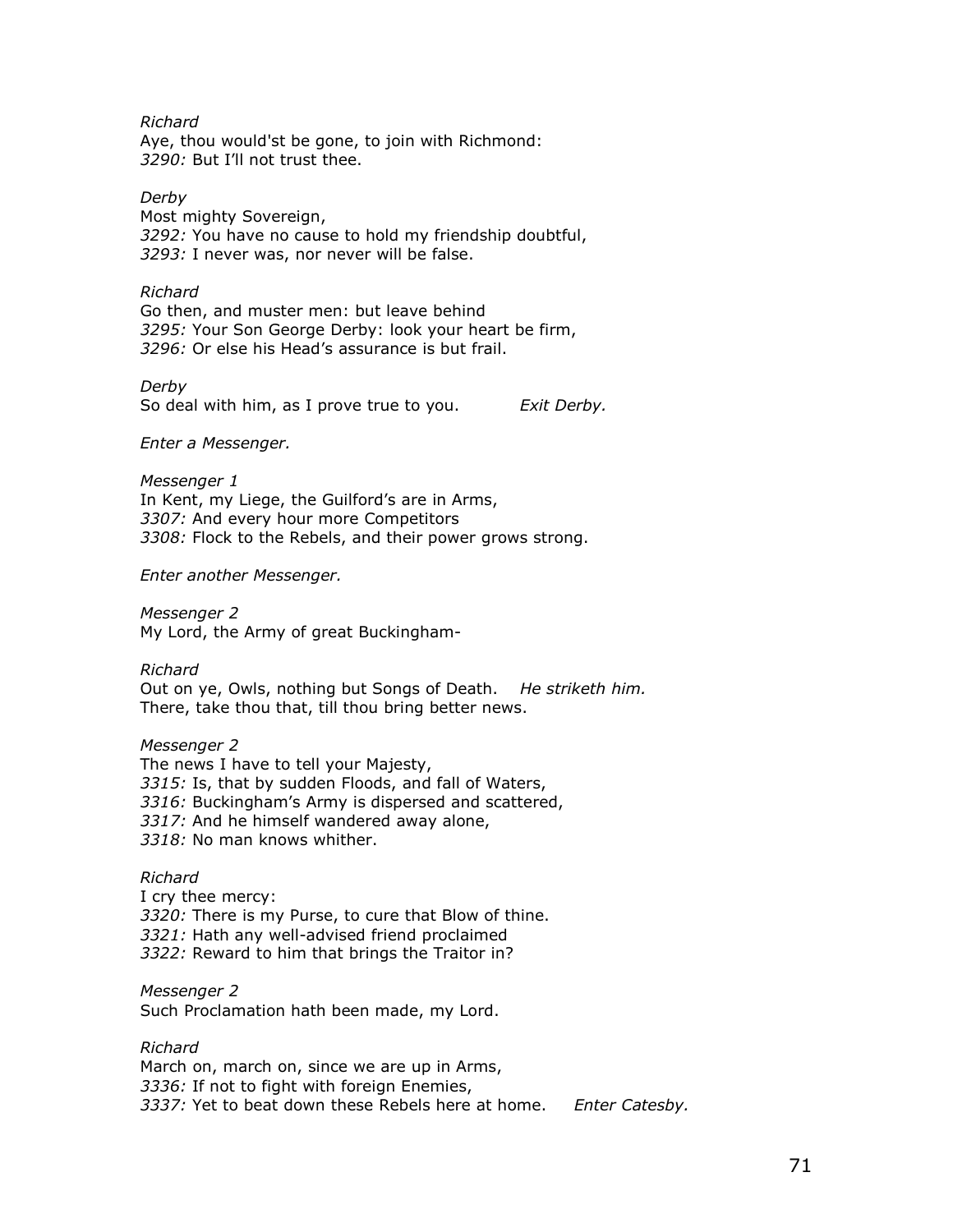*Richard*
Aye, thou would'st be gone, to join with Richmond:
*3290:* But I'll not trust thee.

*Derby*
Most mighty Sovereign,
*3292:* You have no cause to hold my friendship doubtful,
*3293:* I never was, nor never will be false.

*Richard*
Go then, and muster men: but leave behind
*3295:* Your Son George Derby: look your heart be firm,
*3296:* Or else his Head's assurance is but frail.

*Derby*
So deal with him, as I prove true to you. *Exit Derby.*

*Enter a Messenger.*

*Messenger 1*
In Kent, my Liege, the Guilford's are in Arms,
*3307:* And every hour more Competitors
*3308:* Flock to the Rebels, and their power grows strong.

*Enter another Messenger.*

*Messenger 2*
My Lord, the Army of great Buckingham-

*Richard*
Out on ye, Owls, nothing but Songs of Death. *He striketh him.*
There, take thou that, till thou bring better news.

*Messenger 2*
The news I have to tell your Majesty,
*3315:* Is, that by sudden Floods, and fall of Waters,
*3316:* Buckingham's Army is dispersed and scattered,
*3317:* And he himself wandered away alone,
*3318:* No man knows whither.

*Richard*
I cry thee mercy:
*3320:* There is my Purse, to cure that Blow of thine.
*3321:* Hath any well-advised friend proclaimed
*3322:* Reward to him that brings the Traitor in?

*Messenger 2*
Such Proclamation hath been made, my Lord.

*Richard*
March on, march on, since we are up in Arms,
*3336:* If not to fight with foreign Enemies,
*3337:* Yet to beat down these Rebels here at home. *Enter Catesby.*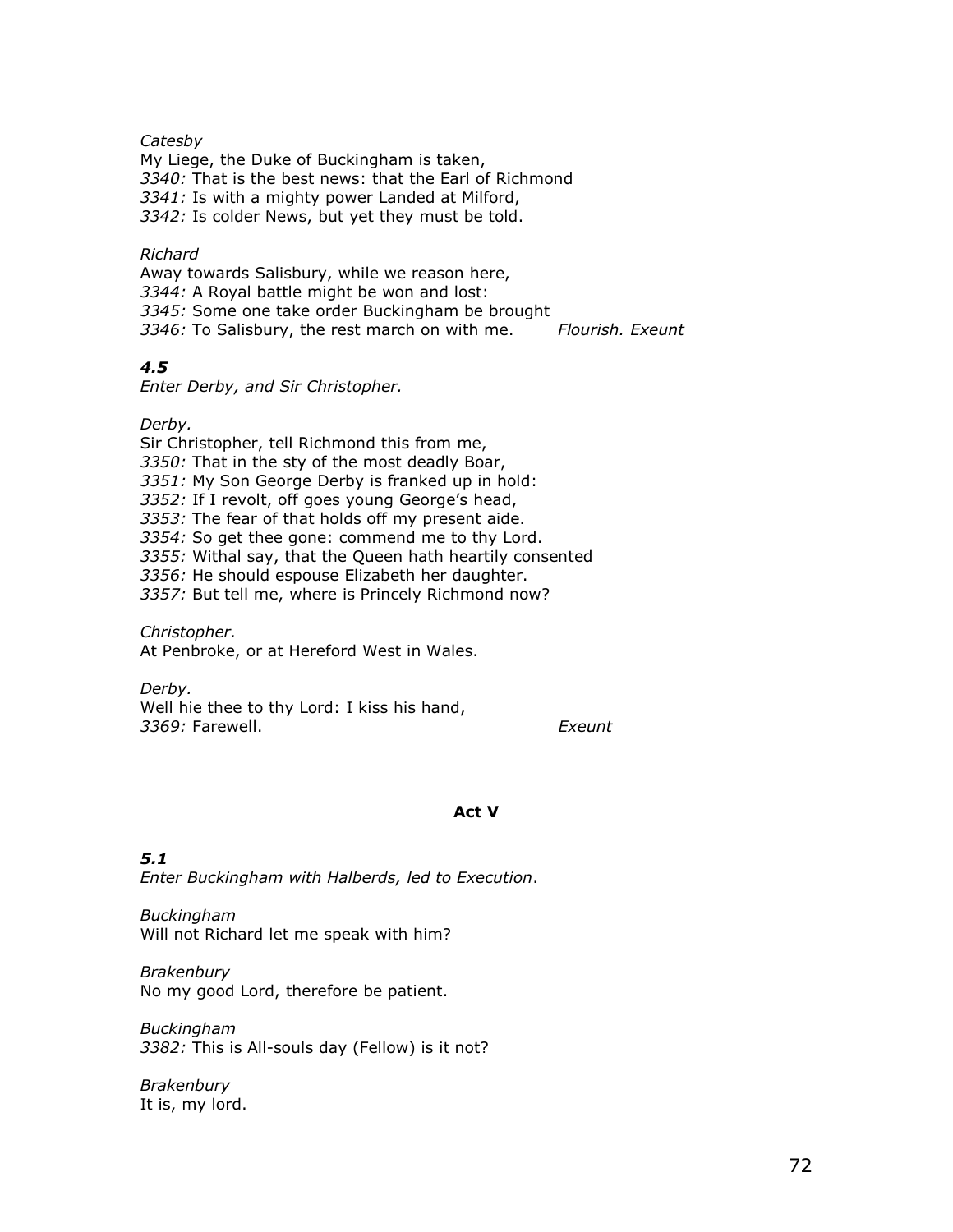*Catesby*
My Liege, the Duke of Buckingham is taken,
*3340:* That is the best news: that the Earl of Richmond
*3341:* Is with a mighty power Landed at Milford,
*3342:* Is colder News, but yet they must be told.

*Richard*
Away towards Salisbury, while we reason here,
*3344:* A Royal battle might be won and lost:
*3345:* Some one take order Buckingham be brought
*3346:* To Salisbury, the rest march on with me. *Flourish. Exeunt*

### *4.5*

*Enter Derby, and Sir Christopher.*

*Derby.*
Sir Christopher, tell Richmond this from me,
*3350:* That in the sty of the most deadly Boar,
*3351:* My Son George Derby is franked up in hold:
*3352:* If I revolt, off goes young George's head,
*3353:* The fear of that holds off my present aide.
*3354:* So get thee gone: commend me to thy Lord.
*3355:* Withal say, that the Queen hath heartily consented
*3356:* He should espouse Elizabeth her daughter.
*3357:* But tell me, where is Princely Richmond now?

*Christopher.*
At Penbroke, or at Hereford West in Wales.

*Derby.*
Well hie thee to thy Lord: I kiss his hand,
*3369:* Farewell. *Exeunt*

## Act V

### *5.1*

*Enter Buckingham with Halberds, led to Execution*.

*Buckingham*
Will not Richard let me speak with him?

*Brakenbury*
No my good Lord, therefore be patient.

*Buckingham*
*3382:* This is All-souls day (Fellow) is it not?

*Brakenbury*
It is, my lord.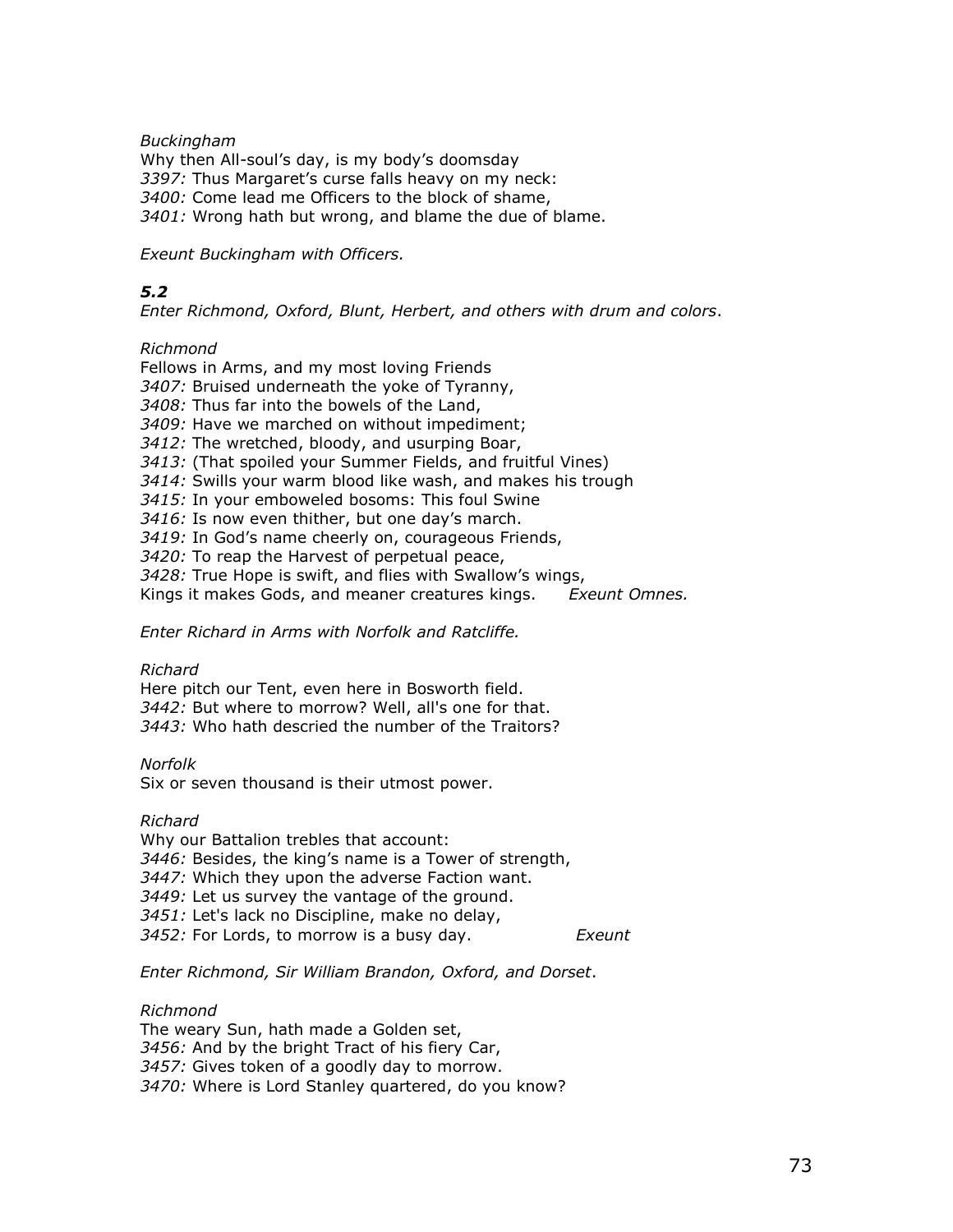*Buckingham*
Why then All-soul's day, is my body's doomsday
*3397:* Thus Margaret's curse falls heavy on my neck:
*3400:* Come lead me Officers to the block of shame,
*3401:* Wrong hath but wrong, and blame the due of blame.

*Exeunt Buckingham with Officers.*

### *5.2*

*Enter Richmond, Oxford, Blunt, Herbert, and others with drum and colors*.

*Richmond*
Fellows in Arms, and my most loving Friends
*3407:* Bruised underneath the yoke of Tyranny,
*3408:* Thus far into the bowels of the Land,
*3409:* Have we marched on without impediment;
*3412:* The wretched, bloody, and usurping Boar,
*3413:* (That spoiled your Summer Fields, and fruitful Vines)
*3414:* Swills your warm blood like wash, and makes his trough
*3415:* In your emboweled bosoms: This foul Swine
*3416:* Is now even thither, but one day's march.
*3419:* In God's name cheerly on, courageous Friends,
*3420:* To reap the Harvest of perpetual peace,
*3428:* True Hope is swift, and flies with Swallow's wings,
Kings it makes Gods, and meaner creatures kings. *Exeunt Omnes.*

*Enter Richard in Arms with Norfolk and Ratcliffe.*

*Richard*
Here pitch our Tent, even here in Bosworth field.
*3442:* But where to morrow? Well, all's one for that.
*3443:* Who hath descried the number of the Traitors?

*Norfolk*
Six or seven thousand is their utmost power.

*Richard*
Why our Battalion trebles that account:
*3446:* Besides, the king's name is a Tower of strength,
*3447:* Which they upon the adverse Faction want.
*3449:* Let us survey the vantage of the ground.
*3451:* Let's lack no Discipline, make no delay,
*3452:* For Lords, to morrow is a busy day. *Exeunt*

*Enter Richmond, Sir William Brandon, Oxford, and Dorset*.

*Richmond*
The weary Sun, hath made a Golden set,
*3456:* And by the bright Tract of his fiery Car,
*3457:* Gives token of a goodly day to morrow.
*3470:* Where is Lord Stanley quartered, do you know?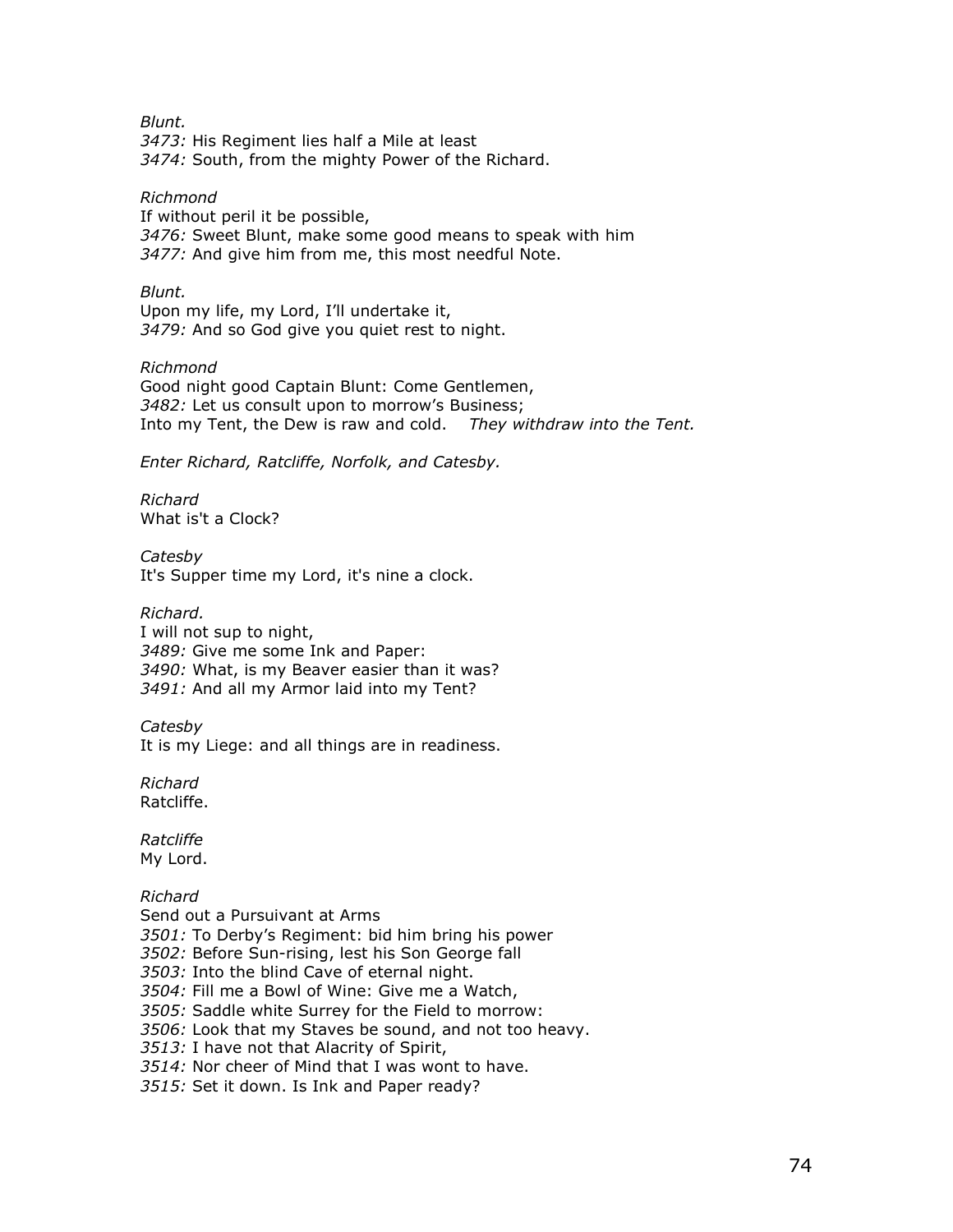*Blunt.*
*3473:* His Regiment lies half a Mile at least
*3474:* South, from the mighty Power of the Richard.

*Richmond*
If without peril it be possible,
*3476:* Sweet Blunt, make some good means to speak with him
*3477:* And give him from me, this most needful Note.

*Blunt.*
Upon my life, my Lord, I'll undertake it,
*3479:* And so God give you quiet rest to night.

*Richmond*
Good night good Captain Blunt: Come Gentlemen,
*3482:* Let us consult upon to morrow's Business;
Into my Tent, the Dew is raw and cold. *They withdraw into the Tent.*

*Enter Richard, Ratcliffe, Norfolk, and Catesby.*

*Richard*
What is't a Clock?

*Catesby*
It's Supper time my Lord, it's nine a clock.

*Richard.*
I will not sup to night,
*3489:* Give me some Ink and Paper:
*3490:* What, is my Beaver easier than it was?
*3491:* And all my Armor laid into my Tent?

*Catesby*
It is my Liege: and all things are in readiness.

*Richard*
Ratcliffe.

*Ratcliffe*
My Lord.

*Richard*
Send out a Pursuivant at Arms
*3501:* To Derby's Regiment: bid him bring his power
*3502:* Before Sun-rising, lest his Son George fall
*3503:* Into the blind Cave of eternal night.
*3504:* Fill me a Bowl of Wine: Give me a Watch,
*3505:* Saddle white Surrey for the Field to morrow:
*3506:* Look that my Staves be sound, and not too heavy.
*3513:* I have not that Alacrity of Spirit,
*3514:* Nor cheer of Mind that I was wont to have.
*3515:* Set it down. Is Ink and Paper ready?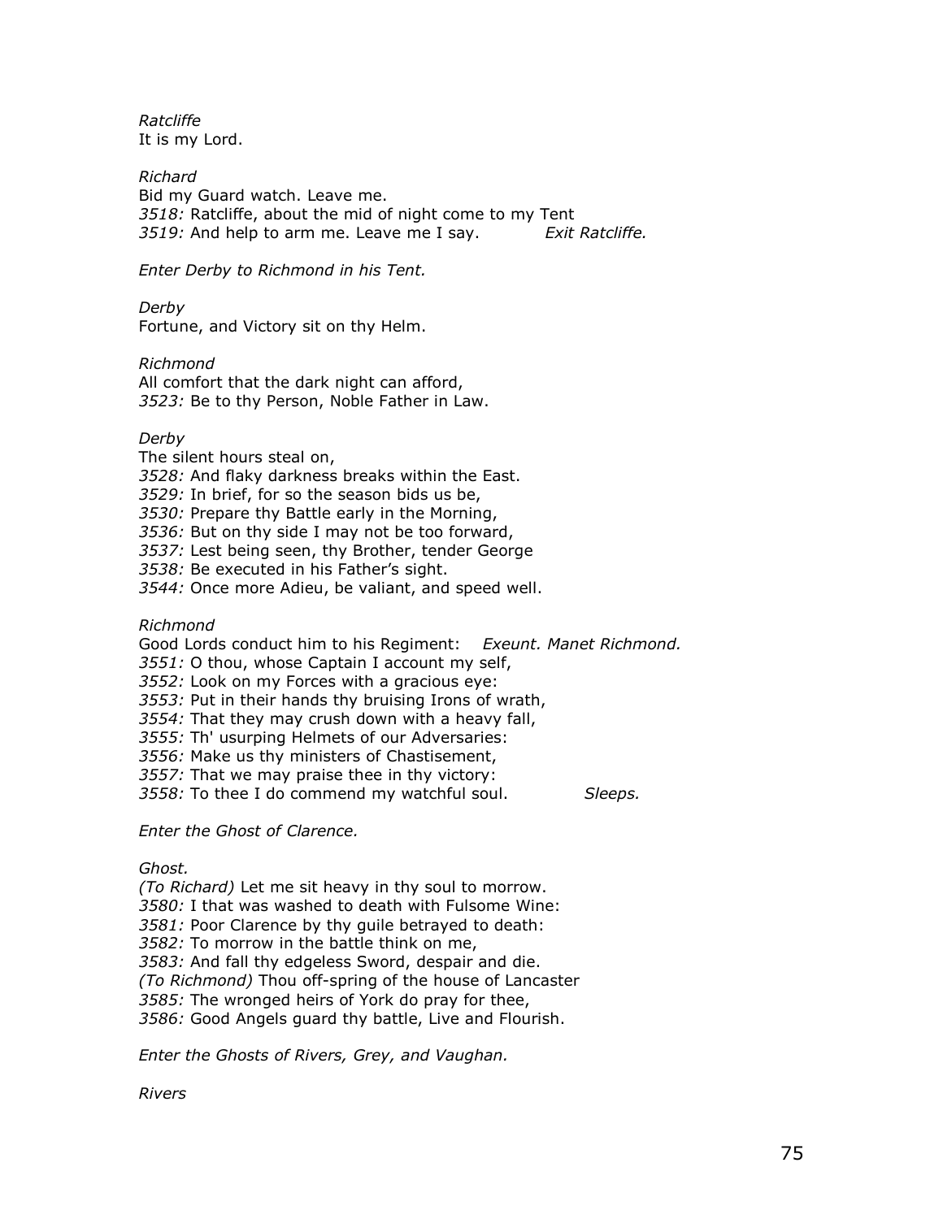*Ratcliffe*
It is my Lord.

*Richard*
Bid my Guard watch. Leave me.
*3518:* Ratcliffe, about the mid of night come to my Tent
*3519:* And help to arm me. Leave me I say. *Exit Ratcliffe.*

*Enter Derby to Richmond in his Tent.*

*Derby*
Fortune, and Victory sit on thy Helm.

*Richmond*
All comfort that the dark night can afford,
*3523:* Be to thy Person, Noble Father in Law.

*Derby*
The silent hours steal on,
*3528:* And flaky darkness breaks within the East.
*3529:* In brief, for so the season bids us be,
*3530:* Prepare thy Battle early in the Morning,
*3536:* But on thy side I may not be too forward,
*3537:* Lest being seen, thy Brother, tender George
*3538:* Be executed in his Father's sight.
*3544:* Once more Adieu, be valiant, and speed well.

*Richmond*
Good Lords conduct him to his Regiment: *Exeunt. Manet Richmond.*
*3551:* O thou, whose Captain I account my self,
*3552:* Look on my Forces with a gracious eye:
*3553:* Put in their hands thy bruising Irons of wrath,
*3554:* That they may crush down with a heavy fall,
*3555:* Th' usurping Helmets of our Adversaries:
*3556:* Make us thy ministers of Chastisement,
*3557:* That we may praise thee in thy victory:
*3558:* To thee I do commend my watchful soul. *Sleeps.*

*Enter the Ghost of Clarence.*

*Ghost.*
*(To Richard)* Let me sit heavy in thy soul to morrow.
*3580:* I that was washed to death with Fulsome Wine:
*3581:* Poor Clarence by thy guile betrayed to death:
*3582:* To morrow in the battle think on me,
*3583:* And fall thy edgeless Sword, despair and die.
*(To Richmond)* Thou off-spring of the house of Lancaster
*3585:* The wronged heirs of York do pray for thee,
*3586:* Good Angels guard thy battle, Live and Flourish.

*Enter the Ghosts of Rivers, Grey, and Vaughan.*

*Rivers*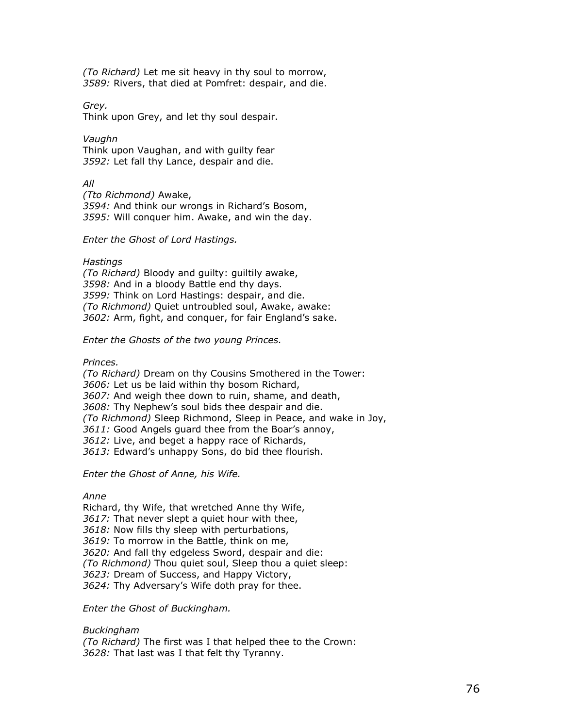*(To Richard)* Let me sit heavy in thy soul to morrow,
*3589:* Rivers, that died at Pomfret: despair, and die.

*Grey.*
Think upon Grey, and let thy soul despair.

*Vaughn*
Think upon Vaughan, and with guilty fear
*3592:* Let fall thy Lance, despair and die.

*All*
*(Tto Richmond)* Awake,
*3594:* And think our wrongs in Richard's Bosom,
*3595:* Will conquer him. Awake, and win the day.

*Enter the Ghost of Lord Hastings.*

*Hastings*
*(To Richard)* Bloody and guilty: guiltily awake,
*3598:* And in a bloody Battle end thy days.
*3599:* Think on Lord Hastings: despair, and die.
*(To Richmond)* Quiet untroubled soul, Awake, awake:
*3602:* Arm, fight, and conquer, for fair England's sake.

*Enter the Ghosts of the two young Princes.*

*Princes.*
*(To Richard)* Dream on thy Cousins Smothered in the Tower:
*3606:* Let us be laid within thy bosom Richard,
*3607:* And weigh thee down to ruin, shame, and death,
*3608:* Thy Nephew's soul bids thee despair and die.
*(To Richmond)* Sleep Richmond, Sleep in Peace, and wake in Joy,
*3611:* Good Angels guard thee from the Boar's annoy,
*3612:* Live, and beget a happy race of Richards,
*3613:* Edward's unhappy Sons, do bid thee flourish.

*Enter the Ghost of Anne, his Wife.*

*Anne*
Richard, thy Wife, that wretched Anne thy Wife,
*3617:* That never slept a quiet hour with thee,
*3618:* Now fills thy sleep with perturbations,
*3619:* To morrow in the Battle, think on me,
*3620:* And fall thy edgeless Sword, despair and die:
*(To Richmond)* Thou quiet soul, Sleep thou a quiet sleep:
*3623:* Dream of Success, and Happy Victory,
*3624:* Thy Adversary's Wife doth pray for thee.

*Enter the Ghost of Buckingham.*

*Buckingham*
*(To Richard)* The first was I that helped thee to the Crown:
*3628:* That last was I that felt thy Tyranny.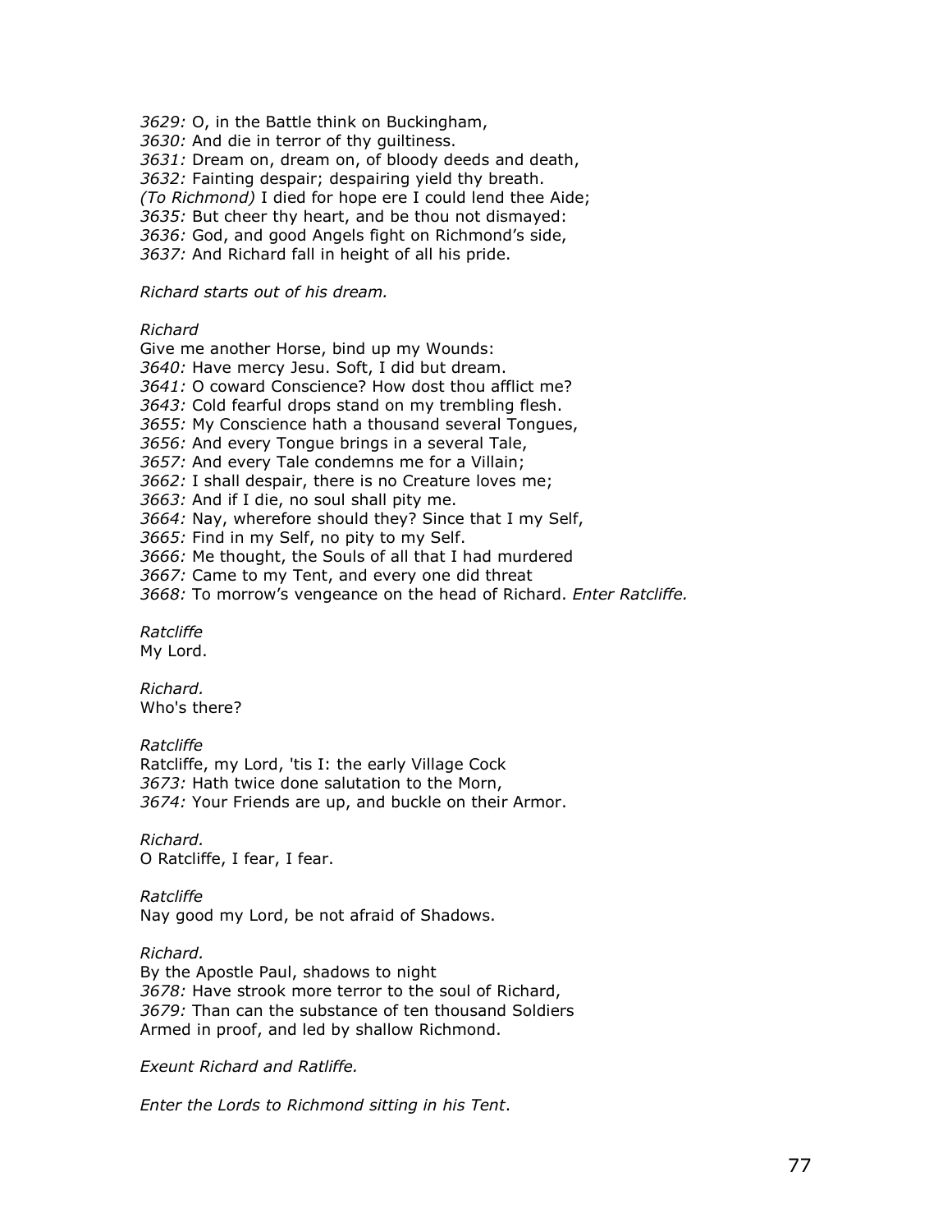*3629:* O, in the Battle think on Buckingham,
*3630:* And die in terror of thy guiltiness.
*3631:* Dream on, dream on, of bloody deeds and death,
*3632:* Fainting despair; despairing yield thy breath.
*(To Richmond)* I died for hope ere I could lend thee Aide;
*3635:* But cheer thy heart, and be thou not dismayed:
*3636:* God, and good Angels fight on Richmond's side,
*3637:* And Richard fall in height of all his pride.

*Richard starts out of his dream.*

*Richard*
Give me another Horse, bind up my Wounds:
*3640:* Have mercy Jesu. Soft, I did but dream.
*3641:* O coward Conscience? How dost thou afflict me?
*3643:* Cold fearful drops stand on my trembling flesh.
*3655:* My Conscience hath a thousand several Tongues,
*3656:* And every Tongue brings in a several Tale,
*3657:* And every Tale condemns me for a Villain;
*3662:* I shall despair, there is no Creature loves me;
*3663:* And if I die, no soul shall pity me.
*3664:* Nay, wherefore should they? Since that I my Self,
*3665:* Find in my Self, no pity to my Self.
*3666:* Me thought, the Souls of all that I had murdered
*3667:* Came to my Tent, and every one did threat
*3668:* To morrow's vengeance on the head of Richard. *Enter Ratcliffe.*

*Ratcliffe*
My Lord.

*Richard.*
Who's there?

*Ratcliffe*
Ratcliffe, my Lord, 'tis I: the early Village Cock
*3673:* Hath twice done salutation to the Morn,
*3674:* Your Friends are up, and buckle on their Armor.

*Richard.*
O Ratcliffe, I fear, I fear.

*Ratcliffe*
Nay good my Lord, be not afraid of Shadows.

*Richard.*
By the Apostle Paul, shadows to night
*3678:* Have strook more terror to the soul of Richard,
*3679:* Than can the substance of ten thousand Soldiers
Armed in proof, and led by shallow Richmond.

*Exeunt Richard and Ratliffe.*

*Enter the Lords to Richmond sitting in his Tent*.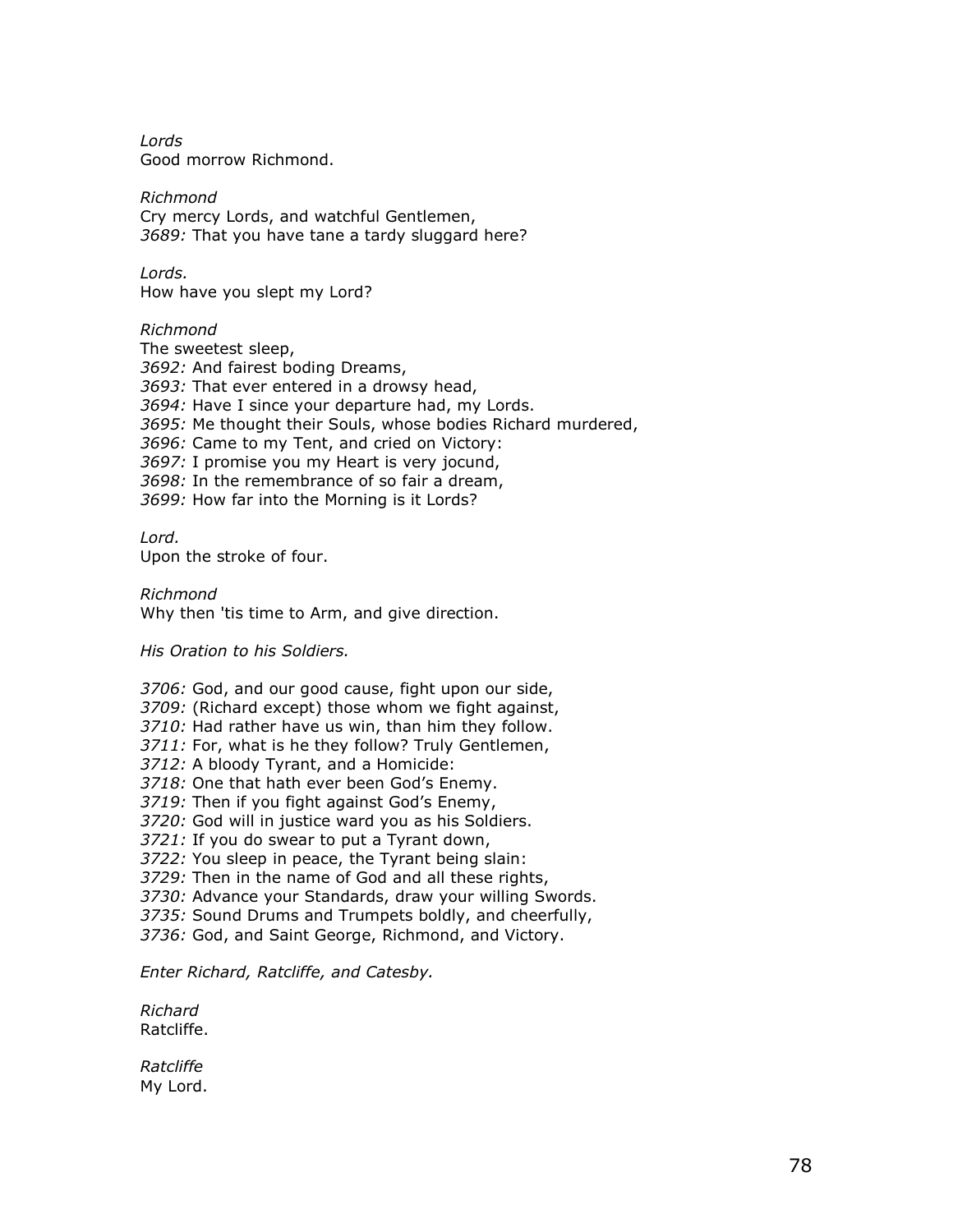*Lords*
Good morrow Richmond.

*Richmond*
Cry mercy Lords, and watchful Gentlemen,
*3689:* That you have tane a tardy sluggard here?

*Lords.*
How have you slept my Lord?

*Richmond*
The sweetest sleep,
*3692:* And fairest boding Dreams,
*3693:* That ever entered in a drowsy head,
*3694:* Have I since your departure had, my Lords.
*3695:* Me thought their Souls, whose bodies Richard murdered,
*3696:* Came to my Tent, and cried on Victory:
*3697:* I promise you my Heart is very jocund,
*3698:* In the remembrance of so fair a dream,
*3699:* How far into the Morning is it Lords?

*Lord.*
Upon the stroke of four.

*Richmond*
Why then 'tis time to Arm, and give direction.

*His Oration to his Soldiers.*

*3706:* God, and our good cause, fight upon our side,
*3709:* (Richard except) those whom we fight against,
*3710:* Had rather have us win, than him they follow.
*3711:* For, what is he they follow? Truly Gentlemen,
*3712:* A bloody Tyrant, and a Homicide:
*3718:* One that hath ever been God's Enemy.
*3719:* Then if you fight against God's Enemy,
*3720:* God will in justice ward you as his Soldiers.
*3721:* If you do swear to put a Tyrant down,
*3722:* You sleep in peace, the Tyrant being slain:
*3729:* Then in the name of God and all these rights,
*3730:* Advance your Standards, draw your willing Swords.
*3735:* Sound Drums and Trumpets boldly, and cheerfully,
*3736:* God, and Saint George, Richmond, and Victory.

*Enter Richard, Ratcliffe, and Catesby.*

*Richard*
Ratcliffe.

*Ratcliffe*
My Lord.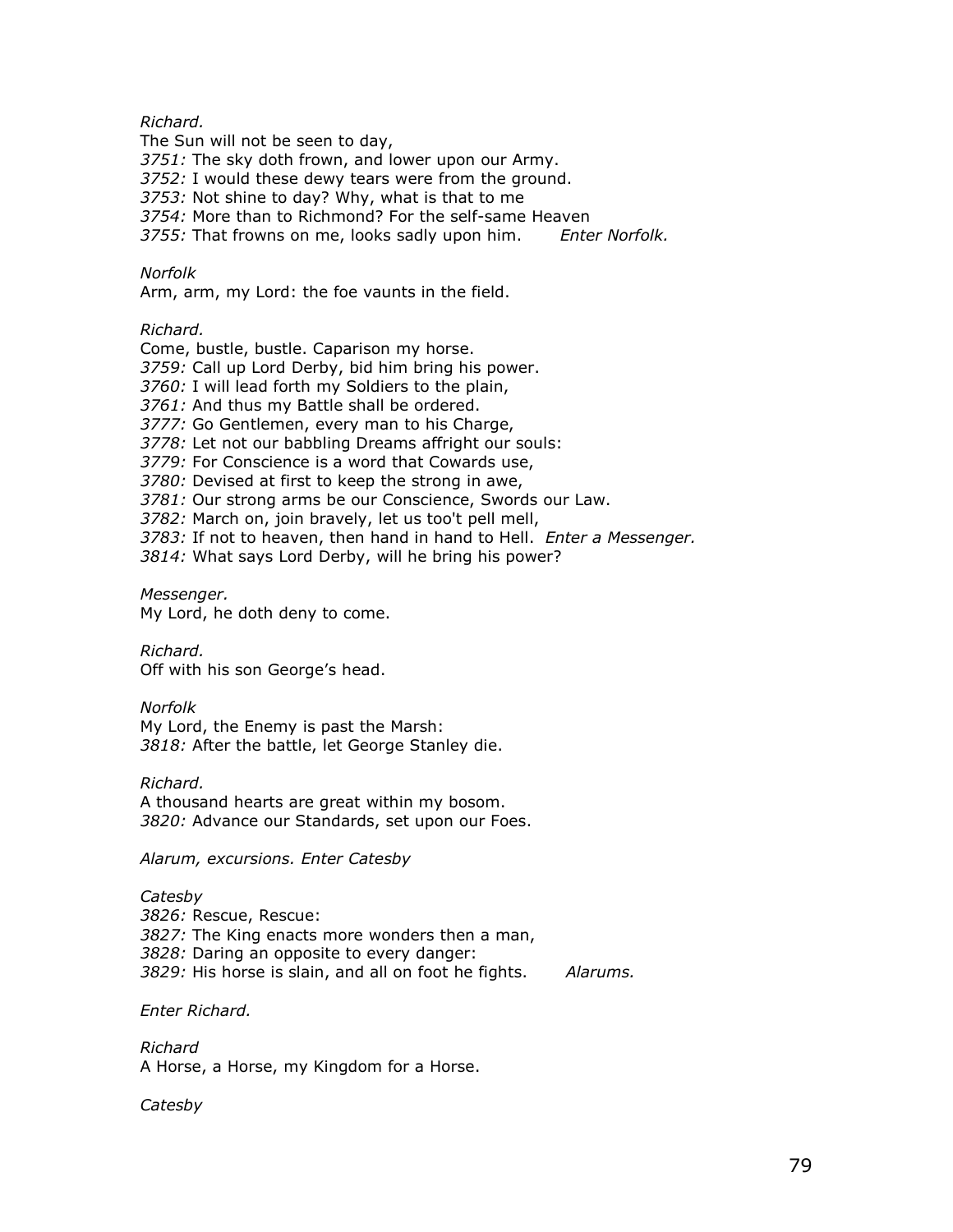*Richard.*
The Sun will not be seen to day,
*3751:* The sky doth frown, and lower upon our Army.
*3752:* I would these dewy tears were from the ground.
*3753:* Not shine to day? Why, what is that to me
*3754:* More than to Richmond? For the self-same Heaven
*3755:* That frowns on me, looks sadly upon him. *Enter Norfolk.*

*Norfolk*
Arm, arm, my Lord: the foe vaunts in the field.

*Richard.*
Come, bustle, bustle. Caparison my horse.
*3759:* Call up Lord Derby, bid him bring his power.
*3760:* I will lead forth my Soldiers to the plain,
*3761:* And thus my Battle shall be ordered.
*3777:* Go Gentlemen, every man to his Charge,
*3778:* Let not our babbling Dreams affright our souls:
*3779:* For Conscience is a word that Cowards use,
*3780:* Devised at first to keep the strong in awe,
*3781:* Our strong arms be our Conscience, Swords our Law.
*3782:* March on, join bravely, let us too't pell mell,
*3783:* If not to heaven, then hand in hand to Hell. *Enter a Messenger.*
*3814:* What says Lord Derby, will he bring his power?

*Messenger.*
My Lord, he doth deny to come.

*Richard.*
Off with his son George's head.

*Norfolk*
My Lord, the Enemy is past the Marsh:
*3818:* After the battle, let George Stanley die.

*Richard.*
A thousand hearts are great within my bosom.
*3820:* Advance our Standards, set upon our Foes.

*Alarum, excursions. Enter Catesby*

*Catesby*
*3826:* Rescue, Rescue:
*3827:* The King enacts more wonders then a man,
*3828:* Daring an opposite to every danger:
*3829:* His horse is slain, and all on foot he fights. *Alarums.*

*Enter Richard.*

*Richard*
A Horse, a Horse, my Kingdom for a Horse.

*Catesby*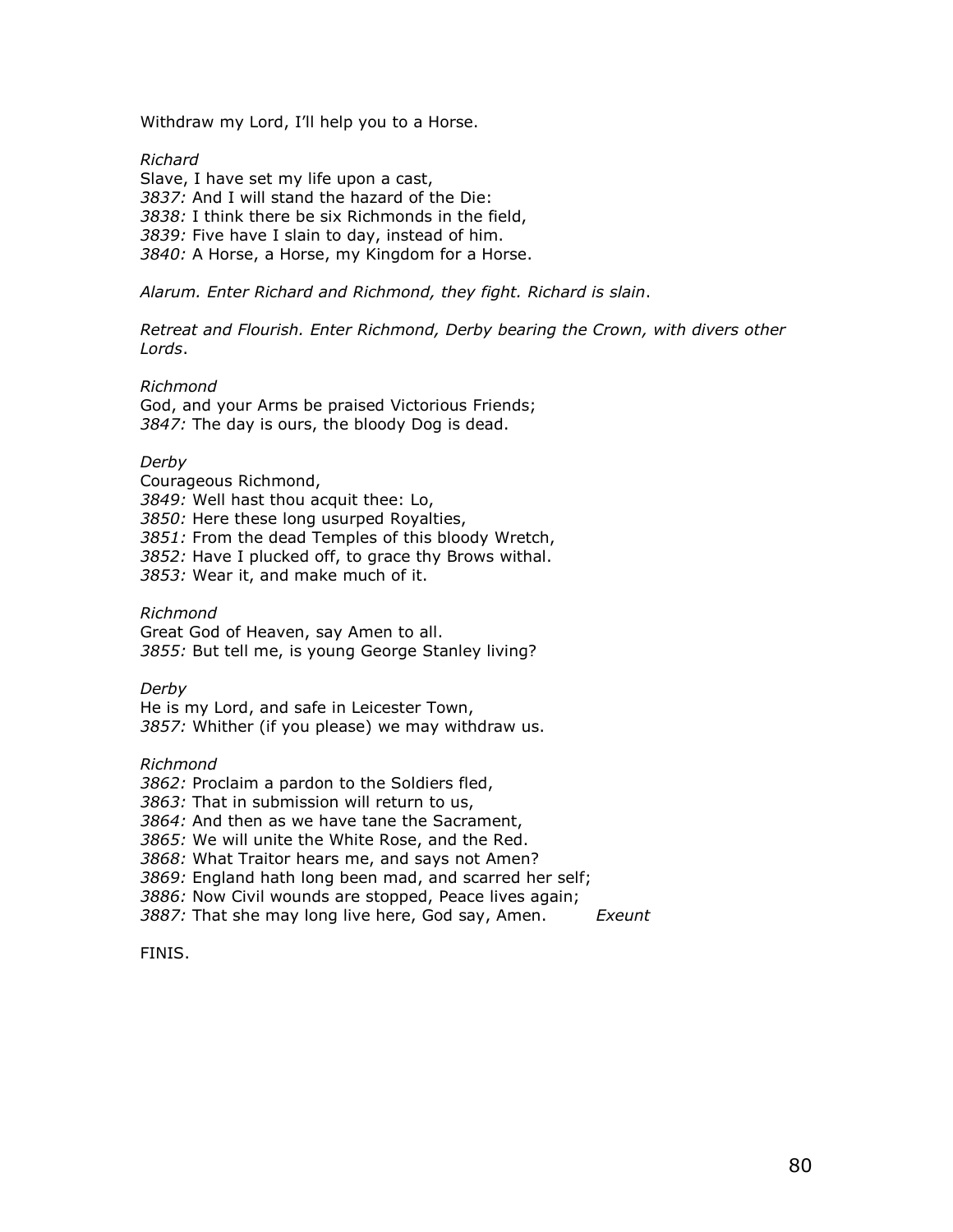Withdraw my Lord, I'll help you to a Horse.

*Richard*
Slave, I have set my life upon a cast,
*3837:* And I will stand the hazard of the Die:
*3838:* I think there be six Richmonds in the field,
*3839:* Five have I slain to day, instead of him.
*3840:* A Horse, a Horse, my Kingdom for a Horse.

*Alarum. Enter Richard and Richmond, they fight. Richard is slain*.

*Retreat and Flourish. Enter Richmond, Derby bearing the Crown, with divers other Lords*.

*Richmond*
God, and your Arms be praised Victorious Friends;
*3847:* The day is ours, the bloody Dog is dead.

*Derby*
Courageous Richmond,
*3849:* Well hast thou acquit thee: Lo,
*3850:* Here these long usurped Royalties,
*3851:* From the dead Temples of this bloody Wretch,
*3852:* Have I plucked off, to grace thy Brows withal.
*3853:* Wear it, and make much of it.

*Richmond*
Great God of Heaven, say Amen to all.
*3855:* But tell me, is young George Stanley living?

*Derby*
He is my Lord, and safe in Leicester Town,
*3857:* Whither (if you please) we may withdraw us.

*Richmond*
*3862:* Proclaim a pardon to the Soldiers fled,
*3863:* That in submission will return to us,
*3864:* And then as we have tane the Sacrament,
*3865:* We will unite the White Rose, and the Red.
*3868:* What Traitor hears me, and says not Amen?
*3869:* England hath long been mad, and scarred her self;
*3886:* Now Civil wounds are stopped, Peace lives again;
*3887:* That she may long live here, God say, Amen. *Exeunt*

FINIS.